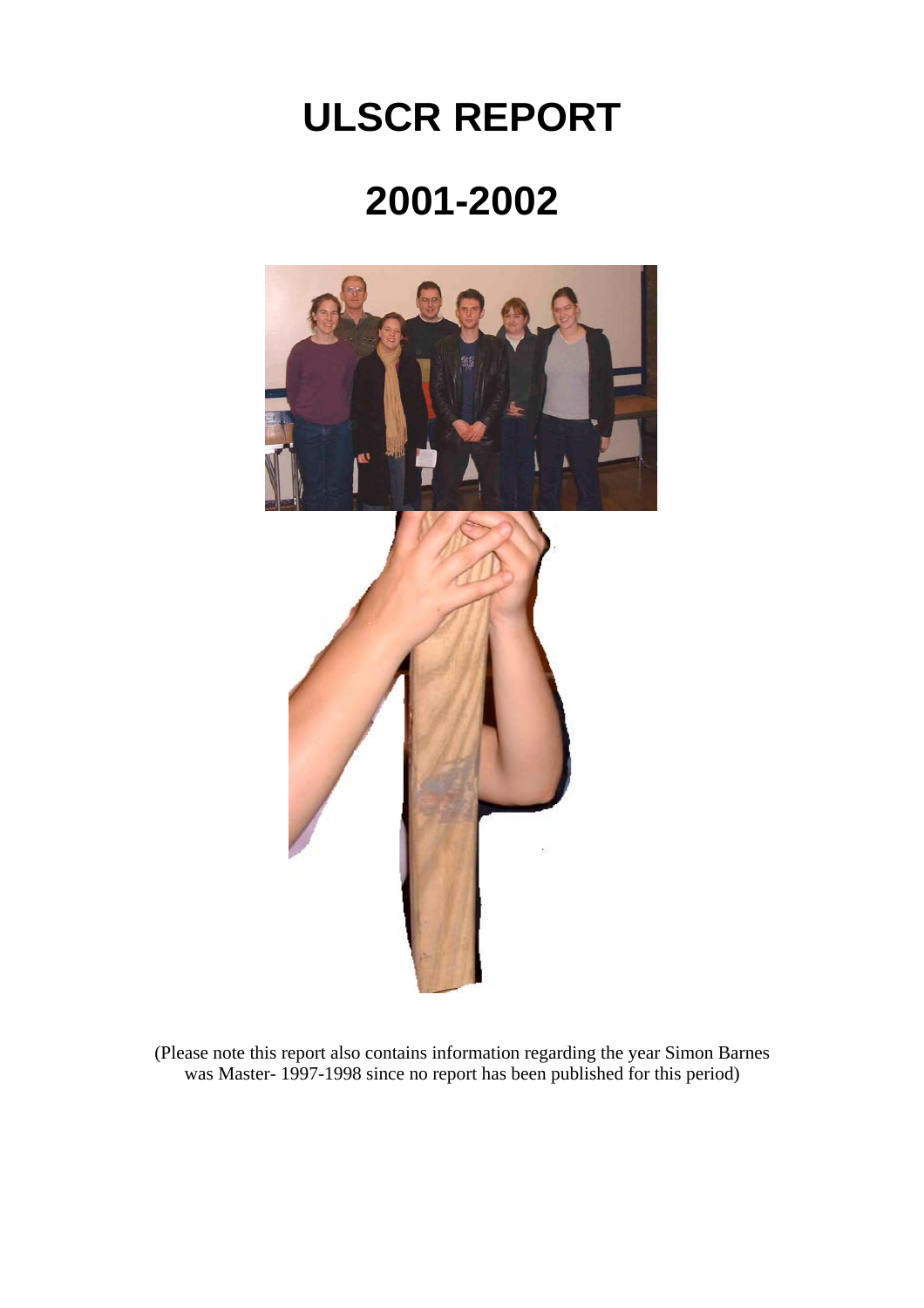# ULSCR REPORT

# 2001-2002

(Please note this report also contains information regarding the year Simon Barnes was Master- 1997-1998 since no report has been published for this period)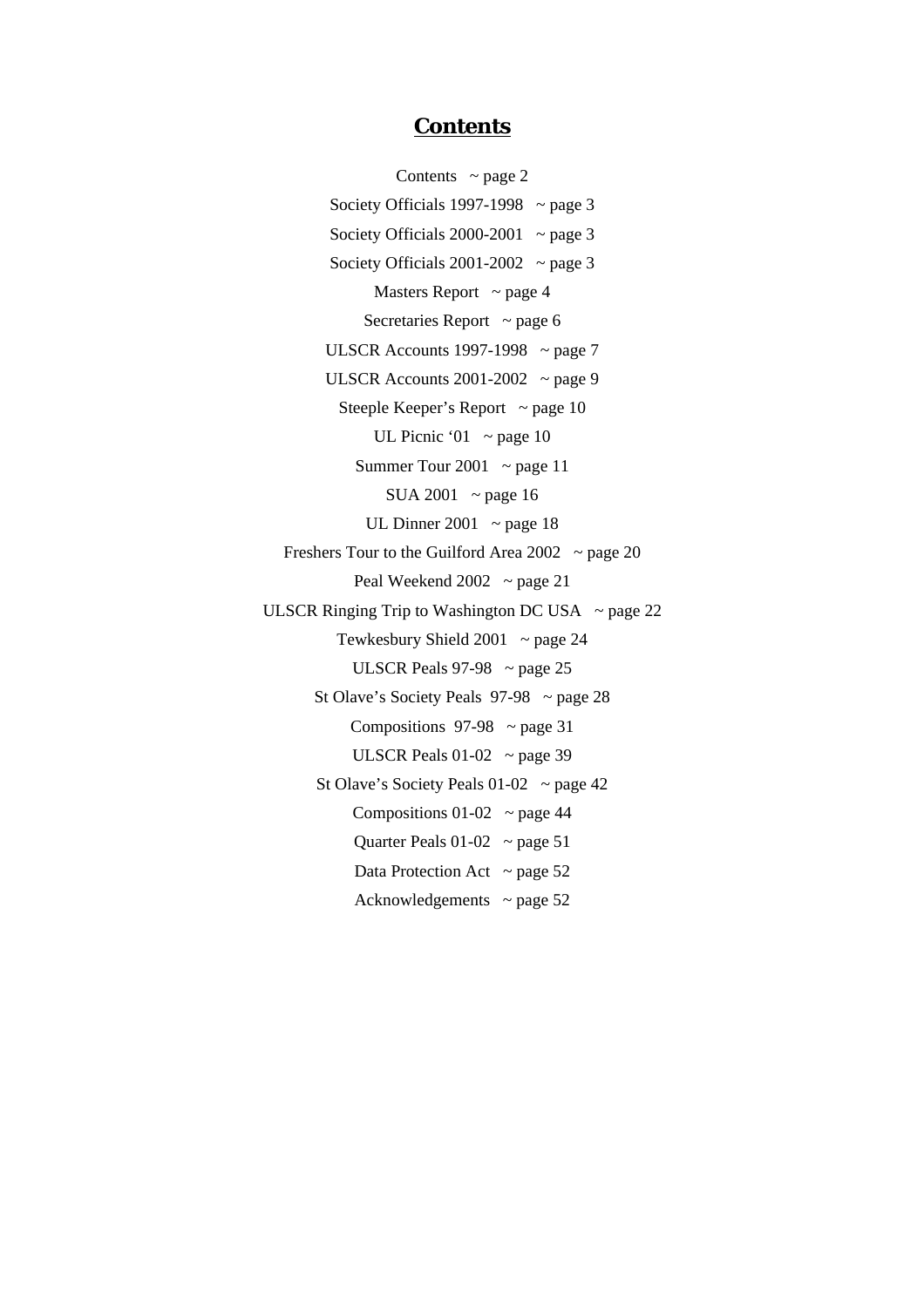# Contents

Contents ~ page 2

Society Officials 1997-1998 ~ page 3

Society Officials 2000-2001 ~ page 3

Society Officials 2001-2002 ~ page 3

Masters Report ~ page 4

Secretaries Report ~ page 6

ULSCR Accounts 1997-1998 ~ page 7

ULSCR Accounts 2001-2002 ~ page 9

Steeple Keeper's Report ~ page 10

UL Picnic '01 ~ page 10

Summer Tour 2001 ~ page 11

SUA 2001 ~ page 16

UL Dinner 2001 ~ page 18

Freshers Tour to the Guilford Area 2002 ~ page 20

Peal Weekend 2002 ~ page 21

ULSCR Ringing Trip to Washington DC USA ~ page 22

Tewkesbury Shield 2001 ~ page 24

ULSCR Peals 97-98 ~ page 25

St Olave's Society Peals 97-98 ~ page 28

Compositions 97-98 ~ page 31

ULSCR Peals 01-02 ~ page 39

St Olave's Society Peals 01-02 ~ page 42

Compositions 01-02 ~ page 44

Quarter Peals 01-02 ~ page 51

Data Protection Act ~ page 52

Acknowledgements ~ page 52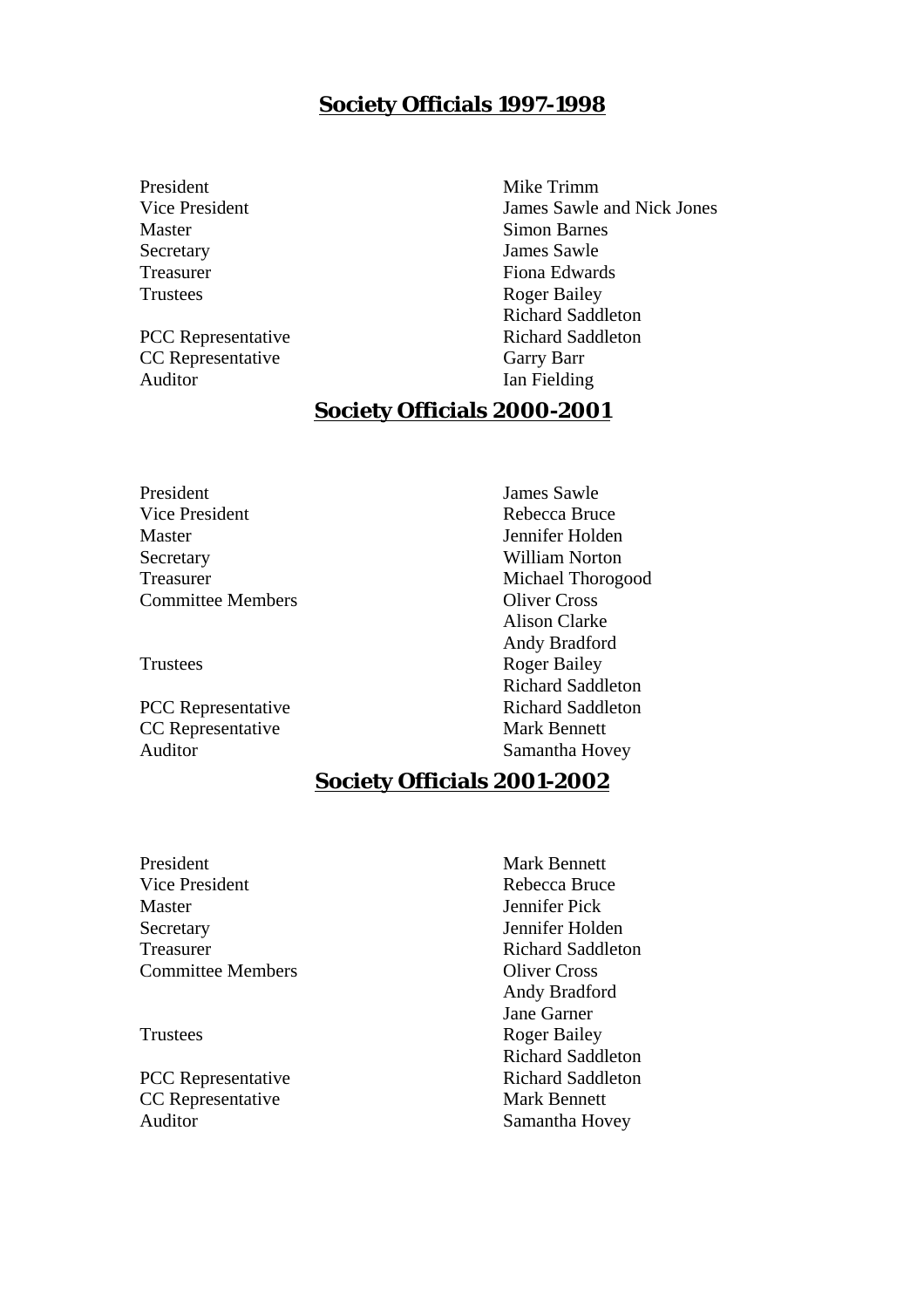## Society Officials 1997-1998

| | |
|---|---|
| President | Mike Trimm |
| Vice President | James Sawle and Nick Jones |
| Master | Simon Barnes |
| Secretary | James Sawle |
| Treasurer | Fiona Edwards |
| Trustees | Roger Bailey |
| | Richard Saddleton |
| PCC Representative | Richard Saddleton |
| CC Representative | Garry Barr |
| Auditor | Ian Fielding |

## Society Officials 2000-2001

| | |
|---|---|
| President | James Sawle |
| Vice President | Rebecca Bruce |
| Master | Jennifer Holden |
| Secretary | William Norton |
| Treasurer | Michael Thorogood |
| Committee Members | Oliver Cross |
| | Alison Clarke |
| | Andy Bradford |
| Trustees | Roger Bailey |
| | Richard Saddleton |
| PCC Representative | Richard Saddleton |
| CC Representative | Mark Bennett |
| Auditor | Samantha Hovey |

## Society Officials 2001-2002

| | |
|---|---|
| President | Mark Bennett |
| Vice President | Rebecca Bruce |
| Master | Jennifer Pick |
| Secretary | Jennifer Holden |
| Treasurer | Richard Saddleton |
| Committee Members | Oliver Cross |
| | Andy Bradford |
| | Jane Garner |
| Trustees | Roger Bailey |
| | Richard Saddleton |
| PCC Representative | Richard Saddleton |
| CC Representative | Mark Bennett |
| Auditor | Samantha Hovey |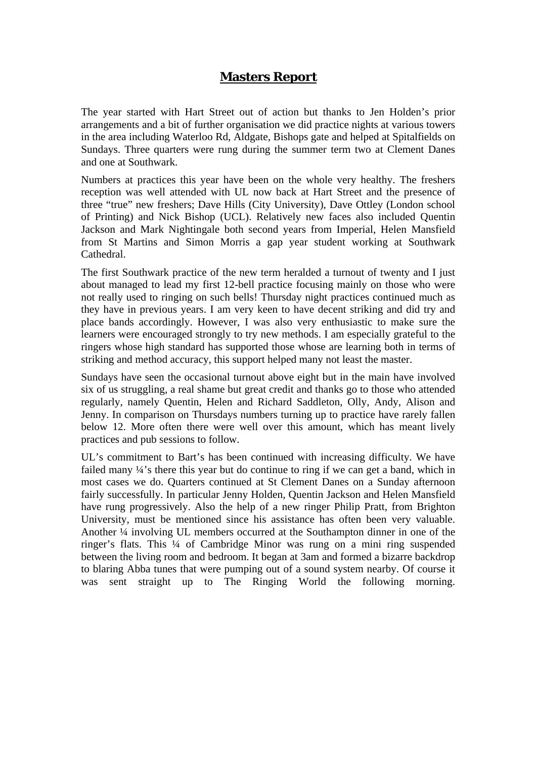# **Masters Report**

The year started with Hart Street out of action but thanks to Jen Holden's prior arrangements and a bit of further organisation we did practice nights at various towers in the area including Waterloo Rd, Aldgate, Bishops gate and helped at Spitalfields on Sundays. Three quarters were rung during the summer term two at Clement Danes and one at Southwark.

Numbers at practices this year have been on the whole very healthy. The freshers reception was well attended with UL now back at Hart Street and the presence of three "true" new freshers; Dave Hills (City University), Dave Ottley (London school of Printing) and Nick Bishop (UCL). Relatively new faces also included Quentin Jackson and Mark Nightingale both second years from Imperial, Helen Mansfield from St Martins and Simon Morris a gap year student working at Southwark Cathedral.

The first Southwark practice of the new term heralded a turnout of twenty and I just about managed to lead my first 12-bell practice focusing mainly on those who were not really used to ringing on such bells! Thursday night practices continued much as they have in previous years. I am very keen to have decent striking and did try and place bands accordingly. However, I was also very enthusiastic to make sure the learners were encouraged strongly to try new methods. I am especially grateful to the ringers whose high standard has supported those whose are learning both in terms of striking and method accuracy, this support helped many not least the master.

Sundays have seen the occasional turnout above eight but in the main have involved six of us struggling, a real shame but great credit and thanks go to those who attended regularly, namely Quentin, Helen and Richard Saddleton, Olly, Andy, Alison and Jenny. In comparison on Thursdays numbers turning up to practice have rarely fallen below 12. More often there were well over this amount, which has meant lively practices and pub sessions to follow.

UL's commitment to Bart's has been continued with increasing difficulty. We have failed many ¼'s there this year but do continue to ring if we can get a band, which in most cases we do. Quarters continued at St Clement Danes on a Sunday afternoon fairly successfully. In particular Jenny Holden, Quentin Jackson and Helen Mansfield have rung progressively. Also the help of a new ringer Philip Pratt, from Brighton University, must be mentioned since his assistance has often been very valuable. Another ¼ involving UL members occurred at the Southampton dinner in one of the ringer's flats. This ¼ of Cambridge Minor was rung on a mini ring suspended between the living room and bedroom. It began at 3am and formed a bizarre backdrop to blaring Abba tunes that were pumping out of a sound system nearby. Of course it was sent straight up to The Ringing World the following morning.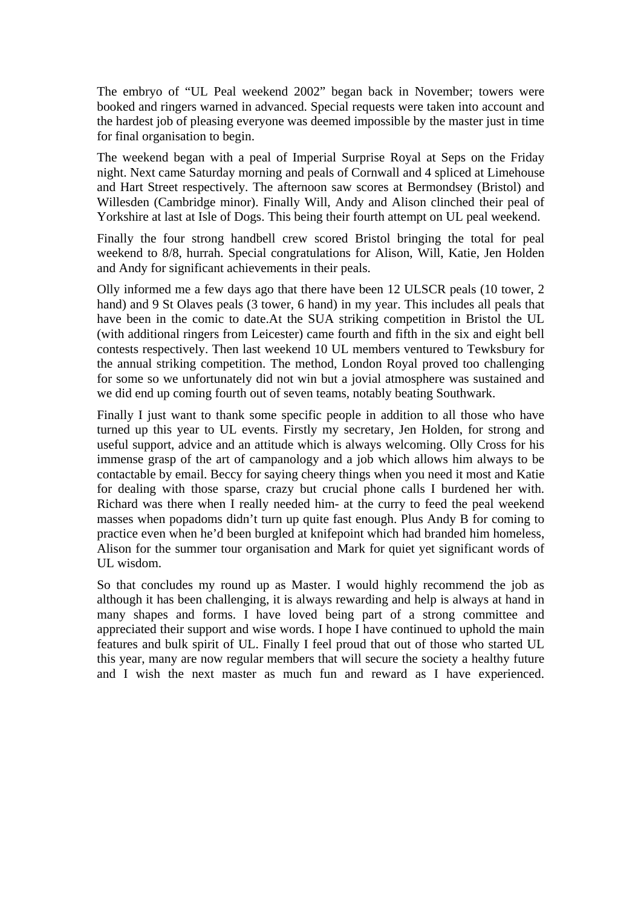The embryo of "UL Peal weekend 2002" began back in November; towers were booked and ringers warned in advanced. Special requests were taken into account and the hardest job of pleasing everyone was deemed impossible by the master just in time for final organisation to begin.

The weekend began with a peal of Imperial Surprise Royal at Seps on the Friday night. Next came Saturday morning and peals of Cornwall and 4 spliced at Limehouse and Hart Street respectively. The afternoon saw scores at Bermondsey (Bristol) and Willesden (Cambridge minor). Finally Will, Andy and Alison clinched their peal of Yorkshire at last at Isle of Dogs. This being their fourth attempt on UL peal weekend.

Finally the four strong handbell crew scored Bristol bringing the total for peal weekend to 8/8, hurrah. Special congratulations for Alison, Will, Katie, Jen Holden and Andy for significant achievements in their peals.

Olly informed me a few days ago that there have been 12 ULSCR peals (10 tower, 2 hand) and 9 St Olaves peals (3 tower, 6 hand) in my year. This includes all peals that have been in the comic to date.At the SUA striking competition in Bristol the UL (with additional ringers from Leicester) came fourth and fifth in the six and eight bell contests respectively. Then last weekend 10 UL members ventured to Tewksbury for the annual striking competition. The method, London Royal proved too challenging for some so we unfortunately did not win but a jovial atmosphere was sustained and we did end up coming fourth out of seven teams, notably beating Southwark.

Finally I just want to thank some specific people in addition to all those who have turned up this year to UL events. Firstly my secretary, Jen Holden, for strong and useful support, advice and an attitude which is always welcoming. Olly Cross for his immense grasp of the art of campanology and a job which allows him always to be contactable by email. Beccy for saying cheery things when you need it most and Katie for dealing with those sparse, crazy but crucial phone calls I burdened her with. Richard was there when I really needed him- at the curry to feed the peal weekend masses when popadoms didn't turn up quite fast enough. Plus Andy B for coming to practice even when he'd been burgled at knifepoint which had branded him homeless, Alison for the summer tour organisation and Mark for quiet yet significant words of UL wisdom.

So that concludes my round up as Master. I would highly recommend the job as although it has been challenging, it is always rewarding and help is always at hand in many shapes and forms. I have loved being part of a strong committee and appreciated their support and wise words. I hope I have continued to uphold the main features and bulk spirit of UL. Finally I feel proud that out of those who started UL this year, many are now regular members that will secure the society a healthy future and I wish the next master as much fun and reward as I have experienced.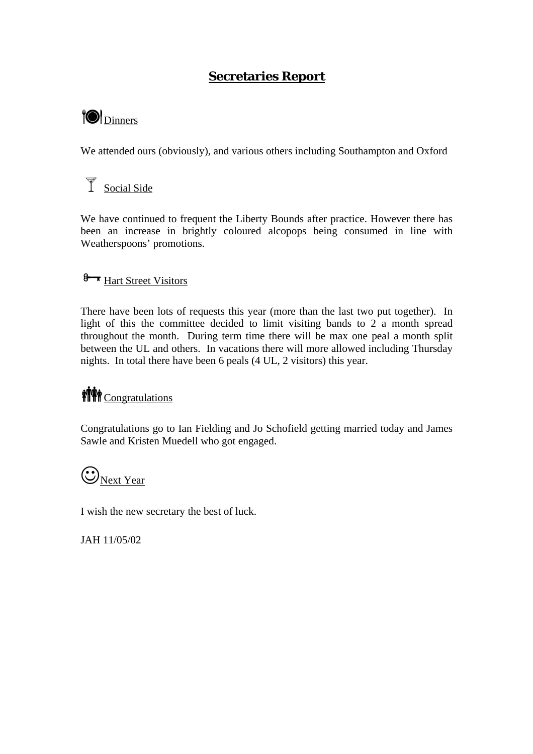# Secretaries Report

## Dinners

We attended ours (obviously), and various others including Southampton and Oxford

## Social Side

We have continued to frequent the Liberty Bounds after practice. However there has been an increase in brightly coloured alcopops being consumed in line with Weatherspoons' promotions.

## Hart Street Visitors

There have been lots of requests this year (more than the last two put together). In light of this the committee decided to limit visiting bands to 2 a month spread throughout the month. During term time there will be max one peal a month split between the UL and others. In vacations there will more allowed including Thursday nights. In total there have been 6 peals (4 UL, 2 visitors) this year.

## Congratulations

Congratulations go to Ian Fielding and Jo Schofield getting married today and James Sawle and Kristen Muedell who got engaged.

## Next Year

I wish the new secretary the best of luck.

JAH 11/05/02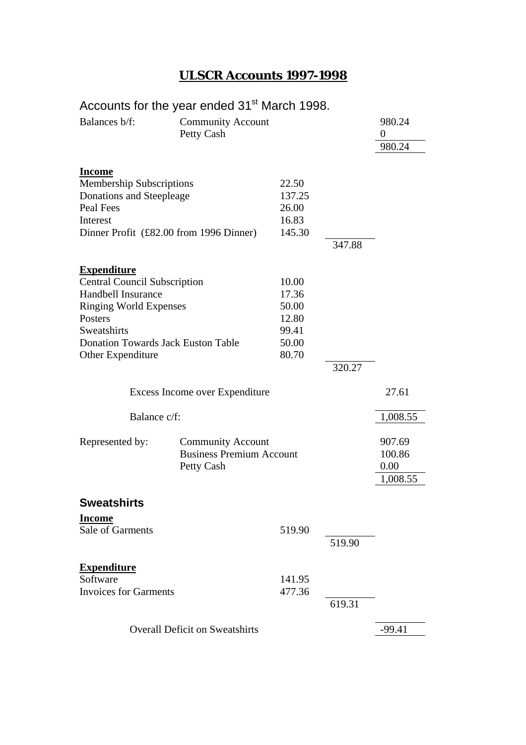# ULSCR Accounts 1997-1998

## Accounts for the year ended 31st March 1998.

| | | | | |
|---|---|---|---|---|
| Balances b/f: | Community Account | | | 980.24 |
| | Petty Cash | | | 0 |
| | | | | 980.24 |
| **Income** | | | | |
| Membership Subscriptions | | 22.50 | | |
| Donations and Steepleage | | 137.25 | | |
| Peal Fees | | 26.00 | | |
| Interest | | 16.83 | | |
| Dinner Profit (£82.00 from 1996 Dinner) | | 145.30 | | |
| | | | 347.88 | |
| **Expenditure** | | | | |
| Central Council Subscription | | 10.00 | | |
| Handbell Insurance | | 17.36 | | |
| Ringing World Expenses | | 50.00 | | |
| Posters | | 12.80 | | |
| Sweatshirts | | 99.41 | | |
| Donation Towards Jack Euston Table | | 50.00 | | |
| Other Expenditure | | 80.70 | | |
| | | | 320.27 | |
| | Excess Income over Expenditure | | | 27.61 |
| | Balance c/f: | | | 1,008.55 |
| Represented by: | Community Account | | | 907.69 |
| | Business Premium Account | | | 100.86 |
| | Petty Cash | | | 0.00 |
| | | | | 1,008.55 |

## Sweatshirts

| | | | |
|---|---|---|---|
| **Income** | | | |
| Sale of Garments | 519.90 | | |
| | | 519.90 | |
| **Expenditure** | | | |
| Software | 141.95 | | |
| Invoices for Garments | 477.36 | | |
| | | 619.31 | |
| Overall Deficit on Sweatshirts | | | -99.41 |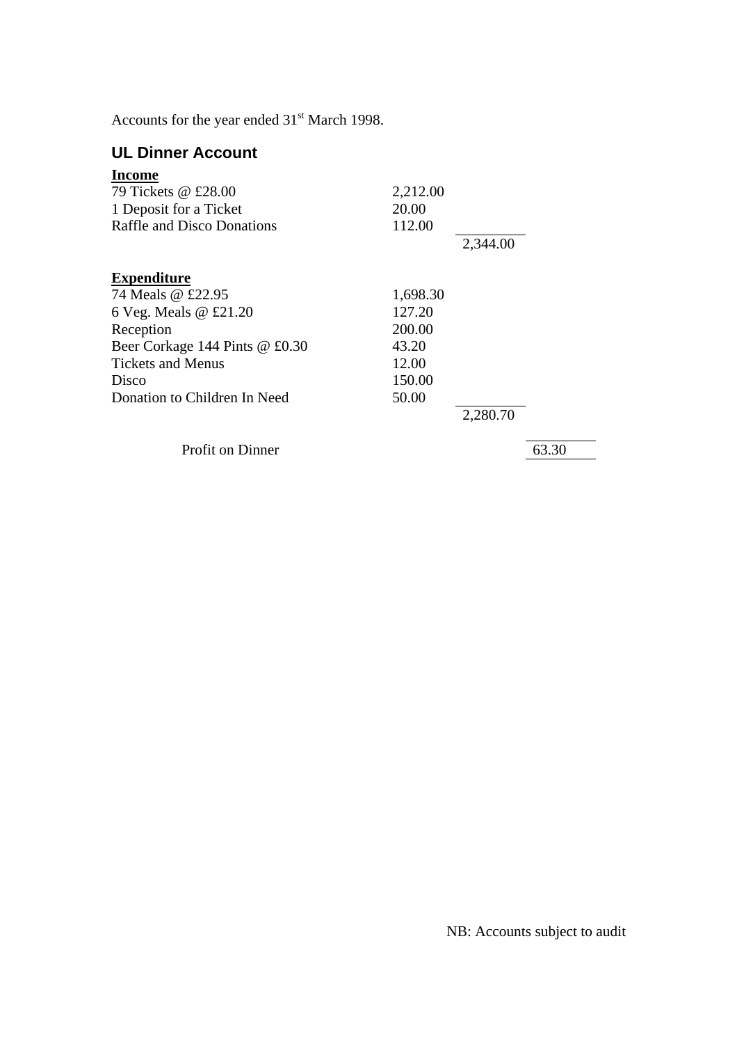Accounts for the year ended 31st March 1998.

## UL Dinner Account

| **Income** | | | |
|---|---|---|---|
| 79 Tickets @ £28.00 | 2,212.00 | | |
| 1 Deposit for a Ticket | 20.00 | | |
| Raffle and Disco Donations | 112.00 | | |
| | | 2,344.00 | |
| | | | |
| **Expenditure** | | | |
| 74 Meals @ £22.95 | 1,698.30 | | |
| 6 Veg. Meals @ £21.20 | 127.20 | | |
| Reception | 200.00 | | |
| Beer Corkage 144 Pints @ £0.30 | 43.20 | | |
| Tickets and Menus | 12.00 | | |
| Disco | 150.00 | | |
| Donation to Children In Need | 50.00 | | |
| | | 2,280.70 | |
| | | | |
| Profit on Dinner | | | 63.30 |

NB: Accounts subject to audit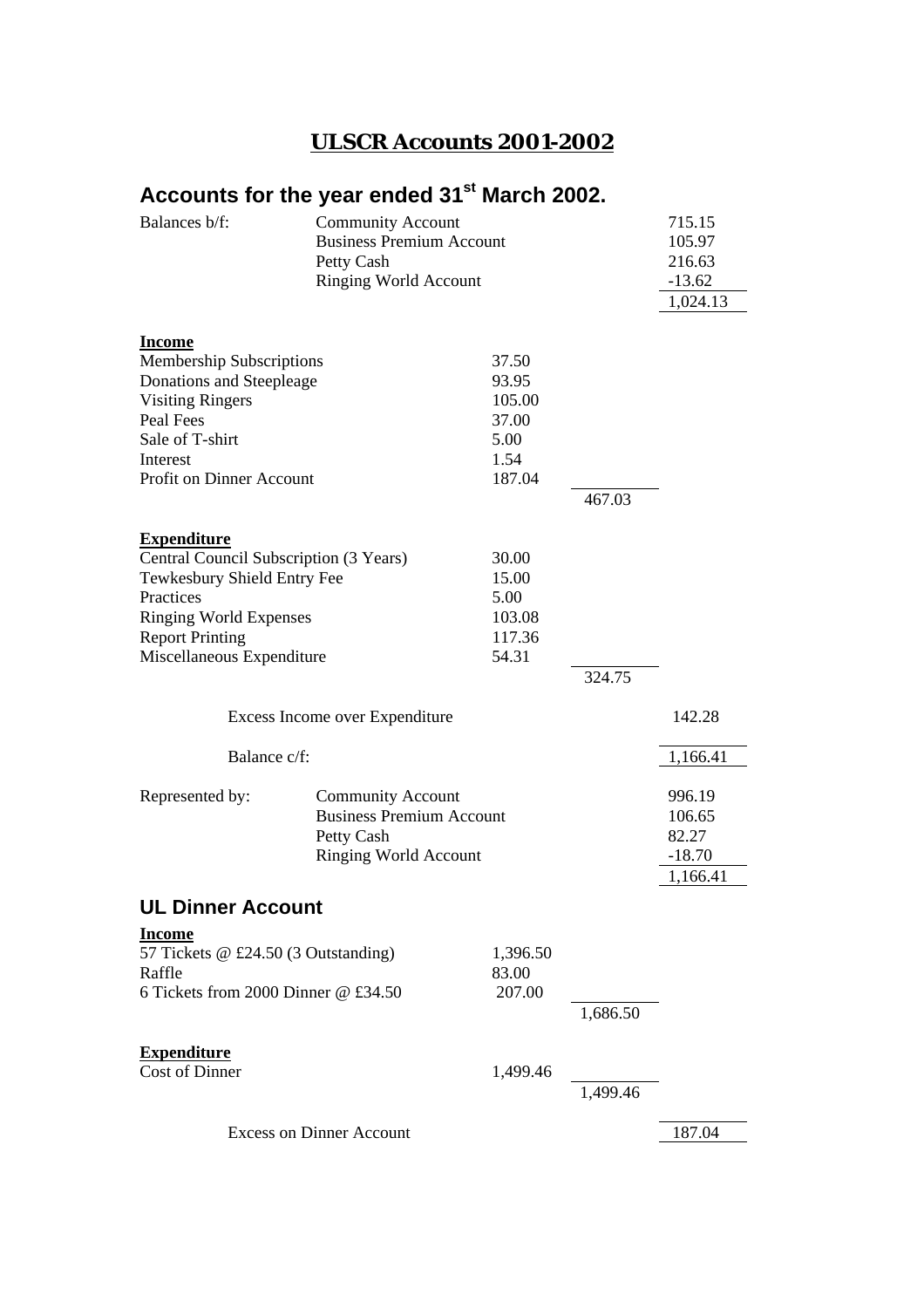# ULSCR Accounts 2001-2002

## Accounts for the year ended 31st March 2002.

| | | | | |
|---|---|---|---|---|
| Balances b/f: | Community Account | | | 715.15 |
| | Business Premium Account | | | 105.97 |
| | Petty Cash | | | 216.63 |
| | Ringing World Account | | | -13.62 |
| | | | | 1,024.13 |

**Income**

| | | | |
|---|---|---|---|
| Membership Subscriptions | 37.50 | | |
| Donations and Steepleage | 93.95 | | |
| Visiting Ringers | 105.00 | | |
| Peal Fees | 37.00 | | |
| Sale of T-shirt | 5.00 | | |
| Interest | 1.54 | | |
| Profit on Dinner Account | 187.04 | | |
| | | 467.03 | |

**Expenditure**

| | | | |
|---|---|---|---|
| Central Council Subscription (3 Years) | 30.00 | | |
| Tewkesbury Shield Entry Fee | 15.00 | | |
| Practices | 5.00 | | |
| Ringing World Expenses | 103.08 | | |
| Report Printing | 117.36 | | |
| Miscellaneous Expenditure | 54.31 | | |
| | | 324.75 | |

| | |
|---|---|
| Excess Income over Expenditure | 142.28 |
| Balance c/f: | 1,166.41 |

| | | |
|---|---|---|
| Represented by: | Community Account | 996.19 |
| | Business Premium Account | 106.65 |
| | Petty Cash | 82.27 |
| | Ringing World Account | -18.70 |
| | | 1,166.41 |

## UL Dinner Account

**Income**

| | | | |
|---|---|---|---|
| 57 Tickets @ £24.50 (3 Outstanding) | 1,396.50 | | |
| Raffle | 83.00 | | |
| 6 Tickets from 2000 Dinner @ £34.50 | 207.00 | | |
| | | 1,686.50 | |

**Expenditure**

| | | | |
|---|---|---|---|
| Cost of Dinner | 1,499.46 | | |
| | | 1,499.46 | |

| | |
|---|---|
| Excess on Dinner Account | 187.04 |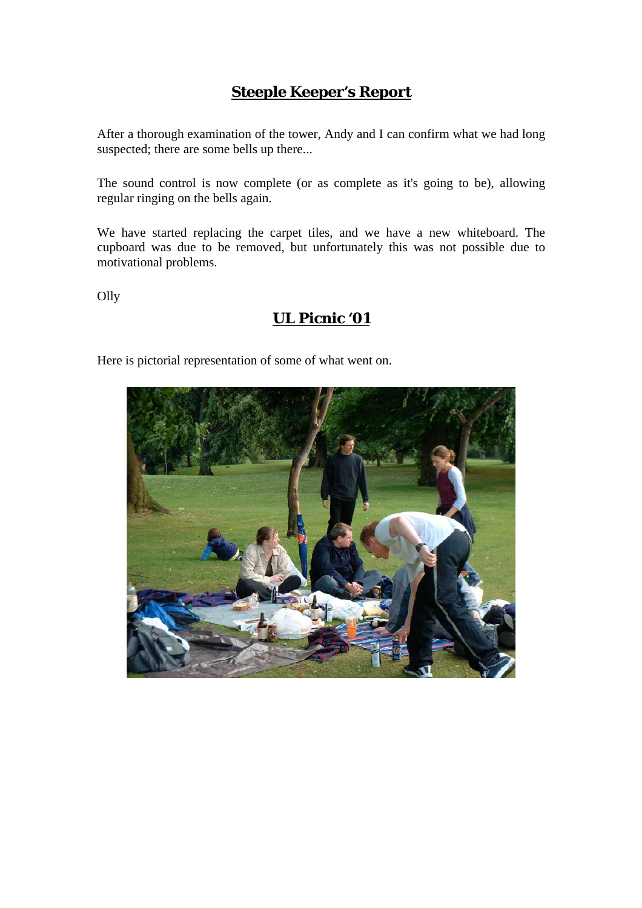## Steeple Keeper's Report

After a thorough examination of the tower, Andy and I can confirm what we had long suspected; there are some bells up there...

The sound control is now complete (or as complete as it's going to be), allowing regular ringing on the bells again.

We have started replacing the carpet tiles, and we have a new whiteboard. The cupboard was due to be removed, but unfortunately this was not possible due to motivational problems.

Olly

## UL Picnic '01

Here is pictorial representation of some of what went on.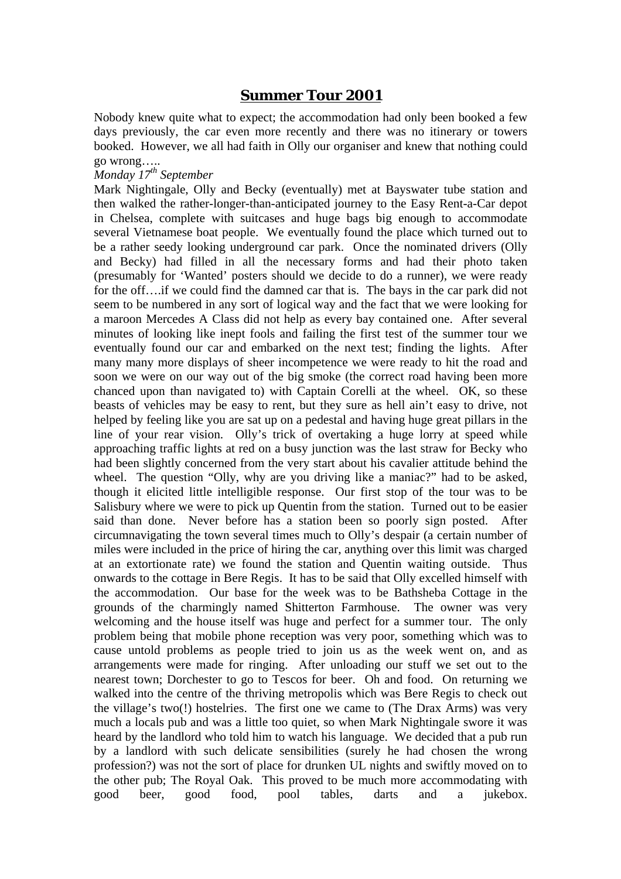# **Summer Tour 2001**

Nobody knew quite what to expect; the accommodation had only been booked a few days previously, the car even more recently and there was no itinerary or towers booked. However, we all had faith in Olly our organiser and knew that nothing could go wrong…..

*Monday 17th September*

Mark Nightingale, Olly and Becky (eventually) met at Bayswater tube station and then walked the rather-longer-than-anticipated journey to the Easy Rent-a-Car depot in Chelsea, complete with suitcases and huge bags big enough to accommodate several Vietnamese boat people. We eventually found the place which turned out to be a rather seedy looking underground car park. Once the nominated drivers (Olly and Becky) had filled in all the necessary forms and had their photo taken (presumably for 'Wanted' posters should we decide to do a runner), we were ready for the off….if we could find the damned car that is. The bays in the car park did not seem to be numbered in any sort of logical way and the fact that we were looking for a maroon Mercedes A Class did not help as every bay contained one. After several minutes of looking like inept fools and failing the first test of the summer tour we eventually found our car and embarked on the next test; finding the lights. After many many more displays of sheer incompetence we were ready to hit the road and soon we were on our way out of the big smoke (the correct road having been more chanced upon than navigated to) with Captain Corelli at the wheel. OK, so these beasts of vehicles may be easy to rent, but they sure as hell ain't easy to drive, not helped by feeling like you are sat up on a pedestal and having huge great pillars in the line of your rear vision. Olly's trick of overtaking a huge lorry at speed while approaching traffic lights at red on a busy junction was the last straw for Becky who had been slightly concerned from the very start about his cavalier attitude behind the wheel. The question "Olly, why are you driving like a maniac?" had to be asked, though it elicited little intelligible response. Our first stop of the tour was to be Salisbury where we were to pick up Quentin from the station. Turned out to be easier said than done. Never before has a station been so poorly sign posted. After circumnavigating the town several times much to Olly's despair (a certain number of miles were included in the price of hiring the car, anything over this limit was charged at an extortionate rate) we found the station and Quentin waiting outside. Thus onwards to the cottage in Bere Regis. It has to be said that Olly excelled himself with the accommodation. Our base for the week was to be Bathsheba Cottage in the grounds of the charmingly named Shitterton Farmhouse. The owner was very welcoming and the house itself was huge and perfect for a summer tour. The only problem being that mobile phone reception was very poor, something which was to cause untold problems as people tried to join us as the week went on, and as arrangements were made for ringing. After unloading our stuff we set out to the nearest town; Dorchester to go to Tescos for beer. Oh and food. On returning we walked into the centre of the thriving metropolis which was Bere Regis to check out the village's two(!) hostelries. The first one we came to (The Drax Arms) was very much a locals pub and was a little too quiet, so when Mark Nightingale swore it was heard by the landlord who told him to watch his language. We decided that a pub run by a landlord with such delicate sensibilities (surely he had chosen the wrong profession?) was not the sort of place for drunken UL nights and swiftly moved on to the other pub; The Royal Oak. This proved to be much more accommodating with good beer, good food, pool tables, darts and a jukebox.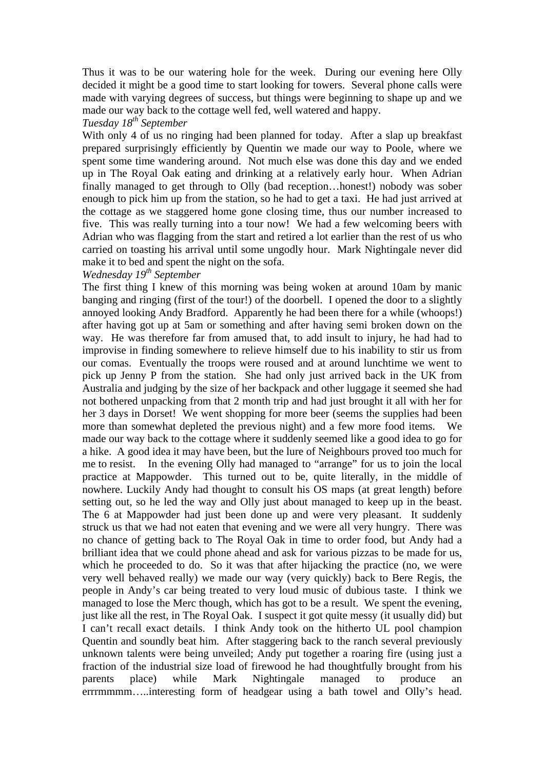Thus it was to be our watering hole for the week. During our evening here Olly decided it might be a good time to start looking for towers. Several phone calls were made with varying degrees of success, but things were beginning to shape up and we made our way back to the cottage well fed, well watered and happy.

*Tuesday 18th September*

With only 4 of us no ringing had been planned for today. After a slap up breakfast prepared surprisingly efficiently by Quentin we made our way to Poole, where we spent some time wandering around. Not much else was done this day and we ended up in The Royal Oak eating and drinking at a relatively early hour. When Adrian finally managed to get through to Olly (bad reception…honest!) nobody was sober enough to pick him up from the station, so he had to get a taxi. He had just arrived at the cottage as we staggered home gone closing time, thus our number increased to five. This was really turning into a tour now! We had a few welcoming beers with Adrian who was flagging from the start and retired a lot earlier than the rest of us who carried on toasting his arrival until some ungodly hour. Mark Nightingale never did make it to bed and spent the night on the sofa.

*Wednesday 19th September*

The first thing I knew of this morning was being woken at around 10am by manic banging and ringing (first of the tour!) of the doorbell. I opened the door to a slightly annoyed looking Andy Bradford. Apparently he had been there for a while (whoops!) after having got up at 5am or something and after having semi broken down on the way. He was therefore far from amused that, to add insult to injury, he had had to improvise in finding somewhere to relieve himself due to his inability to stir us from our comas. Eventually the troops were roused and at around lunchtime we went to pick up Jenny P from the station. She had only just arrived back in the UK from Australia and judging by the size of her backpack and other luggage it seemed she had not bothered unpacking from that 2 month trip and had just brought it all with her for her 3 days in Dorset! We went shopping for more beer (seems the supplies had been more than somewhat depleted the previous night) and a few more food items. We made our way back to the cottage where it suddenly seemed like a good idea to go for a hike. A good idea it may have been, but the lure of Neighbours proved too much for me to resist. In the evening Olly had managed to "arrange" for us to join the local practice at Mappowder. This turned out to be, quite literally, in the middle of nowhere. Luckily Andy had thought to consult his OS maps (at great length) before setting out, so he led the way and Olly just about managed to keep up in the beast. The 6 at Mappowder had just been done up and were very pleasant. It suddenly struck us that we had not eaten that evening and we were all very hungry. There was no chance of getting back to The Royal Oak in time to order food, but Andy had a brilliant idea that we could phone ahead and ask for various pizzas to be made for us, which he proceeded to do. So it was that after hijacking the practice (no, we were very well behaved really) we made our way (very quickly) back to Bere Regis, the people in Andy's car being treated to very loud music of dubious taste. I think we managed to lose the Merc though, which has got to be a result. We spent the evening, just like all the rest, in The Royal Oak. I suspect it got quite messy (it usually did) but I can't recall exact details. I think Andy took on the hitherto UL pool champion Quentin and soundly beat him. After staggering back to the ranch several previously unknown talents were being unveiled; Andy put together a roaring fire (using just a fraction of the industrial size load of firewood he had thoughtfully brought from his parents place) while Mark Nightingale managed to produce an errrmmmm…..interesting form of headgear using a bath towel and Olly's head.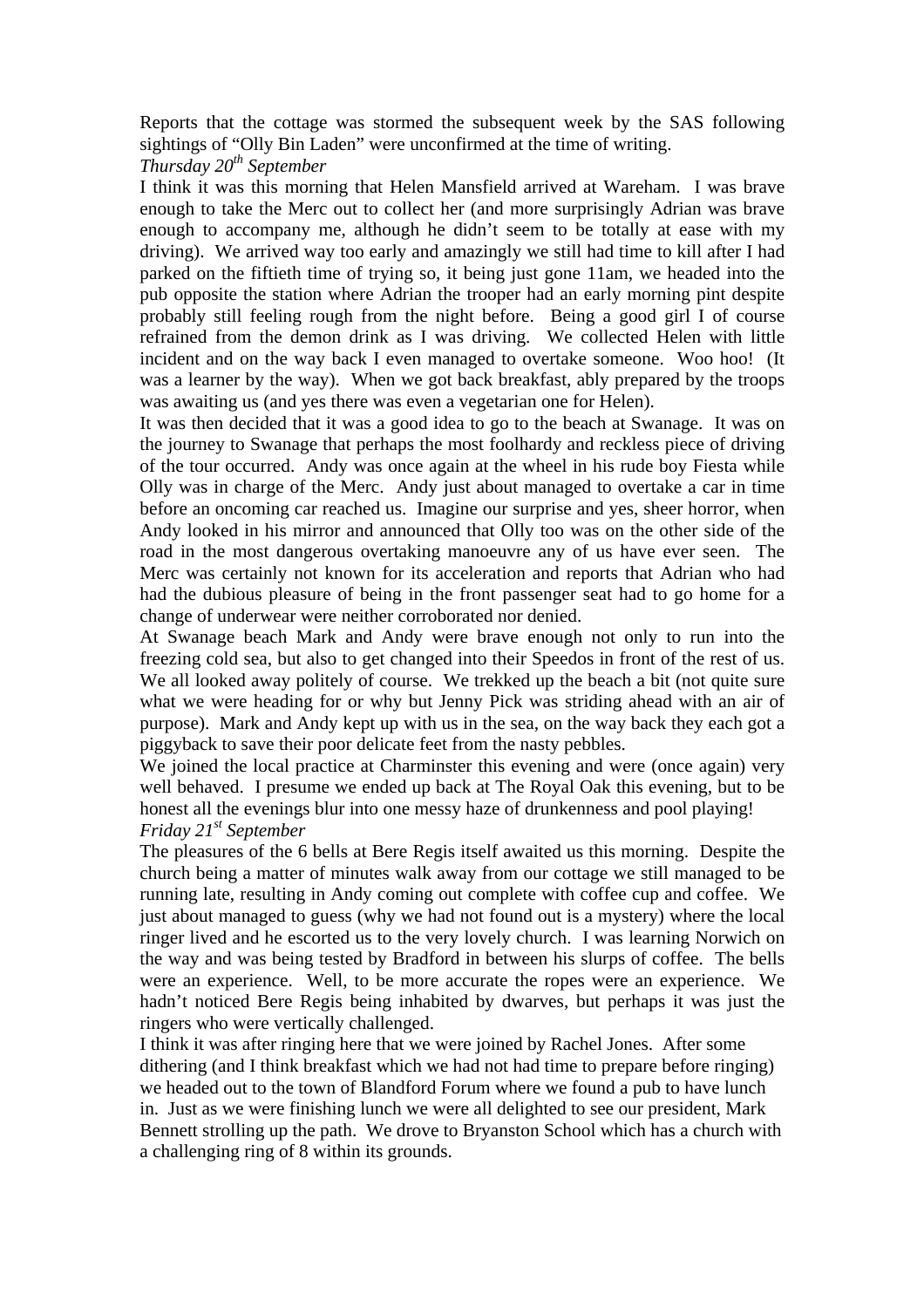Reports that the cottage was stormed the subsequent week by the SAS following sightings of "Olly Bin Laden" were unconfirmed at the time of writing.

*Thursday 20th September*

I think it was this morning that Helen Mansfield arrived at Wareham. I was brave enough to take the Merc out to collect her (and more surprisingly Adrian was brave enough to accompany me, although he didn't seem to be totally at ease with my driving). We arrived way too early and amazingly we still had time to kill after I had parked on the fiftieth time of trying so, it being just gone 11am, we headed into the pub opposite the station where Adrian the trooper had an early morning pint despite probably still feeling rough from the night before. Being a good girl I of course refrained from the demon drink as I was driving. We collected Helen with little incident and on the way back I even managed to overtake someone. Woo hoo! (It was a learner by the way). When we got back breakfast, ably prepared by the troops was awaiting us (and yes there was even a vegetarian one for Helen).

It was then decided that it was a good idea to go to the beach at Swanage. It was on the journey to Swanage that perhaps the most foolhardy and reckless piece of driving of the tour occurred. Andy was once again at the wheel in his rude boy Fiesta while Olly was in charge of the Merc. Andy just about managed to overtake a car in time before an oncoming car reached us. Imagine our surprise and yes, sheer horror, when Andy looked in his mirror and announced that Olly too was on the other side of the road in the most dangerous overtaking manoeuvre any of us have ever seen. The Merc was certainly not known for its acceleration and reports that Adrian who had had the dubious pleasure of being in the front passenger seat had to go home for a change of underwear were neither corroborated nor denied.

At Swanage beach Mark and Andy were brave enough not only to run into the freezing cold sea, but also to get changed into their Speedos in front of the rest of us. We all looked away politely of course. We trekked up the beach a bit (not quite sure what we were heading for or why but Jenny Pick was striding ahead with an air of purpose). Mark and Andy kept up with us in the sea, on the way back they each got a piggyback to save their poor delicate feet from the nasty pebbles.

We joined the local practice at Charminster this evening and were (once again) very well behaved. I presume we ended up back at The Royal Oak this evening, but to be honest all the evenings blur into one messy haze of drunkenness and pool playing!

*Friday 21st September*

The pleasures of the 6 bells at Bere Regis itself awaited us this morning. Despite the church being a matter of minutes walk away from our cottage we still managed to be running late, resulting in Andy coming out complete with coffee cup and coffee. We just about managed to guess (why we had not found out is a mystery) where the local ringer lived and he escorted us to the very lovely church. I was learning Norwich on the way and was being tested by Bradford in between his slurps of coffee. The bells were an experience. Well, to be more accurate the ropes were an experience. We hadn't noticed Bere Regis being inhabited by dwarves, but perhaps it was just the ringers who were vertically challenged.

I think it was after ringing here that we were joined by Rachel Jones. After some dithering (and I think breakfast which we had not had time to prepare before ringing) we headed out to the town of Blandford Forum where we found a pub to have lunch in. Just as we were finishing lunch we were all delighted to see our president, Mark Bennett strolling up the path. We drove to Bryanston School which has a church with a challenging ring of 8 within its grounds.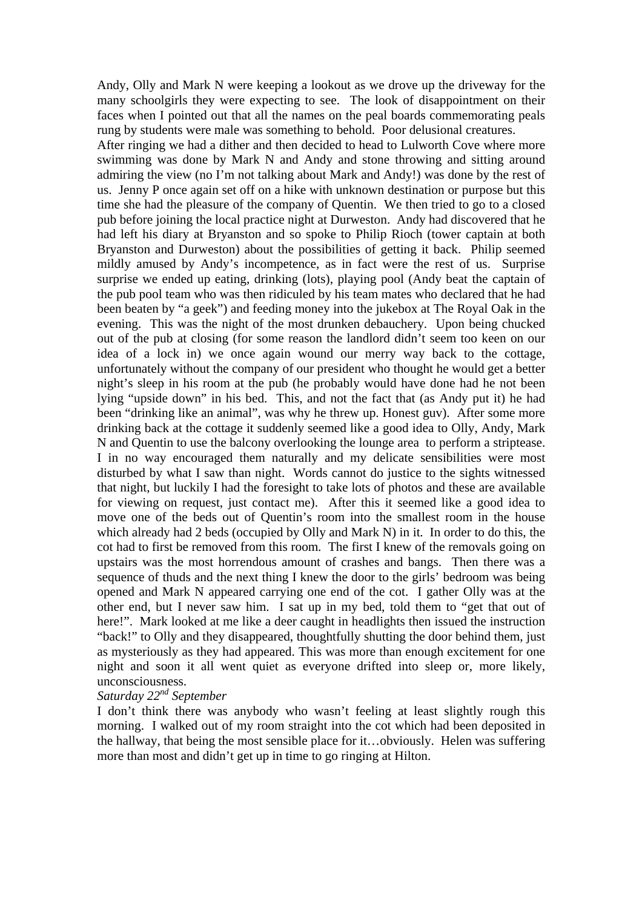Andy, Olly and Mark N were keeping a lookout as we drove up the driveway for the many schoolgirls they were expecting to see. The look of disappointment on their faces when I pointed out that all the names on the peal boards commemorating peals rung by students were male was something to behold. Poor delusional creatures.

After ringing we had a dither and then decided to head to Lulworth Cove where more swimming was done by Mark N and Andy and stone throwing and sitting around admiring the view (no I'm not talking about Mark and Andy!) was done by the rest of us. Jenny P once again set off on a hike with unknown destination or purpose but this time she had the pleasure of the company of Quentin. We then tried to go to a closed pub before joining the local practice night at Durweston. Andy had discovered that he had left his diary at Bryanston and so spoke to Philip Rioch (tower captain at both Bryanston and Durweston) about the possibilities of getting it back. Philip seemed mildly amused by Andy's incompetence, as in fact were the rest of us. Surprise surprise we ended up eating, drinking (lots), playing pool (Andy beat the captain of the pub pool team who was then ridiculed by his team mates who declared that he had been beaten by "a geek") and feeding money into the jukebox at The Royal Oak in the evening. This was the night of the most drunken debauchery. Upon being chucked out of the pub at closing (for some reason the landlord didn't seem too keen on our idea of a lock in) we once again wound our merry way back to the cottage, unfortunately without the company of our president who thought he would get a better night's sleep in his room at the pub (he probably would have done had he not been lying "upside down" in his bed. This, and not the fact that (as Andy put it) he had been "drinking like an animal", was why he threw up. Honest guv). After some more drinking back at the cottage it suddenly seemed like a good idea to Olly, Andy, Mark N and Quentin to use the balcony overlooking the lounge area to perform a striptease. I in no way encouraged them naturally and my delicate sensibilities were most disturbed by what I saw than night. Words cannot do justice to the sights witnessed that night, but luckily I had the foresight to take lots of photos and these are available for viewing on request, just contact me). After this it seemed like a good idea to move one of the beds out of Quentin's room into the smallest room in the house which already had 2 beds (occupied by Olly and Mark N) in it. In order to do this, the cot had to first be removed from this room. The first I knew of the removals going on upstairs was the most horrendous amount of crashes and bangs. Then there was a sequence of thuds and the next thing I knew the door to the girls' bedroom was being opened and Mark N appeared carrying one end of the cot. I gather Olly was at the other end, but I never saw him. I sat up in my bed, told them to "get that out of here!". Mark looked at me like a deer caught in headlights then issued the instruction "back!" to Olly and they disappeared, thoughtfully shutting the door behind them, just as mysteriously as they had appeared. This was more than enough excitement for one night and soon it all went quiet as everyone drifted into sleep or, more likely, unconsciousness.

*Saturday 22nd September*

I don't think there was anybody who wasn't feeling at least slightly rough this morning. I walked out of my room straight into the cot which had been deposited in the hallway, that being the most sensible place for it…obviously. Helen was suffering more than most and didn't get up in time to go ringing at Hilton.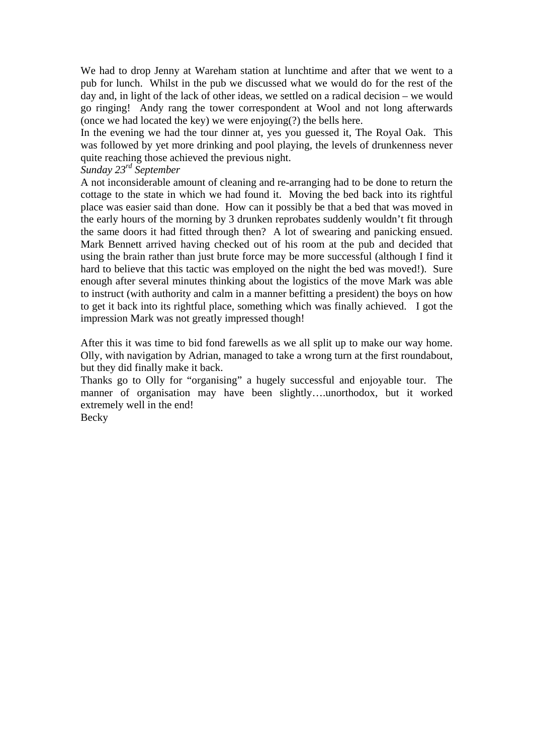We had to drop Jenny at Wareham station at lunchtime and after that we went to a pub for lunch. Whilst in the pub we discussed what we would do for the rest of the day and, in light of the lack of other ideas, we settled on a radical decision – we would go ringing! Andy rang the tower correspondent at Wool and not long afterwards (once we had located the key) we were enjoying(?) the bells here.

In the evening we had the tour dinner at, yes you guessed it, The Royal Oak. This was followed by yet more drinking and pool playing, the levels of drunkenness never quite reaching those achieved the previous night.

*Sunday 23rd September*

A not inconsiderable amount of cleaning and re-arranging had to be done to return the cottage to the state in which we had found it. Moving the bed back into its rightful place was easier said than done. How can it possibly be that a bed that was moved in the early hours of the morning by 3 drunken reprobates suddenly wouldn't fit through the same doors it had fitted through then? A lot of swearing and panicking ensued. Mark Bennett arrived having checked out of his room at the pub and decided that using the brain rather than just brute force may be more successful (although I find it hard to believe that this tactic was employed on the night the bed was moved!). Sure enough after several minutes thinking about the logistics of the move Mark was able to instruct (with authority and calm in a manner befitting a president) the boys on how to get it back into its rightful place, something which was finally achieved. I got the impression Mark was not greatly impressed though!

After this it was time to bid fond farewells as we all split up to make our way home. Olly, with navigation by Adrian, managed to take a wrong turn at the first roundabout, but they did finally make it back.

Thanks go to Olly for "organising" a hugely successful and enjoyable tour. The manner of organisation may have been slightly….unorthodox, but it worked extremely well in the end!

Becky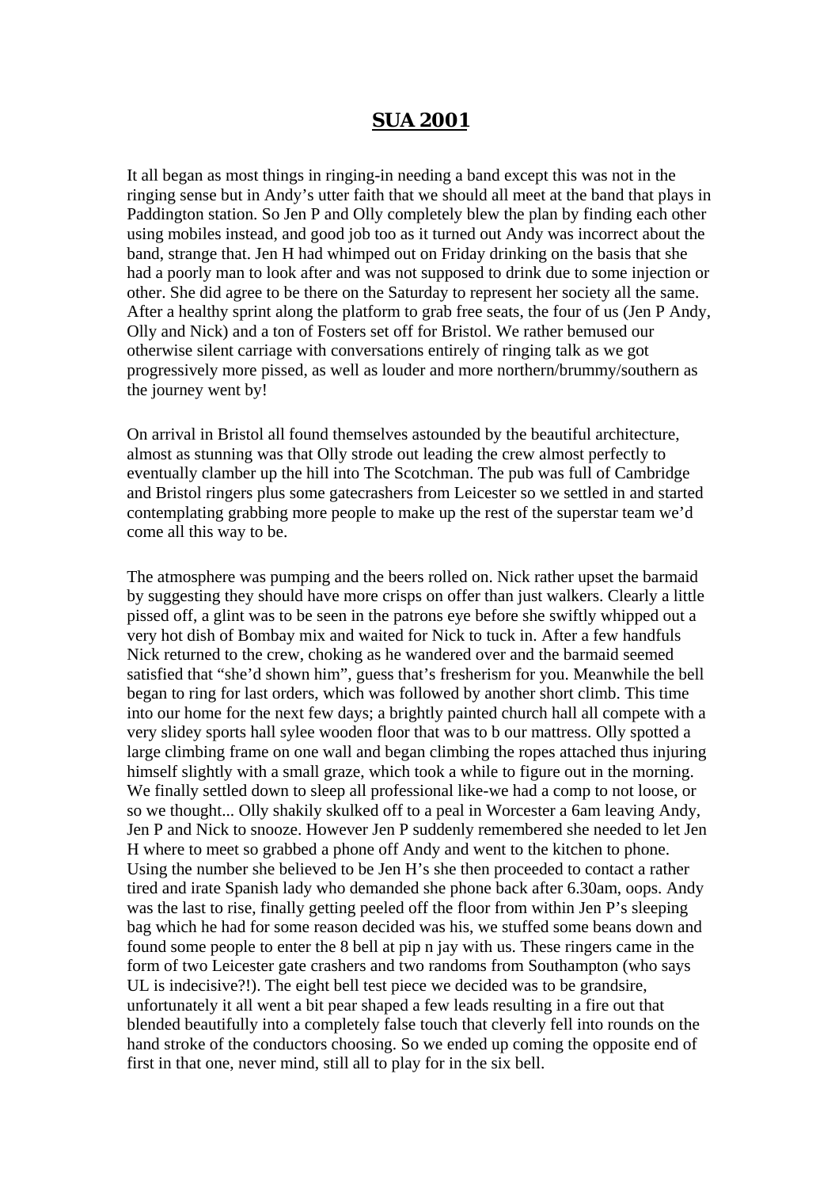# SUA 2001

It all began as most things in ringing-in needing a band except this was not in the ringing sense but in Andy's utter faith that we should all meet at the band that plays in Paddington station. So Jen P and Olly completely blew the plan by finding each other using mobiles instead, and good job too as it turned out Andy was incorrect about the band, strange that. Jen H had whimped out on Friday drinking on the basis that she had a poorly man to look after and was not supposed to drink due to some injection or other. She did agree to be there on the Saturday to represent her society all the same. After a healthy sprint along the platform to grab free seats, the four of us (Jen P Andy, Olly and Nick) and a ton of Fosters set off for Bristol. We rather bemused our otherwise silent carriage with conversations entirely of ringing talk as we got progressively more pissed, as well as louder and more northern/brummy/southern as the journey went by!

On arrival in Bristol all found themselves astounded by the beautiful architecture, almost as stunning was that Olly strode out leading the crew almost perfectly to eventually clamber up the hill into The Scotchman. The pub was full of Cambridge and Bristol ringers plus some gatecrashers from Leicester so we settled in and started contemplating grabbing more people to make up the rest of the superstar team we'd come all this way to be.

The atmosphere was pumping and the beers rolled on. Nick rather upset the barmaid by suggesting they should have more crisps on offer than just walkers. Clearly a little pissed off, a glint was to be seen in the patrons eye before she swiftly whipped out a very hot dish of Bombay mix and waited for Nick to tuck in. After a few handfuls Nick returned to the crew, choking as he wandered over and the barmaid seemed satisfied that "she'd shown him", guess that's fresherism for you. Meanwhile the bell began to ring for last orders, which was followed by another short climb. This time into our home for the next few days; a brightly painted church hall all compete with a very slidey sports hall sylee wooden floor that was to b our mattress. Olly spotted a large climbing frame on one wall and began climbing the ropes attached thus injuring himself slightly with a small graze, which took a while to figure out in the morning. We finally settled down to sleep all professional like-we had a comp to not loose, or so we thought... Olly shakily skulked off to a peal in Worcester a 6am leaving Andy, Jen P and Nick to snooze. However Jen P suddenly remembered she needed to let Jen H where to meet so grabbed a phone off Andy and went to the kitchen to phone. Using the number she believed to be Jen H's she then proceeded to contact a rather tired and irate Spanish lady who demanded she phone back after 6.30am, oops. Andy was the last to rise, finally getting peeled off the floor from within Jen P's sleeping bag which he had for some reason decided was his, we stuffed some beans down and found some people to enter the 8 bell at pip n jay with us. These ringers came in the form of two Leicester gate crashers and two randoms from Southampton (who says UL is indecisive?!). The eight bell test piece we decided was to be grandsire, unfortunately it all went a bit pear shaped a few leads resulting in a fire out that blended beautifully into a completely false touch that cleverly fell into rounds on the hand stroke of the conductors choosing. So we ended up coming the opposite end of first in that one, never mind, still all to play for in the six bell.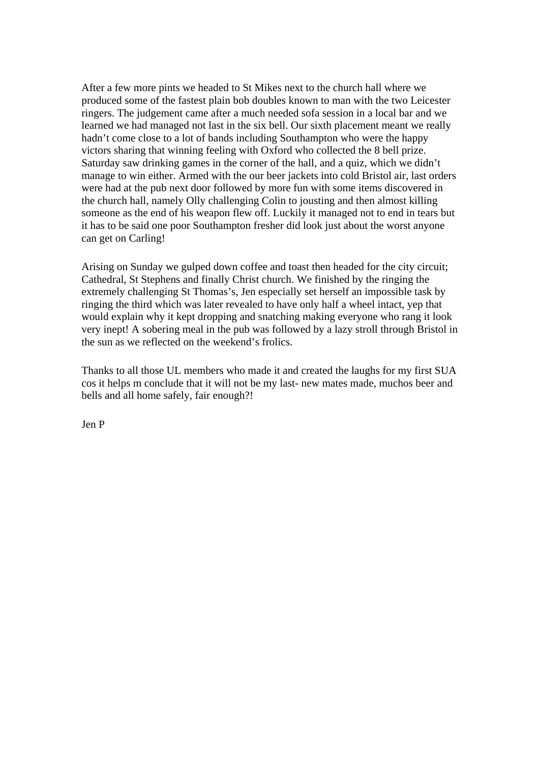After a few more pints we headed to St Mikes next to the church hall where we produced some of the fastest plain bob doubles known to man with the two Leicester ringers. The judgement came after a much needed sofa session in a local bar and we learned we had managed not last in the six bell. Our sixth placement meant we really hadn't come close to a lot of bands including Southampton who were the happy victors sharing that winning feeling with Oxford who collected the 8 bell prize. Saturday saw drinking games in the corner of the hall, and a quiz, which we didn't manage to win either. Armed with the our beer jackets into cold Bristol air, last orders were had at the pub next door followed by more fun with some items discovered in the church hall, namely Olly challenging Colin to jousting and then almost killing someone as the end of his weapon flew off. Luckily it managed not to end in tears but it has to be said one poor Southampton fresher did look just about the worst anyone can get on Carling!

Arising on Sunday we gulped down coffee and toast then headed for the city circuit; Cathedral, St Stephens and finally Christ church. We finished by the ringing the extremely challenging St Thomas's, Jen especially set herself an impossible task by ringing the third which was later revealed to have only half a wheel intact, yep that would explain why it kept dropping and snatching making everyone who rang it look very inept! A sobering meal in the pub was followed by a lazy stroll through Bristol in the sun as we reflected on the weekend's frolics.

Thanks to all those UL members who made it and created the laughs for my first SUA cos it helps m conclude that it will not be my last- new mates made, muchos beer and bells and all home safely, fair enough?!

Jen P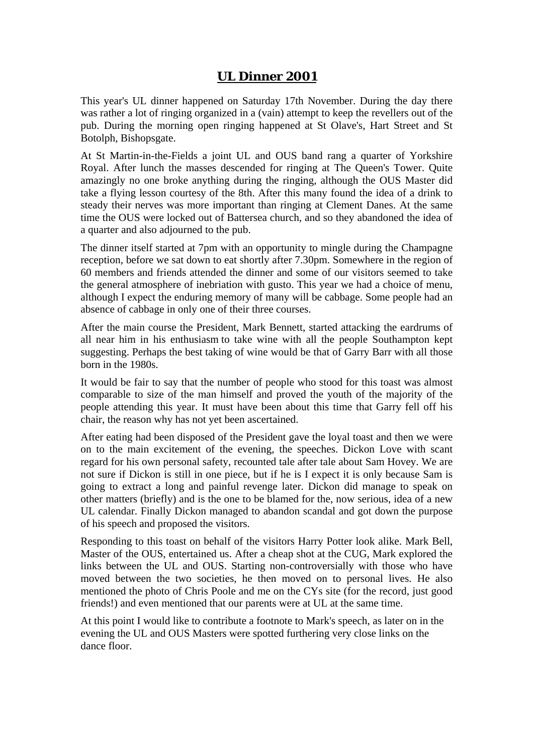# UL Dinner 2001

This year's UL dinner happened on Saturday 17th November. During the day there was rather a lot of ringing organized in a (vain) attempt to keep the revellers out of the pub. During the morning open ringing happened at St Olave's, Hart Street and St Botolph, Bishopsgate.

At St Martin-in-the-Fields a joint UL and OUS band rang a quarter of Yorkshire Royal. After lunch the masses descended for ringing at The Queen's Tower. Quite amazingly no one broke anything during the ringing, although the OUS Master did take a flying lesson courtesy of the 8th. After this many found the idea of a drink to steady their nerves was more important than ringing at Clement Danes. At the same time the OUS were locked out of Battersea church, and so they abandoned the idea of a quarter and also adjourned to the pub.

The dinner itself started at 7pm with an opportunity to mingle during the Champagne reception, before we sat down to eat shortly after 7.30pm. Somewhere in the region of 60 members and friends attended the dinner and some of our visitors seemed to take the general atmosphere of inebriation with gusto. This year we had a choice of menu, although I expect the enduring memory of many will be cabbage. Some people had an absence of cabbage in only one of their three courses.

After the main course the President, Mark Bennett, started attacking the eardrums of all near him in his enthusiasm to take wine with all the people Southampton kept suggesting. Perhaps the best taking of wine would be that of Garry Barr with all those born in the 1980s.

It would be fair to say that the number of people who stood for this toast was almost comparable to size of the man himself and proved the youth of the majority of the people attending this year. It must have been about this time that Garry fell off his chair, the reason why has not yet been ascertained.

After eating had been disposed of the President gave the loyal toast and then we were on to the main excitement of the evening, the speeches. Dickon Love with scant regard for his own personal safety, recounted tale after tale about Sam Hovey. We are not sure if Dickon is still in one piece, but if he is I expect it is only because Sam is going to extract a long and painful revenge later. Dickon did manage to speak on other matters (briefly) and is the one to be blamed for the, now serious, idea of a new UL calendar. Finally Dickon managed to abandon scandal and got down the purpose of his speech and proposed the visitors.

Responding to this toast on behalf of the visitors Harry Potter look alike. Mark Bell, Master of the OUS, entertained us. After a cheap shot at the CUG, Mark explored the links between the UL and OUS. Starting non-controversially with those who have moved between the two societies, he then moved on to personal lives. He also mentioned the photo of Chris Poole and me on the CYs site (for the record, just good friends!) and even mentioned that our parents were at UL at the same time.

At this point I would like to contribute a footnote to Mark's speech, as later on in the evening the UL and OUS Masters were spotted furthering very close links on the dance floor.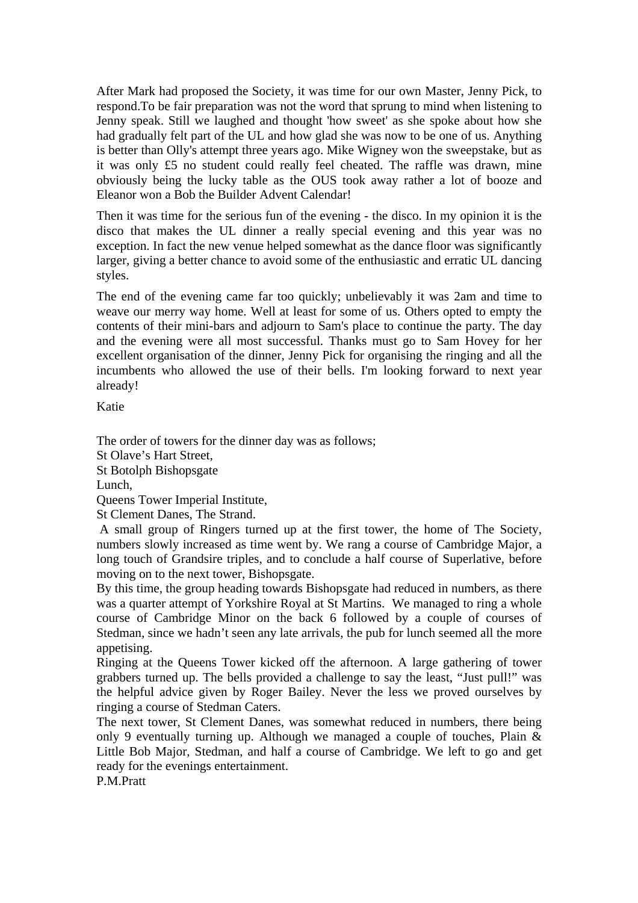After Mark had proposed the Society, it was time for our own Master, Jenny Pick, to respond.To be fair preparation was not the word that sprung to mind when listening to Jenny speak. Still we laughed and thought 'how sweet' as she spoke about how she had gradually felt part of the UL and how glad she was now to be one of us. Anything is better than Olly's attempt three years ago. Mike Wigney won the sweepstake, but as it was only £5 no student could really feel cheated. The raffle was drawn, mine obviously being the lucky table as the OUS took away rather a lot of booze and Eleanor won a Bob the Builder Advent Calendar!

Then it was time for the serious fun of the evening - the disco. In my opinion it is the disco that makes the UL dinner a really special evening and this year was no exception. In fact the new venue helped somewhat as the dance floor was significantly larger, giving a better chance to avoid some of the enthusiastic and erratic UL dancing styles.

The end of the evening came far too quickly; unbelievably it was 2am and time to weave our merry way home. Well at least for some of us. Others opted to empty the contents of their mini-bars and adjourn to Sam's place to continue the party. The day and the evening were all most successful. Thanks must go to Sam Hovey for her excellent organisation of the dinner, Jenny Pick for organising the ringing and all the incumbents who allowed the use of their bells. I'm looking forward to next year already!

Katie

The order of towers for the dinner day was as follows;
St Olave’s Hart Street,
St Botolph Bishopsgate
Lunch,
Queens Tower Imperial Institute,
St Clement Danes, The Strand.

A small group of Ringers turned up at the first tower, the home of The Society, numbers slowly increased as time went by. We rang a course of Cambridge Major, a long touch of Grandsire triples, and to conclude a half course of Superlative, before moving on to the next tower, Bishopsgate.

By this time, the group heading towards Bishopsgate had reduced in numbers, as there was a quarter attempt of Yorkshire Royal at St Martins. We managed to ring a whole course of Cambridge Minor on the back 6 followed by a couple of courses of Stedman, since we hadn’t seen any late arrivals, the pub for lunch seemed all the more appetising.

Ringing at the Queens Tower kicked off the afternoon. A large gathering of tower grabbers turned up. The bells provided a challenge to say the least, “Just pull!” was the helpful advice given by Roger Bailey. Never the less we proved ourselves by ringing a course of Stedman Caters.

The next tower, St Clement Danes, was somewhat reduced in numbers, there being only 9 eventually turning up. Although we managed a couple of touches, Plain & Little Bob Major, Stedman, and half a course of Cambridge. We left to go and get ready for the evenings entertainment.

P.M.Pratt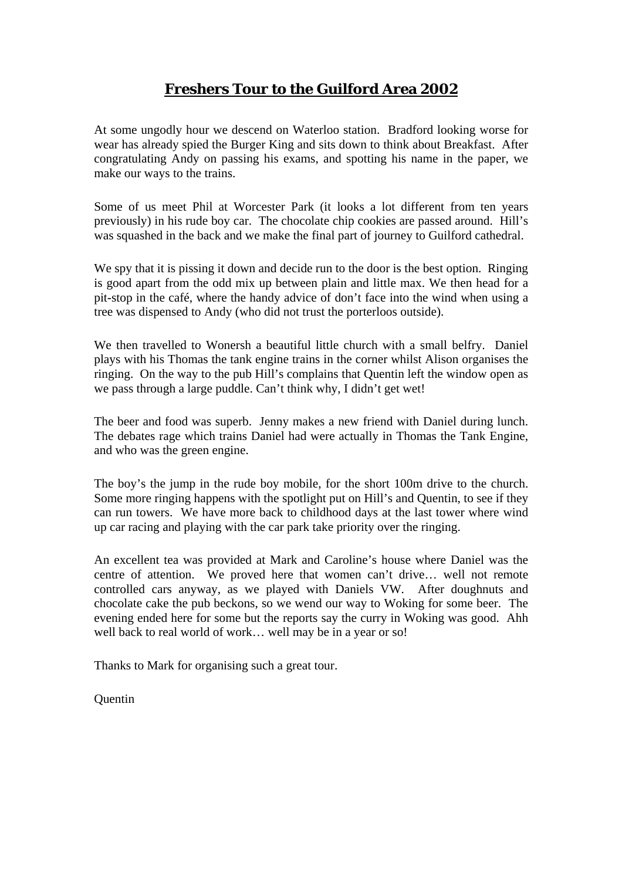## **Freshers Tour to the Guilford Area 2002**

At some ungodly hour we descend on Waterloo station. Bradford looking worse for wear has already spied the Burger King and sits down to think about Breakfast. After congratulating Andy on passing his exams, and spotting his name in the paper, we make our ways to the trains.

Some of us meet Phil at Worcester Park (it looks a lot different from ten years previously) in his rude boy car. The chocolate chip cookies are passed around. Hill's was squashed in the back and we make the final part of journey to Guilford cathedral.

We spy that it is pissing it down and decide run to the door is the best option. Ringing is good apart from the odd mix up between plain and little max. We then head for a pit-stop in the café, where the handy advice of don't face into the wind when using a tree was dispensed to Andy (who did not trust the porterloos outside).

We then travelled to Wonersh a beautiful little church with a small belfry. Daniel plays with his Thomas the tank engine trains in the corner whilst Alison organises the ringing. On the way to the pub Hill's complains that Quentin left the window open as we pass through a large puddle. Can't think why, I didn't get wet!

The beer and food was superb. Jenny makes a new friend with Daniel during lunch. The debates rage which trains Daniel had were actually in Thomas the Tank Engine, and who was the green engine.

The boy's the jump in the rude boy mobile, for the short 100m drive to the church. Some more ringing happens with the spotlight put on Hill's and Quentin, to see if they can run towers. We have more back to childhood days at the last tower where wind up car racing and playing with the car park take priority over the ringing.

An excellent tea was provided at Mark and Caroline's house where Daniel was the centre of attention. We proved here that women can't drive… well not remote controlled cars anyway, as we played with Daniels VW. After doughnuts and chocolate cake the pub beckons, so we wend our way to Woking for some beer. The evening ended here for some but the reports say the curry in Woking was good. Ahh well back to real world of work… well may be in a year or so!

Thanks to Mark for organising such a great tour.

Quentin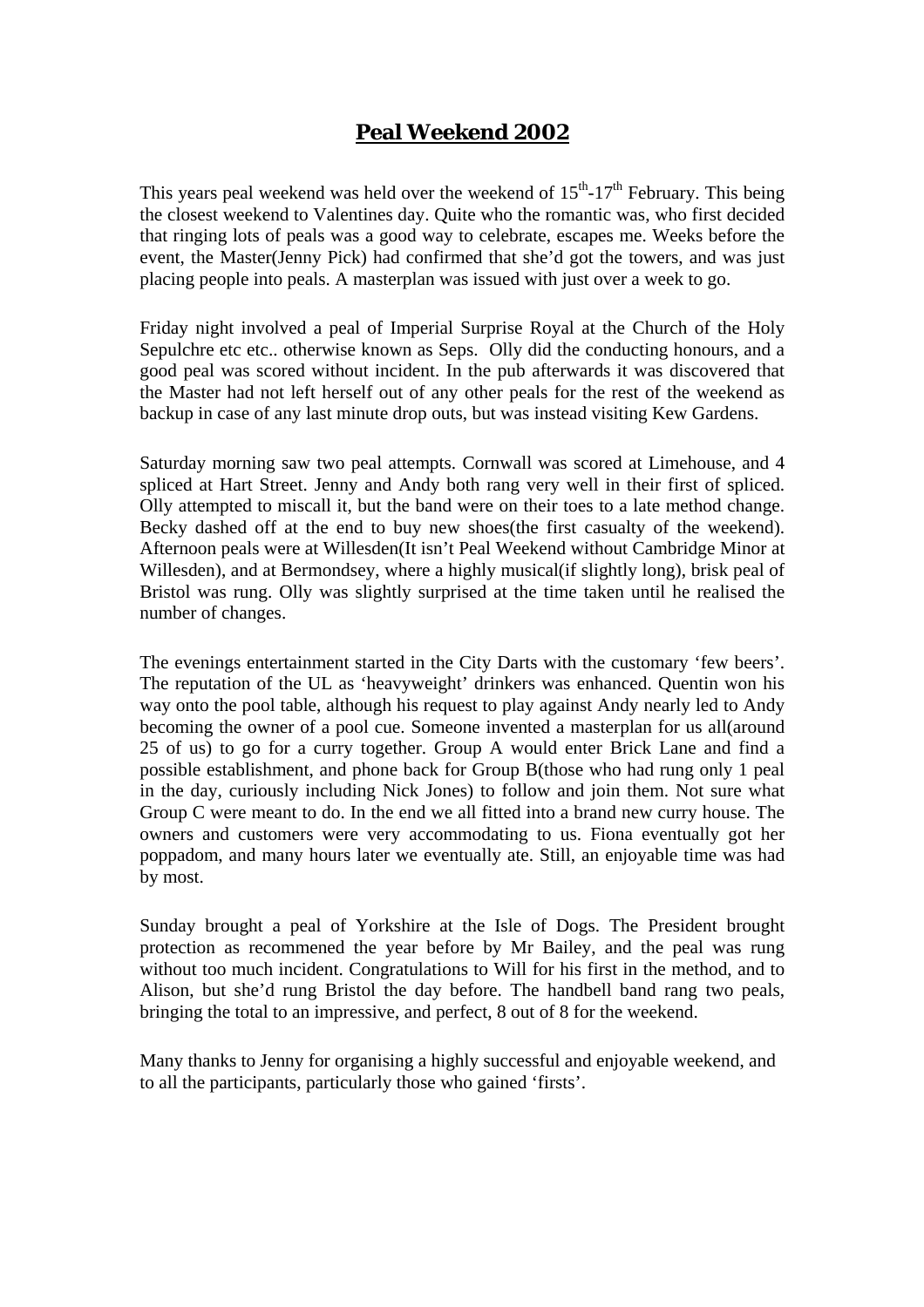# Peal Weekend 2002

This years peal weekend was held over the weekend of 15th-17th February. This being the closest weekend to Valentines day. Quite who the romantic was, who first decided that ringing lots of peals was a good way to celebrate, escapes me. Weeks before the event, the Master(Jenny Pick) had confirmed that she'd got the towers, and was just placing people into peals. A masterplan was issued with just over a week to go.

Friday night involved a peal of Imperial Surprise Royal at the Church of the Holy Sepulchre etc etc.. otherwise known as Seps. Olly did the conducting honours, and a good peal was scored without incident. In the pub afterwards it was discovered that the Master had not left herself out of any other peals for the rest of the weekend as backup in case of any last minute drop outs, but was instead visiting Kew Gardens.

Saturday morning saw two peal attempts. Cornwall was scored at Limehouse, and 4 spliced at Hart Street. Jenny and Andy both rang very well in their first of spliced. Olly attempted to miscall it, but the band were on their toes to a late method change. Becky dashed off at the end to buy new shoes(the first casualty of the weekend). Afternoon peals were at Willesden(It isn't Peal Weekend without Cambridge Minor at Willesden), and at Bermondsey, where a highly musical(if slightly long), brisk peal of Bristol was rung. Olly was slightly surprised at the time taken until he realised the number of changes.

The evenings entertainment started in the City Darts with the customary 'few beers'. The reputation of the UL as 'heavyweight' drinkers was enhanced. Quentin won his way onto the pool table, although his request to play against Andy nearly led to Andy becoming the owner of a pool cue. Someone invented a masterplan for us all(around 25 of us) to go for a curry together. Group A would enter Brick Lane and find a possible establishment, and phone back for Group B(those who had rung only 1 peal in the day, curiously including Nick Jones) to follow and join them. Not sure what Group C were meant to do. In the end we all fitted into a brand new curry house. The owners and customers were very accommodating to us. Fiona eventually got her poppadom, and many hours later we eventually ate. Still, an enjoyable time was had by most.

Sunday brought a peal of Yorkshire at the Isle of Dogs. The President brought protection as recommened the year before by Mr Bailey, and the peal was rung without too much incident. Congratulations to Will for his first in the method, and to Alison, but she'd rung Bristol the day before. The handbell band rang two peals, bringing the total to an impressive, and perfect, 8 out of 8 for the weekend.

Many thanks to Jenny for organising a highly successful and enjoyable weekend, and to all the participants, particularly those who gained 'firsts'.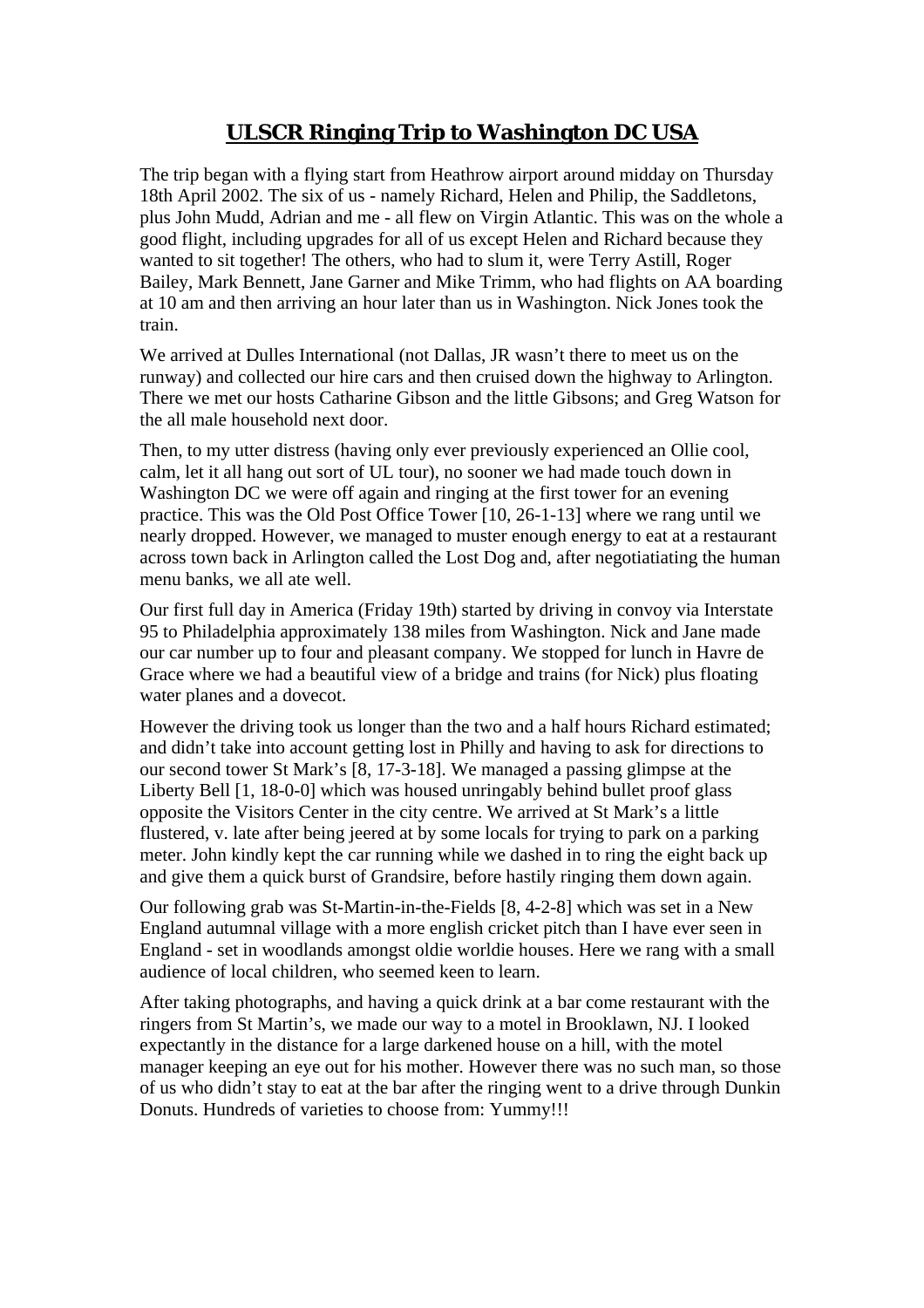# ULSCR Ringing Trip to Washington DC USA

The trip began with a flying start from Heathrow airport around midday on Thursday 18th April 2002. The six of us - namely Richard, Helen and Philip, the Saddletons, plus John Mudd, Adrian and me - all flew on Virgin Atlantic. This was on the whole a good flight, including upgrades for all of us except Helen and Richard because they wanted to sit together! The others, who had to slum it, were Terry Astill, Roger Bailey, Mark Bennett, Jane Garner and Mike Trimm, who had flights on AA boarding at 10 am and then arriving an hour later than us in Washington. Nick Jones took the train.

We arrived at Dulles International (not Dallas, JR wasn't there to meet us on the runway) and collected our hire cars and then cruised down the highway to Arlington. There we met our hosts Catharine Gibson and the little Gibsons; and Greg Watson for the all male household next door.

Then, to my utter distress (having only ever previously experienced an Ollie cool, calm, let it all hang out sort of UL tour), no sooner we had made touch down in Washington DC we were off again and ringing at the first tower for an evening practice. This was the Old Post Office Tower [10, 26-1-13] where we rang until we nearly dropped. However, we managed to muster enough energy to eat at a restaurant across town back in Arlington called the Lost Dog and, after negotiatiating the human menu banks, we all ate well.

Our first full day in America (Friday 19th) started by driving in convoy via Interstate 95 to Philadelphia approximately 138 miles from Washington. Nick and Jane made our car number up to four and pleasant company. We stopped for lunch in Havre de Grace where we had a beautiful view of a bridge and trains (for Nick) plus floating water planes and a dovecot.

However the driving took us longer than the two and a half hours Richard estimated; and didn't take into account getting lost in Philly and having to ask for directions to our second tower St Mark's [8, 17-3-18]. We managed a passing glimpse at the Liberty Bell [1, 18-0-0] which was housed unringably behind bullet proof glass opposite the Visitors Center in the city centre. We arrived at St Mark's a little flustered, v. late after being jeered at by some locals for trying to park on a parking meter. John kindly kept the car running while we dashed in to ring the eight back up and give them a quick burst of Grandsire, before hastily ringing them down again.

Our following grab was St-Martin-in-the-Fields [8, 4-2-8] which was set in a New England autumnal village with a more english cricket pitch than I have ever seen in England - set in woodlands amongst oldie worldie houses. Here we rang with a small audience of local children, who seemed keen to learn.

After taking photographs, and having a quick drink at a bar come restaurant with the ringers from St Martin's, we made our way to a motel in Brooklawn, NJ. I looked expectantly in the distance for a large darkened house on a hill, with the motel manager keeping an eye out for his mother. However there was no such man, so those of us who didn't stay to eat at the bar after the ringing went to a drive through Dunkin Donuts. Hundreds of varieties to choose from: Yummy!!!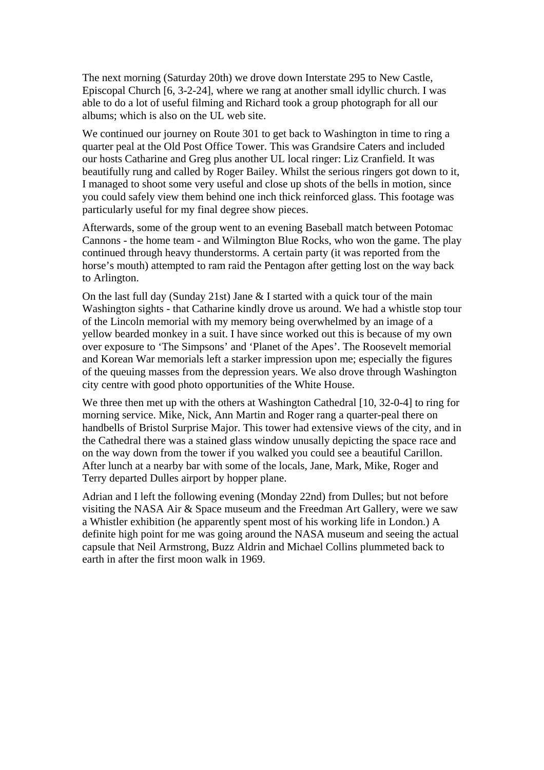The next morning (Saturday 20th) we drove down Interstate 295 to New Castle, Episcopal Church [6, 3-2-24], where we rang at another small idyllic church. I was able to do a lot of useful filming and Richard took a group photograph for all our albums; which is also on the UL web site.

We continued our journey on Route 301 to get back to Washington in time to ring a quarter peal at the Old Post Office Tower. This was Grandsire Caters and included our hosts Catharine and Greg plus another UL local ringer: Liz Cranfield. It was beautifully rung and called by Roger Bailey. Whilst the serious ringers got down to it, I managed to shoot some very useful and close up shots of the bells in motion, since you could safely view them behind one inch thick reinforced glass. This footage was particularly useful for my final degree show pieces.

Afterwards, some of the group went to an evening Baseball match between Potomac Cannons - the home team - and Wilmington Blue Rocks, who won the game. The play continued through heavy thunderstorms. A certain party (it was reported from the horse's mouth) attempted to ram raid the Pentagon after getting lost on the way back to Arlington.

On the last full day (Sunday 21st) Jane & I started with a quick tour of the main Washington sights - that Catharine kindly drove us around. We had a whistle stop tour of the Lincoln memorial with my memory being overwhelmed by an image of a yellow bearded monkey in a suit. I have since worked out this is because of my own over exposure to 'The Simpsons' and 'Planet of the Apes'. The Roosevelt memorial and Korean War memorials left a starker impression upon me; especially the figures of the queuing masses from the depression years. We also drove through Washington city centre with good photo opportunities of the White House.

We three then met up with the others at Washington Cathedral [10, 32-0-4] to ring for morning service. Mike, Nick, Ann Martin and Roger rang a quarter-peal there on handbells of Bristol Surprise Major. This tower had extensive views of the city, and in the Cathedral there was a stained glass window unusally depicting the space race and on the way down from the tower if you walked you could see a beautiful Carillon. After lunch at a nearby bar with some of the locals, Jane, Mark, Mike, Roger and Terry departed Dulles airport by hopper plane.

Adrian and I left the following evening (Monday 22nd) from Dulles; but not before visiting the NASA Air & Space museum and the Freedman Art Gallery, were we saw a Whistler exhibition (he apparently spent most of his working life in London.) A definite high point for me was going around the NASA museum and seeing the actual capsule that Neil Armstrong, Buzz Aldrin and Michael Collins plummeted back to earth in after the first moon walk in 1969.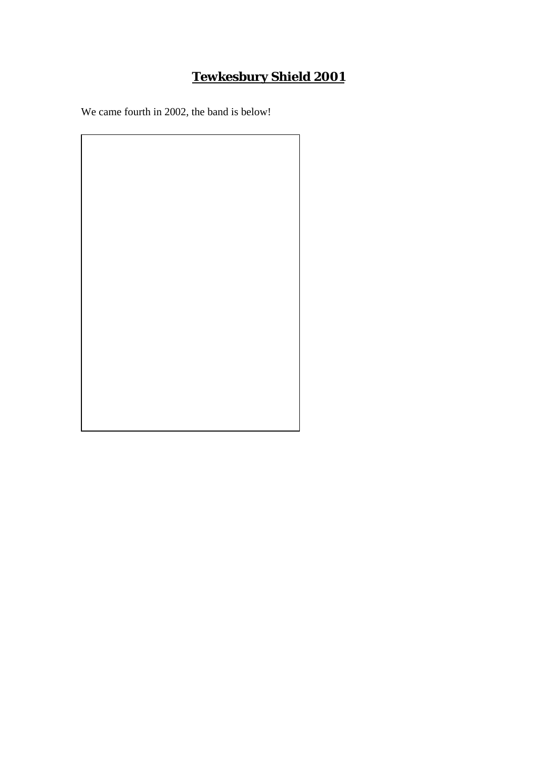# **Tewkesbury Shield 2001**

We came fourth in 2002, the band is below!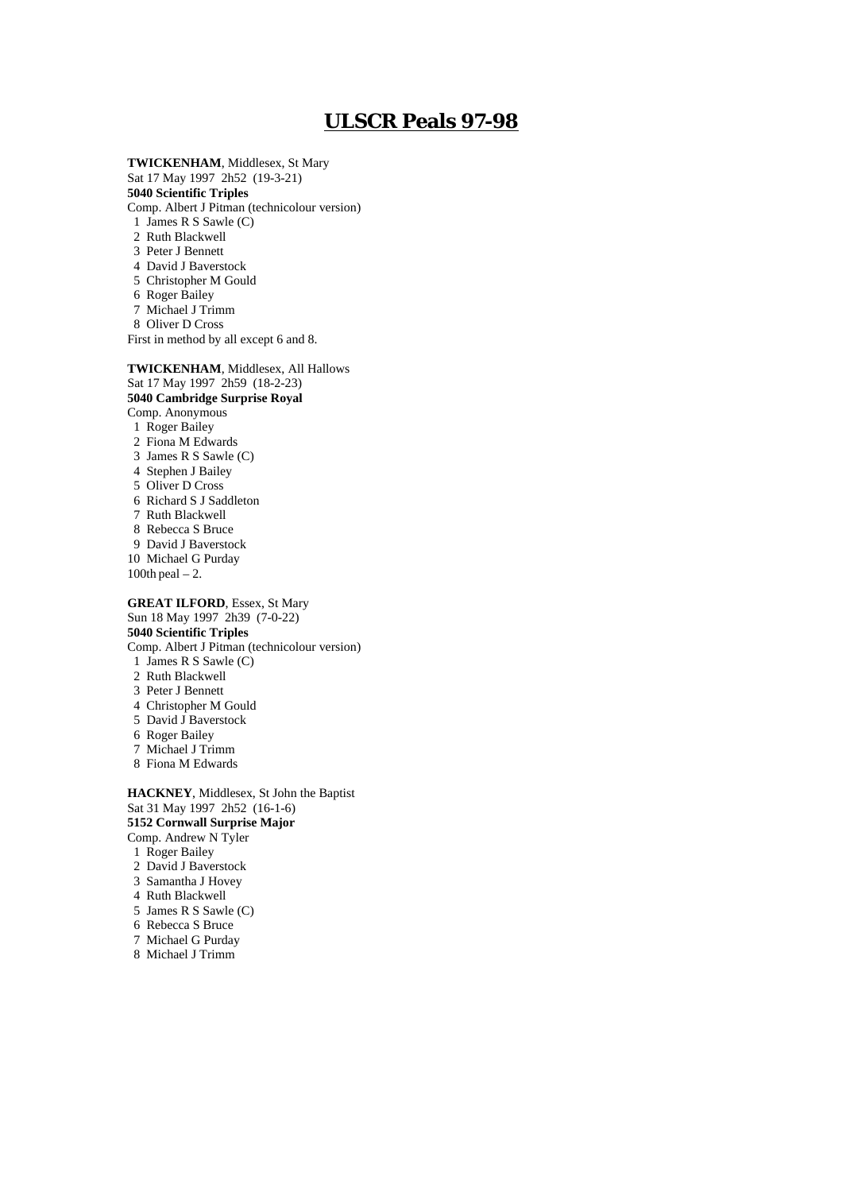# ULSCR Peals 97-98

**TWICKENHAM**, Middlesex, St Mary
Sat 17 May 1997 2h52 (19-3-21)
**5040 Scientific Triples**
Comp. Albert J Pitman (technicolour version)
1 James R S Sawle (C)
2 Ruth Blackwell
3 Peter J Bennett
4 David J Baverstock
5 Christopher M Gould
6 Roger Bailey
7 Michael J Trimm
8 Oliver D Cross
First in method by all except 6 and 8.

**TWICKENHAM**, Middlesex, All Hallows
Sat 17 May 1997 2h59 (18-2-23)
**5040 Cambridge Surprise Royal**
Comp. Anonymous
1 Roger Bailey
2 Fiona M Edwards
3 James R S Sawle (C)
4 Stephen J Bailey
5 Oliver D Cross
6 Richard S J Saddleton
7 Ruth Blackwell
8 Rebecca S Bruce
9 David J Baverstock
10 Michael G Purday
100th peal – 2.

**GREAT ILFORD**, Essex, St Mary
Sun 18 May 1997 2h39 (7-0-22)
**5040 Scientific Triples**
Comp. Albert J Pitman (technicolour version)
1 James R S Sawle (C)
2 Ruth Blackwell
3 Peter J Bennett
4 Christopher M Gould
5 David J Baverstock
6 Roger Bailey
7 Michael J Trimm
8 Fiona M Edwards

**HACKNEY**, Middlesex, St John the Baptist
Sat 31 May 1997 2h52 (16-1-6)
**5152 Cornwall Surprise Major**
Comp. Andrew N Tyler
1 Roger Bailey
2 David J Baverstock
3 Samantha J Hovey
4 Ruth Blackwell
5 James R S Sawle (C)
6 Rebecca S Bruce
7 Michael G Purday
8 Michael J Trimm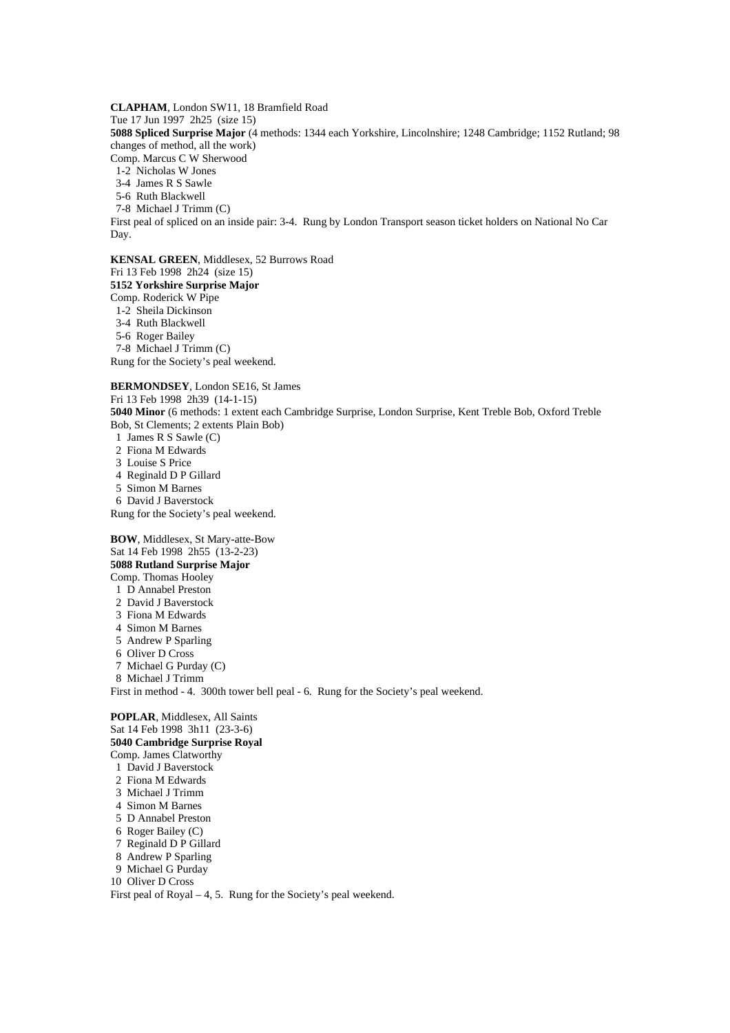**CLAPHAM**, London SW11, 18 Bramfield Road
Tue 17 Jun 1997 2h25 (size 15)
**5088 Spliced Surprise Major** (4 methods: 1344 each Yorkshire, Lincolnshire; 1248 Cambridge; 1152 Rutland; 98 changes of method, all the work)
Comp. Marcus C W Sherwood
1-2 Nicholas W Jones
3-4 James R S Sawle
5-6 Ruth Blackwell
7-8 Michael J Trimm (C)
First peal of spliced on an inside pair: 3-4. Rung by London Transport season ticket holders on National No Car Day.

**KENSAL GREEN**, Middlesex, 52 Burrows Road
Fri 13 Feb 1998 2h24 (size 15)
**5152 Yorkshire Surprise Major**
Comp. Roderick W Pipe
1-2 Sheila Dickinson
3-4 Ruth Blackwell
5-6 Roger Bailey
7-8 Michael J Trimm (C)
Rung for the Society's peal weekend.

**BERMONDSEY**, London SE16, St James
Fri 13 Feb 1998 2h39 (14-1-15)
**5040 Minor** (6 methods: 1 extent each Cambridge Surprise, London Surprise, Kent Treble Bob, Oxford Treble Bob, St Clements; 2 extents Plain Bob)
1 James R S Sawle (C)
2 Fiona M Edwards
3 Louise S Price
4 Reginald D P Gillard
5 Simon M Barnes
6 David J Baverstock
Rung for the Society's peal weekend.

**BOW**, Middlesex, St Mary-atte-Bow
Sat 14 Feb 1998 2h55 (13-2-23)
**5088 Rutland Surprise Major**
Comp. Thomas Hooley
1 D Annabel Preston
2 David J Baverstock
3 Fiona M Edwards
4 Simon M Barnes
5 Andrew P Sparling
6 Oliver D Cross
7 Michael G Purday (C)
8 Michael J Trimm
First in method - 4. 300th tower bell peal - 6. Rung for the Society's peal weekend.

**POPLAR**, Middlesex, All Saints
Sat 14 Feb 1998 3h11 (23-3-6)
**5040 Cambridge Surprise Royal**
Comp. James Clatworthy
1 David J Baverstock
2 Fiona M Edwards
3 Michael J Trimm
4 Simon M Barnes
5 D Annabel Preston
6 Roger Bailey (C)
7 Reginald D P Gillard
8 Andrew P Sparling
9 Michael G Purday
10 Oliver D Cross
First peal of Royal – 4, 5. Rung for the Society's peal weekend.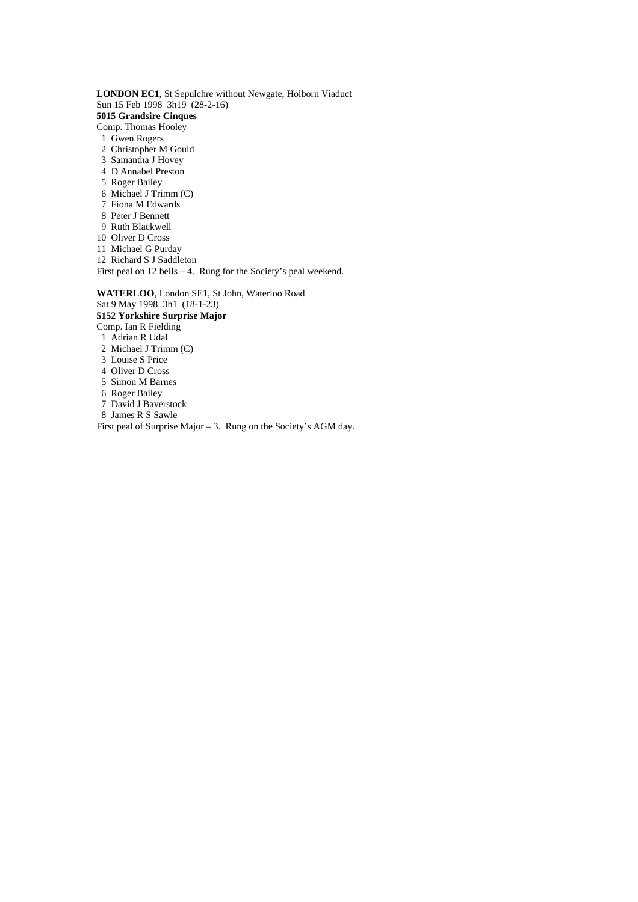**LONDON EC1**, St Sepulchre without Newgate, Holborn Viaduct
Sun 15 Feb 1998 3h19 (28-2-16)
**5015 Grandsire Cinques**
Comp. Thomas Hooley

1 Gwen Rogers
2 Christopher M Gould
3 Samantha J Hovey
4 D Annabel Preston
5 Roger Bailey
6 Michael J Trimm (C)
7 Fiona M Edwards
8 Peter J Bennett
9 Ruth Blackwell
10 Oliver D Cross
11 Michael G Purday
12 Richard S J Saddleton

First peal on 12 bells – 4. Rung for the Society's peal weekend.

**WATERLOO**, London SE1, St John, Waterloo Road
Sat 9 May 1998 3h1 (18-1-23)
**5152 Yorkshire Surprise Major**
Comp. Ian R Fielding

1 Adrian R Udal
2 Michael J Trimm (C)
3 Louise S Price
4 Oliver D Cross
5 Simon M Barnes
6 Roger Bailey
7 David J Baverstock
8 James R S Sawle

First peal of Surprise Major – 3. Rung on the Society's AGM day.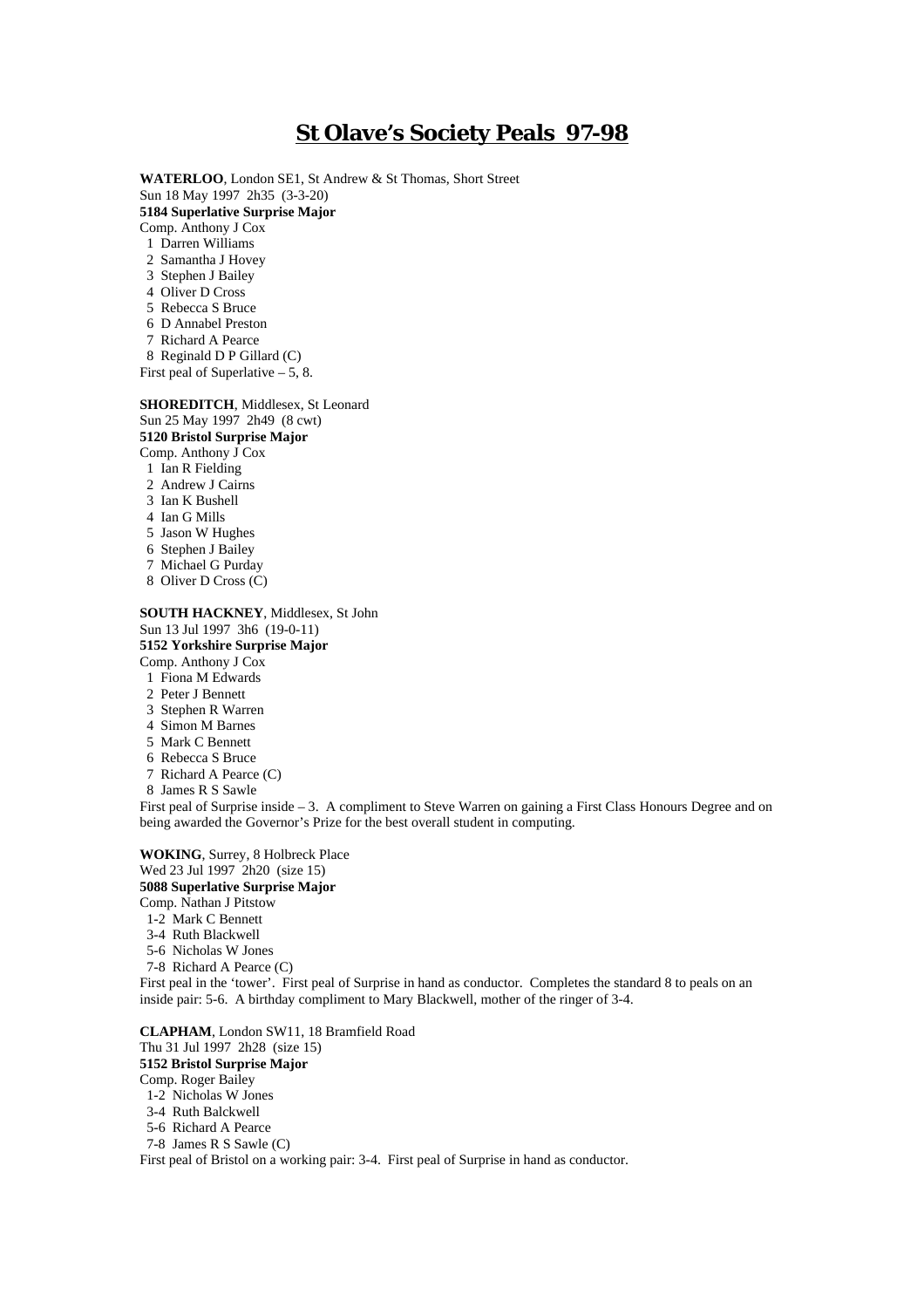# St Olave's Society Peals 97-98

**WATERLOO**, London SE1, St Andrew & St Thomas, Short Street
Sun 18 May 1997 2h35 (3-3-20)
**5184 Superlative Surprise Major**
Comp. Anthony J Cox
1 Darren Williams
2 Samantha J Hovey
3 Stephen J Bailey
4 Oliver D Cross
5 Rebecca S Bruce
6 D Annabel Preston
7 Richard A Pearce
8 Reginald D P Gillard (C)
First peal of Superlative – 5, 8.

**SHOREDITCH**, Middlesex, St Leonard
Sun 25 May 1997 2h49 (8 cwt)
**5120 Bristol Surprise Major**
Comp. Anthony J Cox
1 Ian R Fielding
2 Andrew J Cairns
3 Ian K Bushell
4 Ian G Mills
5 Jason W Hughes
6 Stephen J Bailey
7 Michael G Purday
8 Oliver D Cross (C)

**SOUTH HACKNEY**, Middlesex, St John
Sun 13 Jul 1997 3h6 (19-0-11)
**5152 Yorkshire Surprise Major**
Comp. Anthony J Cox
1 Fiona M Edwards
2 Peter J Bennett
3 Stephen R Warren
4 Simon M Barnes
5 Mark C Bennett
6 Rebecca S Bruce
7 Richard A Pearce (C)
8 James R S Sawle
First peal of Surprise inside – 3. A compliment to Steve Warren on gaining a First Class Honours Degree and on being awarded the Governor's Prize for the best overall student in computing.

**WOKING**, Surrey, 8 Holbreck Place
Wed 23 Jul 1997 2h20 (size 15)
**5088 Superlative Surprise Major**
Comp. Nathan J Pitstow
1-2 Mark C Bennett
3-4 Ruth Blackwell
5-6 Nicholas W Jones
7-8 Richard A Pearce (C)
First peal in the 'tower'. First peal of Surprise in hand as conductor. Completes the standard 8 to peals on an inside pair: 5-6. A birthday compliment to Mary Blackwell, mother of the ringer of 3-4.

**CLAPHAM**, London SW11, 18 Bramfield Road
Thu 31 Jul 1997 2h28 (size 15)
**5152 Bristol Surprise Major**
Comp. Roger Bailey
1-2 Nicholas W Jones
3-4 Ruth Balckwell
5-6 Richard A Pearce
7-8 James R S Sawle (C)
First peal of Bristol on a working pair: 3-4. First peal of Surprise in hand as conductor.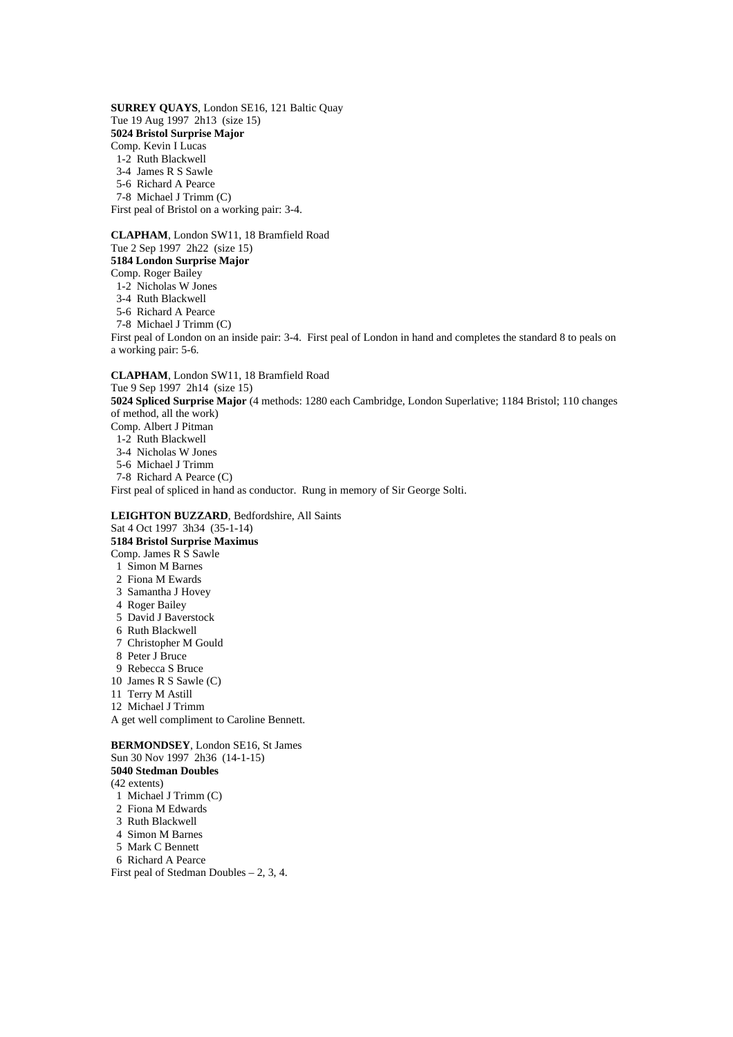**SURREY QUAYS**, London SE16, 121 Baltic Quay
Tue 19 Aug 1997  2h13  (size 15)
**5024 Bristol Surprise Major**
Comp. Kevin I Lucas
 1-2  Ruth Blackwell
 3-4  James R S Sawle
 5-6  Richard A Pearce
 7-8  Michael J Trimm (C)
First peal of Bristol on a working pair: 3-4.

**CLAPHAM**, London SW11, 18 Bramfield Road
Tue 2 Sep 1997  2h22  (size 15)
**5184 London Surprise Major**
Comp. Roger Bailey
 1-2  Nicholas W Jones
 3-4  Ruth Blackwell
 5-6  Richard A Pearce
 7-8  Michael J Trimm (C)
First peal of London on an inside pair: 3-4.  First peal of London in hand and completes the standard 8 to peals on a working pair: 5-6.

**CLAPHAM**, London SW11, 18 Bramfield Road
Tue 9 Sep 1997  2h14  (size 15)
**5024 Spliced Surprise Major** (4 methods: 1280 each Cambridge, London Superlative; 1184 Bristol; 110 changes of method, all the work)
Comp. Albert J Pitman
 1-2  Ruth Blackwell
 3-4  Nicholas W Jones
 5-6  Michael J Trimm
 7-8  Richard A Pearce (C)
First peal of spliced in hand as conductor.  Rung in memory of Sir George Solti.

**LEIGHTON BUZZARD**, Bedfordshire, All Saints
Sat 4 Oct 1997  3h34  (35-1-14)
**5184 Bristol Surprise Maximus**
Comp. James R S Sawle
 1  Simon M Barnes
 2  Fiona M Ewards
 3  Samantha J Hovey
 4  Roger Bailey
 5  David J Baverstock
 6  Ruth Blackwell
 7  Christopher M Gould
 8  Peter J Bruce
 9  Rebecca S Bruce
10  James R S Sawle (C)
11  Terry M Astill
12  Michael J Trimm
A get well compliment to Caroline Bennett.

**BERMONDSEY**, London SE16, St James
Sun 30 Nov 1997  2h36  (14-1-15)
**5040 Stedman Doubles**
(42 extents)
 1  Michael J Trimm (C)
 2  Fiona M Edwards
 3  Ruth Blackwell
 4  Simon M Barnes
 5  Mark C Bennett
 6  Richard A Pearce
First peal of Stedman Doubles – 2, 3, 4.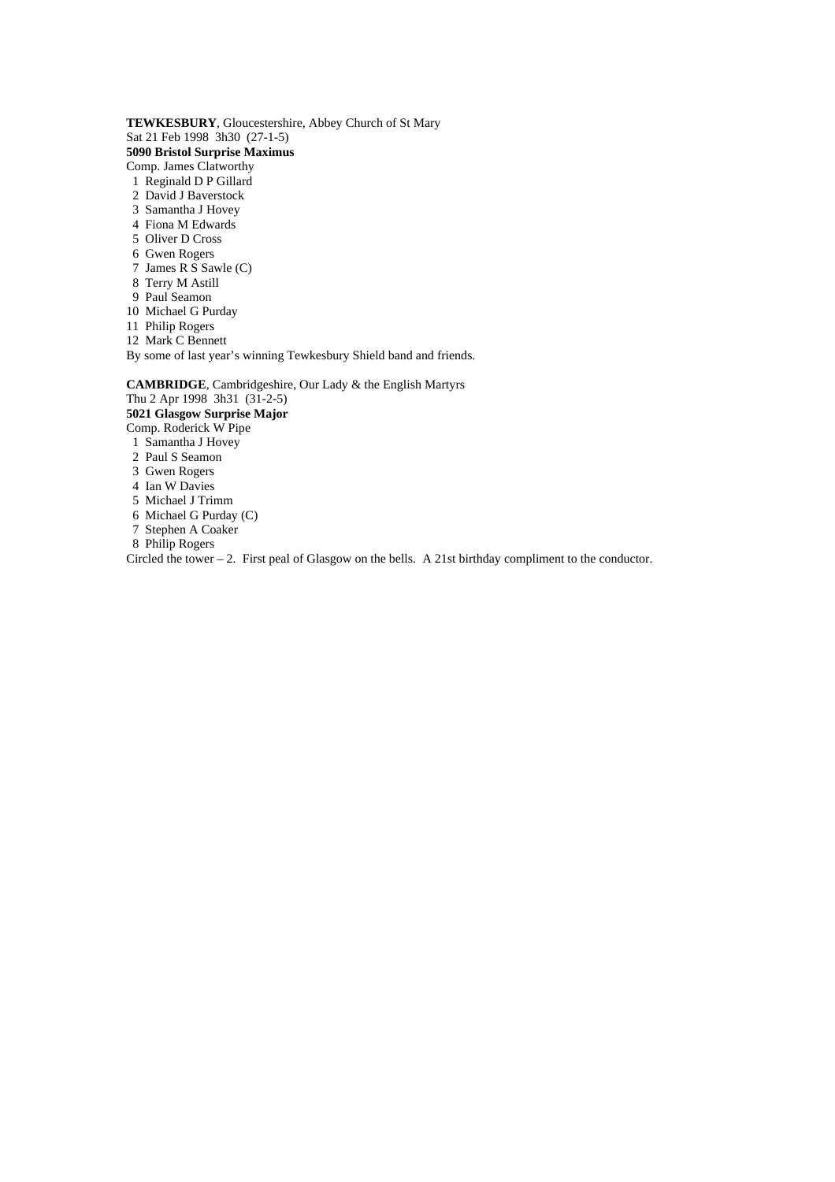**TEWKESBURY**, Gloucestershire, Abbey Church of St Mary
Sat 21 Feb 1998  3h30  (27-1-5)
**5090 Bristol Surprise Maximus**
Comp. James Clatworthy

1 Reginald D P Gillard
2 David J Baverstock
3 Samantha J Hovey
4 Fiona M Edwards
5 Oliver D Cross
6 Gwen Rogers
7 James R S Sawle (C)
8 Terry M Astill
9 Paul Seamon
10 Michael G Purday
11 Philip Rogers
12 Mark C Bennett

By some of last year's winning Tewkesbury Shield band and friends.

**CAMBRIDGE**, Cambridgeshire, Our Lady & the English Martyrs
Thu 2 Apr 1998  3h31  (31-2-5)
**5021 Glasgow Surprise Major**
Comp. Roderick W Pipe

1 Samantha J Hovey
2 Paul S Seamon
3 Gwen Rogers
4 Ian W Davies
5 Michael J Trimm
6 Michael G Purday (C)
7 Stephen A Coaker
8 Philip Rogers

Circled the tower – 2.  First peal of Glasgow on the bells.  A 21st birthday compliment to the conductor.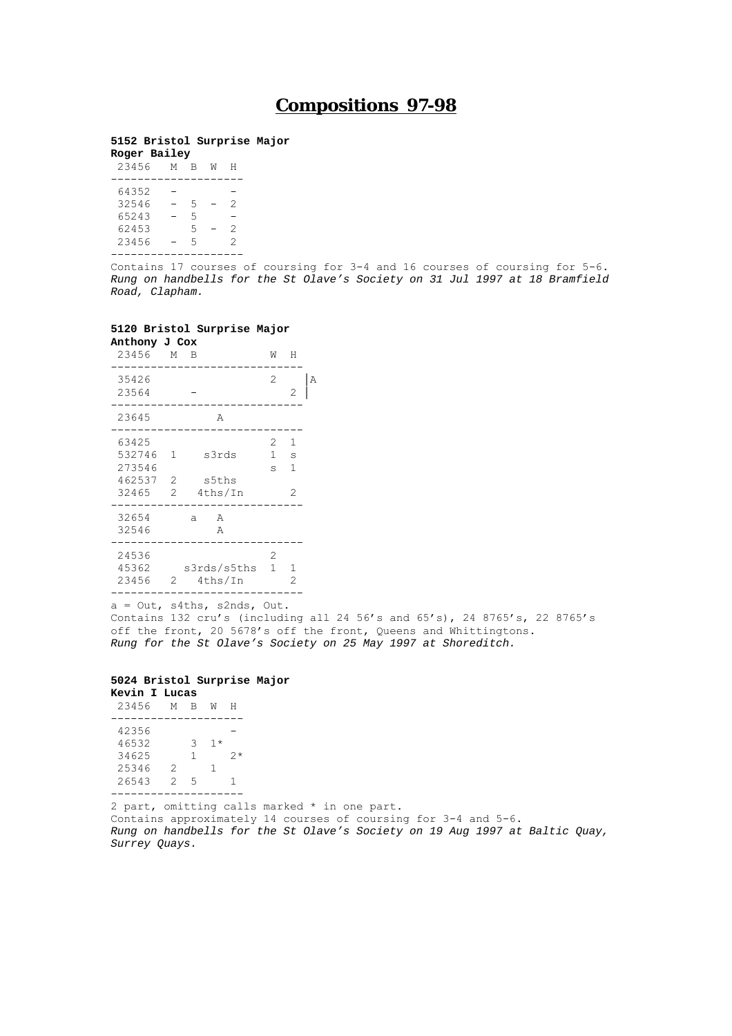# Compositions 97-98

**5152 Bristol Surprise Major**
**Roger Bailey**

| 23456 | M | B | W | H |
|---|---|---|---|---|
| 64352 | – | | | – |
| 32546 | – | 5 | – | 2 |
| 65243 | – | 5 | | – |
| 62453 | | 5 | – | 2 |
| 23456 | – | 5 | | 2 |

Contains 17 courses of coursing for 3-4 and 16 courses of coursing for 5-6.
*Rung on handbells for the St Olave's Society on 31 Jul 1997 at 18 Bramfield Road, Clapham.*

**5120 Bristol Surprise Major**
**Anthony J Cox**

| 23456 | M | B | | W | H | |
|---|---|---|---|---|---|---|
| 35426 | | | | 2 | | A |
| 23564 | | – | | | 2 | |
| 23645 | | | A | | | |
| 63425 | | | | 2 | 1 | |
| 532746 | 1 | | s3rds | 1 | s | |
| 273546 | | | | s | 1 | |
| 462537 | 2 | | s5ths | | | |
| 32465 | 2 | | 4ths/In | | 2 | |
| 32654 | | a | A | | | |
| 32546 | | | A | | | |
| 24536 | | | | 2 | | |
| 45362 | | | s3rds/s5ths | 1 | 1 | |
| 23456 | 2 | | 4ths/In | | 2 | |

a = Out, s4ths, s2nds, Out.
Contains 132 cru's (including all 24 56's and 65's), 24 8765's, 22 8765's off the front, 20 5678's off the front, Queens and Whittingtons.
*Rung for the St Olave's Society on 25 May 1997 at Shoreditch.*

**5024 Bristol Surprise Major**
**Kevin I Lucas**

| 23456 | M | B | W | H |
|---|---|---|---|---|
| 42356 | | | | – |
| 46532 | | 3 | 1* | |
| 34625 | | 1 | | 2* |
| 25346 | 2 | | 1 | |
| 26543 | 2 | 5 | | 1 |

2 part, omitting calls marked * in one part.
Contains approximately 14 courses of coursing for 3-4 and 5-6.
*Rung on handbells for the St Olave's Society on 19 Aug 1997 at Baltic Quay, Surrey Quays.*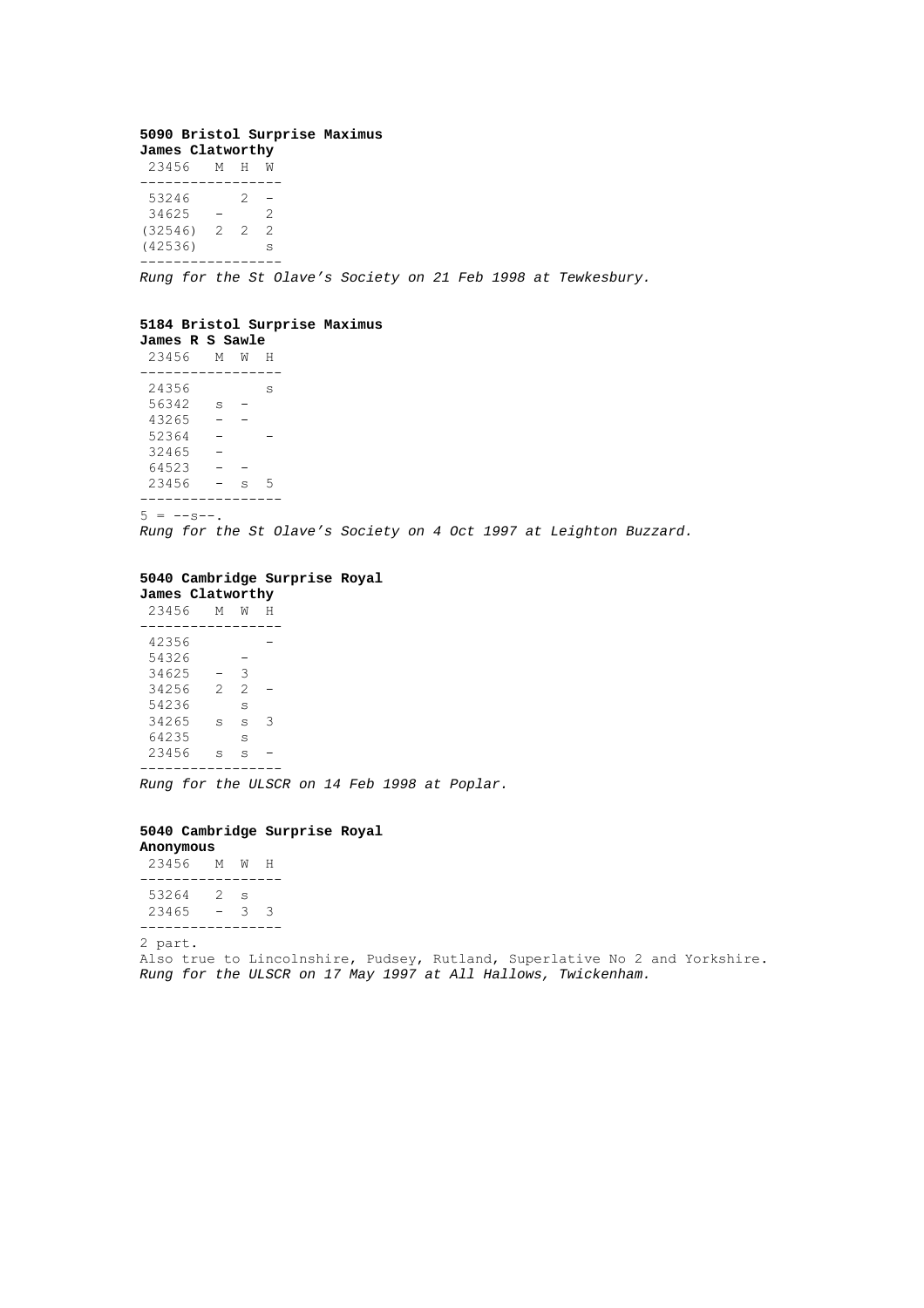**5090 Bristol Surprise Maximus**
**James Clatworthy**

| 23456 | M | H | W |
|---|---|---|---|
| 53246 | | 2 | – |
| 34625 | – | | 2 |
| (32546) | 2 | 2 | 2 |
| (42536) | | | s |

*Rung for the St Olave's Society on 21 Feb 1998 at Tewkesbury.*

**5184 Bristol Surprise Maximus**
**James R S Sawle**

| 23456 | M | W | H |
|---|---|---|---|
| 24356 | | | s |
| 56342 | s | – | |
| 43265 | – | – | |
| 52364 | – | | – |
| 32465 | – | | |
| 64523 | – | – | |
| 23456 | – | s | 5 |

5 = --s--.
*Rung for the St Olave's Society on 4 Oct 1997 at Leighton Buzzard.*

**5040 Cambridge Surprise Royal**
**James Clatworthy**

| 23456 | M | W | H |
|---|---|---|---|
| 42356 | | | – |
| 54326 | | – | |
| 34625 | – | 3 | |
| 34256 | 2 | 2 | – |
| 54236 | | s | |
| 34265 | s | s | 3 |
| 64235 | | s | |
| 23456 | s | s | – |

*Rung for the ULSCR on 14 Feb 1998 at Poplar.*

**5040 Cambridge Surprise Royal**
**Anonymous**

| 23456 | M | W | H |
|---|---|---|---|
| 53264 | 2 | s | |
| 23465 | – | 3 | 3 |

2 part.
Also true to Lincolnshire, Pudsey, Rutland, Superlative No 2 and Yorkshire.
*Rung for the ULSCR on 17 May 1997 at All Hallows, Twickenham.*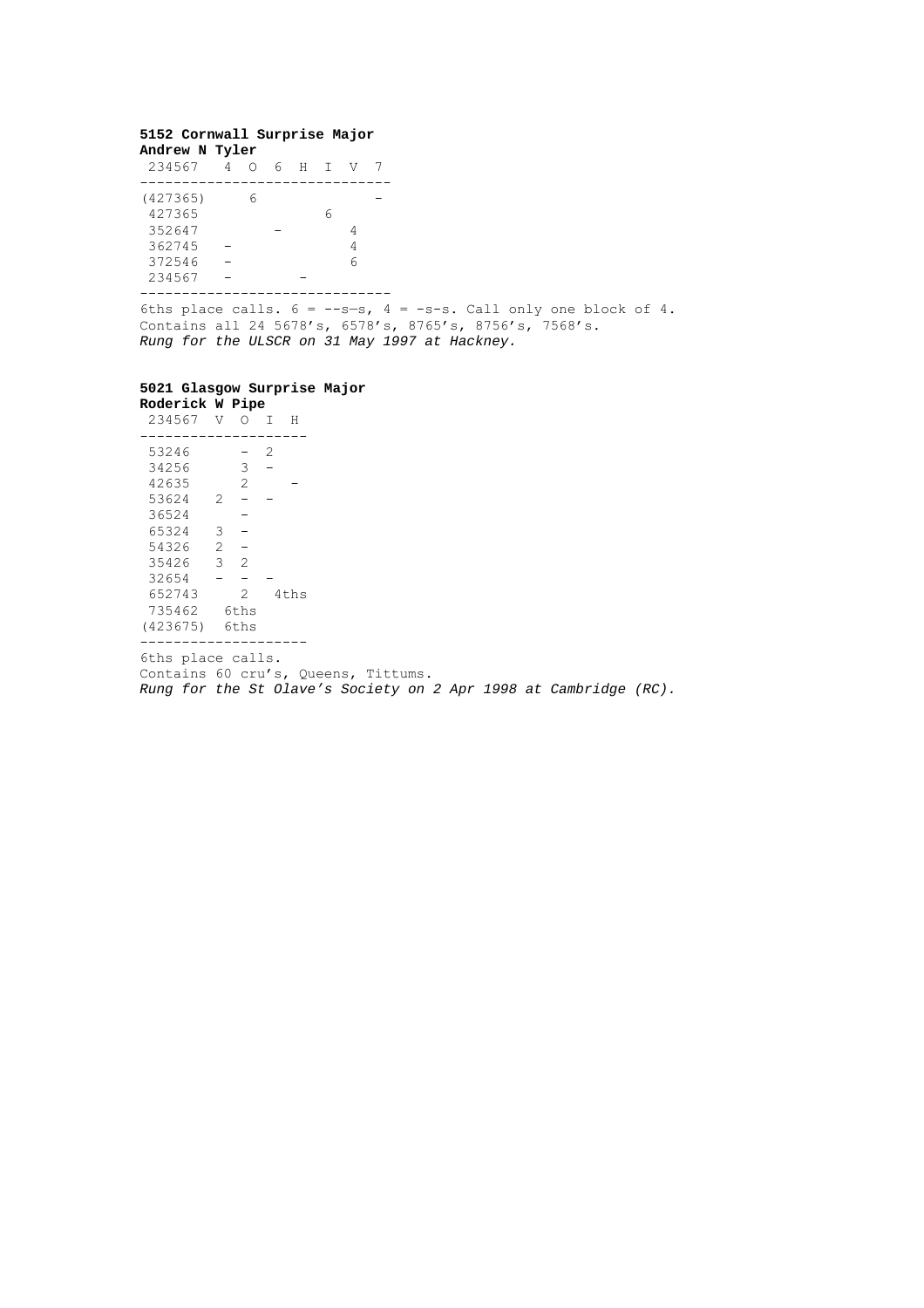**5152 Cornwall Surprise Major**
**Andrew N Tyler**

| 234567 | 4 | O | 6 | H | I | V | 7 |
|---|---|---|---|---|---|---|---|
| (427365) | | 6 | | | | | – |
| 427365 | | | | | 6 | | |
| 352647 | | | – | | | 4 | |
| 362745 | – | | | | | 4 | |
| 372546 | – | | | | | 6 | |
| 234567 | – | | | – | | | |

6ths place calls. 6 = --s—s, 4 = -s-s. Call only one block of 4.
Contains all 24 5678's, 6578's, 8765's, 8756's, 7568's.
*Rung for the ULSCR on 31 May 1997 at Hackney.*

**5021 Glasgow Surprise Major**
**Roderick W Pipe**

| 234567 | V | O | I | H |
|---|---|---|---|---|
| 53246 | | – | 2 | |
| 34256 | | 3 | – | |
| 42635 | | 2 | | – |
| 53624 | 2 | – | – | |
| 36524 | | – | | |
| 65324 | 3 | – | | |
| 54326 | 2 | – | | |
| 35426 | 3 | 2 | | |
| 32654 | – | – | – | |
| 652743 | | 2 | 4ths | |
| 735462 | 6ths | | | |
| (423675) | 6ths | | | |

6ths place calls.
Contains 60 cru's, Queens, Tittums.
*Rung for the St Olave's Society on 2 Apr 1998 at Cambridge (RC).*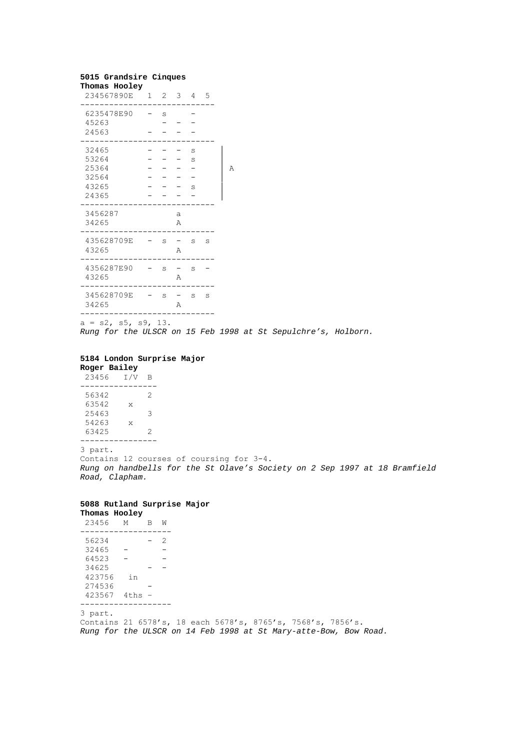**5015 Grandsire Cinques**
**Thomas Hooley**

```
 234567890E   1  2  3  4  5
----------------------------
 6235478E90   -  s     -
 45263           -  -  -
 24563        -  -  -  -
----------------------------
 32465        -  -  -  s     |
 53264        -  -  -  s     |
 25364        -  -  -  -     |  A
 32564        -  -  -  -     |
 43265        -  -  -  s     |
 24365        -  -  -  -     |
----------------------------
 3456287            a
 34265              A
----------------------------
 435628709E   -  s  -  s  s
 43265              A
----------------------------
 4356287E90   -  s  -  s  -
 43265              A
----------------------------
 345628709E   -  s  -  s  s
 34265              A
----------------------------
```

a = s2, s5, s9, 13.
*Rung for the ULSCR on 15 Feb 1998 at St Sepulchre's, Holborn.*

**5184 London Surprise Major**
**Roger Bailey**

```
 23456   I/V  B
----------------
 56342        2
 63542    x
 25463        3
 54263    x
 63425        2
----------------
```

3 part.
Contains 12 courses of coursing for 3-4.
*Rung on handbells for the St Olave's Society on 2 Sep 1997 at 18 Bramfield Road, Clapham.*

**5088 Rutland Surprise Major**
**Thomas Hooley**

```
 23456   M    B  W
-------------------
 56234        -  2
 32465   -       -
 64523   -       -
 34625        -  -
 423756   in
 274536          -
 423567  4ths –
-------------------
```

3 part.
Contains 21 6578's, 18 each 5678's, 8765's, 7568's, 7856's.
*Rung for the ULSCR on 14 Feb 1998 at St Mary-atte-Bow, Bow Road.*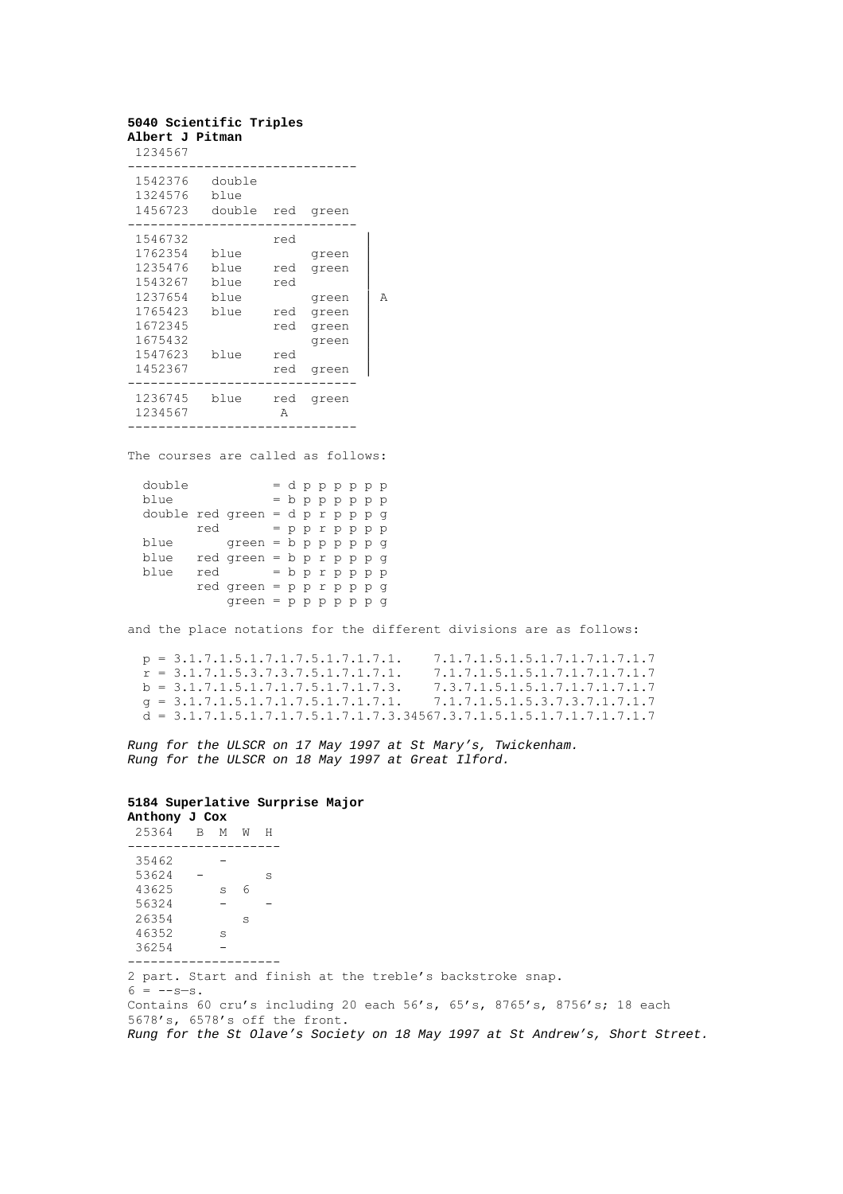**5040 Scientific Triples**
**Albert J Pitman**

```
 1234567
------------------------------
 1542376   double
 1324576   blue
 1456723   double  red  green
------------------------------
 1546732           red           |
 1762354   blue         green    |
 1235476   blue    red  green    |
 1543267   blue    red           |
 1237654   blue         green    |  A
 1765423   blue    red  green    |
 1672345           red  green    |
 1675432                green    |
 1547623   blue    red           |
 1452367           red  green    |
------------------------------
 1236745   blue    red  green
 1234567            A
------------------------------
```

The courses are called as follows:

```
  double           = d p p p p p p
  blue             = b p p p p p p
  double red green = d p r p p p g
         red       = p p r p p p p
  blue       green = b p p p p p g
  blue   red green = b p r p p p g
  blue   red       = b p r p p p p
         red green = p p r p p p g
             green = p p p p p p g
```

and the place notations for the different divisions are as follows:

```
  p = 3.1.7.1.5.1.7.1.7.5.1.7.1.7.1.    7.1.7.1.5.1.5.1.7.1.7.1.7.1.7
  r = 3.1.7.1.5.3.7.3.7.5.1.7.1.7.1.    7.1.7.1.5.1.5.1.7.1.7.1.7.1.7
  b = 3.1.7.1.5.1.7.1.7.5.1.7.1.7.3.    7.3.7.1.5.1.5.1.7.1.7.1.7.1.7
  g = 3.1.7.1.5.1.7.1.7.5.1.7.1.7.1.    7.1.7.1.5.1.5.3.7.3.7.1.7.1.7
  d = 3.1.7.1.5.1.7.1.7.5.1.7.1.7.3.34567.3.7.1.5.1.5.1.7.1.7.1.7.1.7
```

*Rung for the ULSCR on 17 May 1997 at St Mary's, Twickenham.*
*Rung for the ULSCR on 18 May 1997 at Great Ilford.*

**5184 Superlative Surprise Major**
**Anthony J Cox**

```
 25364   B  M  W  H
--------------------
 35462      -
 53624   -        s
 43625      s  6
 56324      -     -
 26354         s
 46352      s
 36254      -
--------------------
```

2 part. Start and finish at the treble's backstroke snap.
6 = --s—s.
Contains 60 cru's including 20 each 56's, 65's, 8765's, 8756's; 18 each 5678's, 6578's off the front.
*Rung for the St Olave's Society on 18 May 1997 at St Andrew's, Short Street.*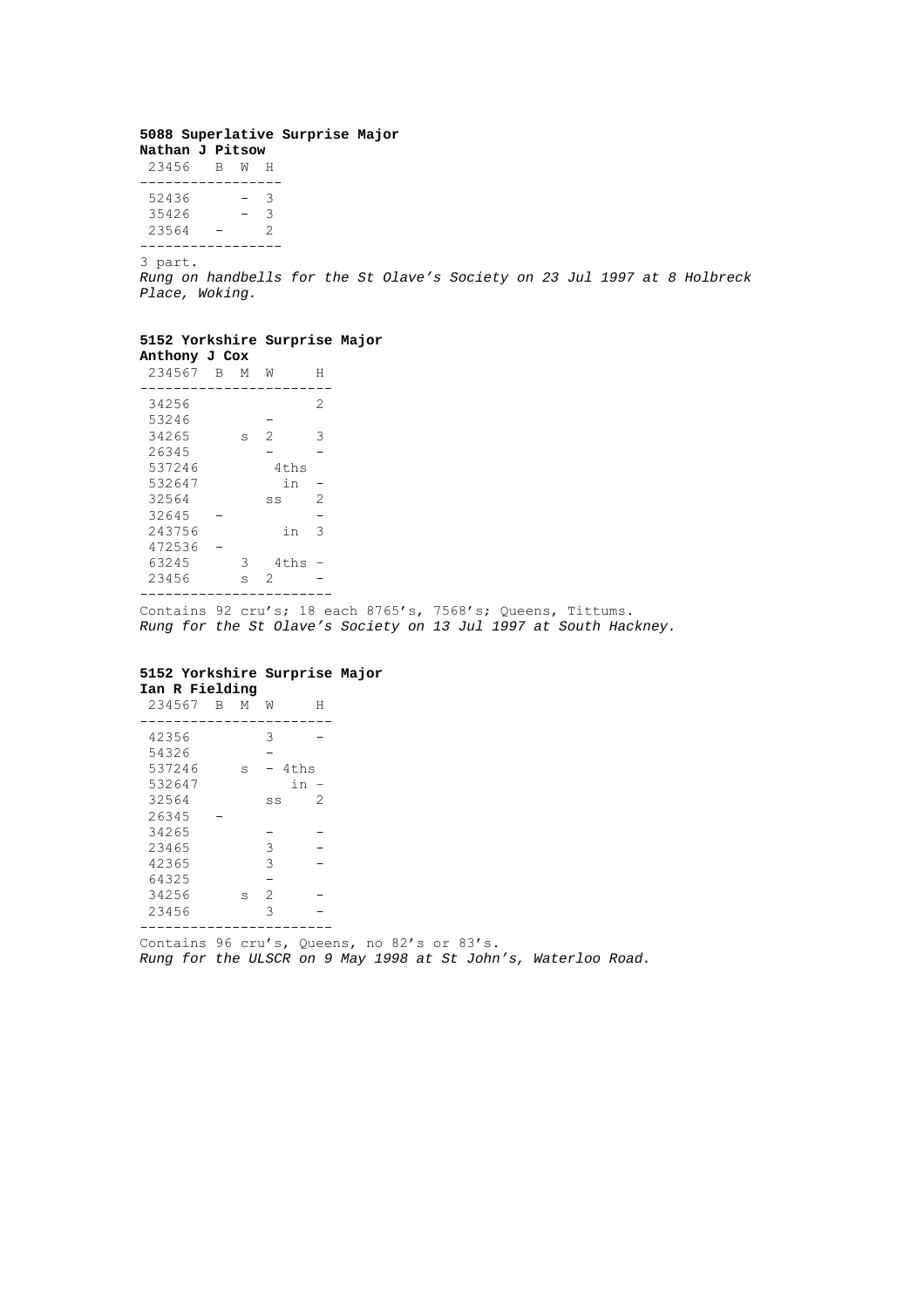**5088 Superlative Surprise Major**
**Nathan J Pitsow**

```
 23456   B  W  H
-----------------
 52436      -  3
 35426      -  3
 23564   -     2
-----------------
```

3 part.
*Rung on handbells for the St Olave's Society on 23 Jul 1997 at 8 Holbreck Place, Woking.*

**5152 Yorkshire Surprise Major**
**Anthony J Cox**

```
 234567  B  M  W     H
-----------------------
 34256               2
 53246         -
 34265      s  2     3
 26345         -     -
 537246         4ths
 532647           in -
 32564         ss    2
 32645   -           -
 243756           in 3
 472536  -
 63245      3   4ths -
 23456      s  2     -
-----------------------
```

Contains 92 cru's; 18 each 8765's, 7568's; Queens, Tittums.
*Rung for the St Olave's Society on 13 Jul 1997 at South Hackney.*

**5152 Yorkshire Surprise Major**
**Ian R Fielding**

```
 234567  B  M  W     H
-----------------------
 42356         3     -
 54326         -
 537246     s  - 4ths
 532647           in -
 32564         ss    2
 26345   -
 34265         -     -
 23465         3     -
 42365         3     -
 64325         -
 34256      s  2     -
 23456         3     -
-----------------------
```

Contains 96 cru's, Queens, no 82's or 83's.
*Rung for the ULSCR on 9 May 1998 at St John's, Waterloo Road.*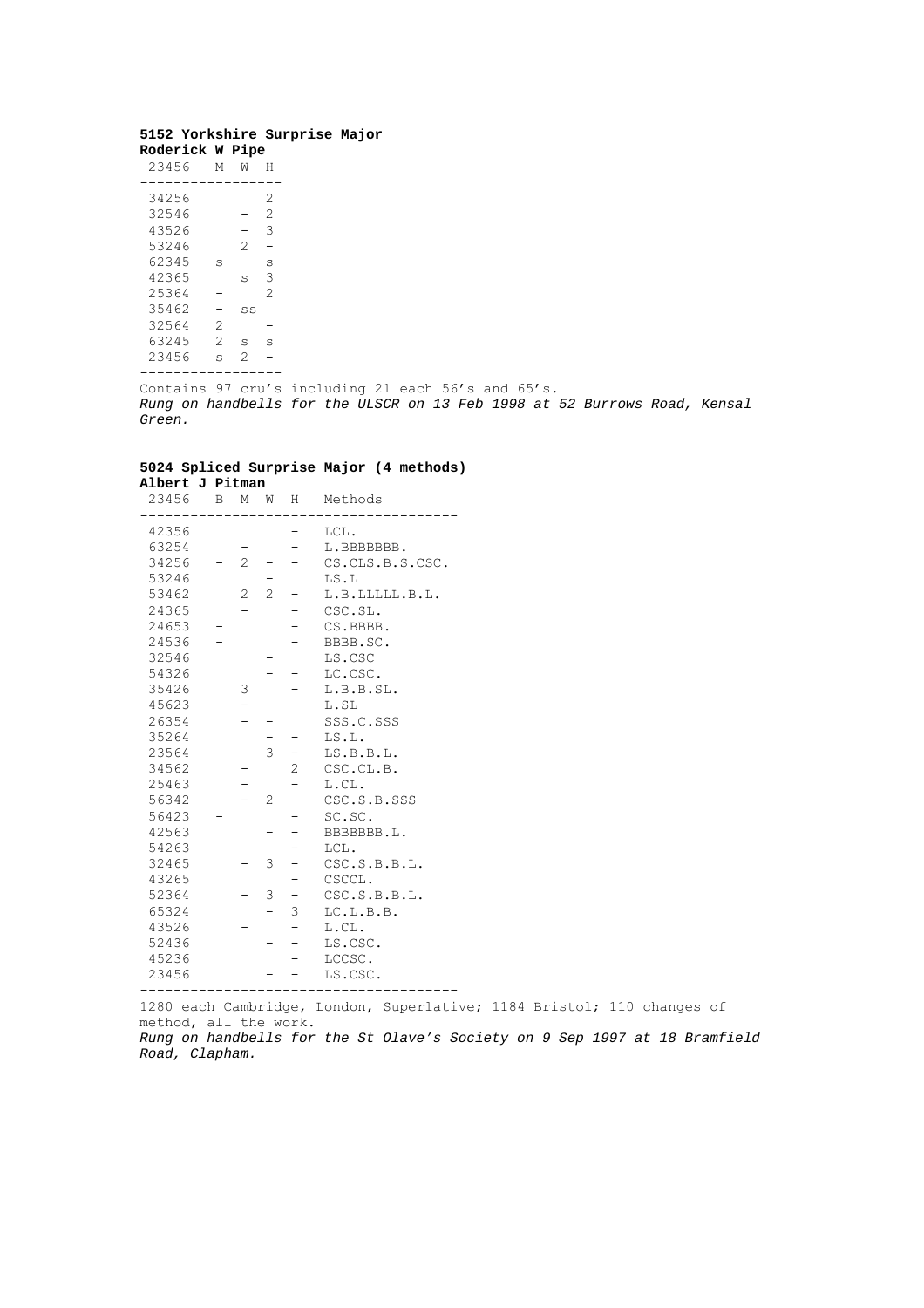**5152 Yorkshire Surprise Major**
**Roderick W Pipe**

| 23456 | M | W | H |
|---|---|---|---|
| 34256 | | | 2 |
| 32546 | | – | 2 |
| 43526 | | – | 3 |
| 53246 | | 2 | – |
| 62345 | s | | s |
| 42365 | | s | 3 |
| 25364 | – | | 2 |
| 35462 | – | ss | |
| 32564 | 2 | | – |
| 63245 | 2 | s | s |
| 23456 | s | 2 | – |

Contains 97 cru's including 21 each 56's and 65's.
*Rung on handbells for the ULSCR on 13 Feb 1998 at 52 Burrows Road, Kensal Green.*

**5024 Spliced Surprise Major (4 methods)**
**Albert J Pitman**

| 23456 | B | M | W | H | Methods |
|---|---|---|---|---|---|
| 42356 | | | | – | LCL. |
| 63254 | | – | | – | L.BBBBBBB. |
| 34256 | – | 2 | – | – | CS.CLS.B.S.CSC. |
| 53246 | | | – | | LS.L |
| 53462 | | 2 | 2 | – | L.B.LLLLL.B.L. |
| 24365 | | – | | – | CSC.SL. |
| 24653 | – | | | – | CS.BBBB. |
| 24536 | – | | | – | BBBB.SC. |
| 32546 | | | – | | LS.CSC |
| 54326 | | | – | – | LC.CSC. |
| 35426 | | 3 | | – | L.B.B.SL. |
| 45623 | | – | | | L.SL |
| 26354 | | – | – | | SSS.C.SSS |
| 35264 | | | – | – | LS.L. |
| 23564 | | | 3 | – | LS.B.B.L. |
| 34562 | | – | | 2 | CSC.CL.B. |
| 25463 | | – | | – | L.CL. |
| 56342 | | – | 2 | | CSC.S.B.SSS |
| 56423 | – | | | – | SC.SC. |
| 42563 | | | – | – | BBBBBBB.L. |
| 54263 | | | | – | LCL. |
| 32465 | | – | 3 | – | CSC.S.B.B.L. |
| 43265 | | | | – | CSCCL. |
| 52364 | | – | 3 | – | CSC.S.B.B.L. |
| 65324 | | | – | 3 | LC.L.B.B. |
| 43526 | | – | | – | L.CL. |
| 52436 | | | – | – | LS.CSC. |
| 45236 | | | | – | LCCSC. |
| 23456 | | | – | – | LS.CSC. |

1280 each Cambridge, London, Superlative; 1184 Bristol; 110 changes of method, all the work.
*Rung on handbells for the St Olave's Society on 9 Sep 1997 at 18 Bramfield Road, Clapham.*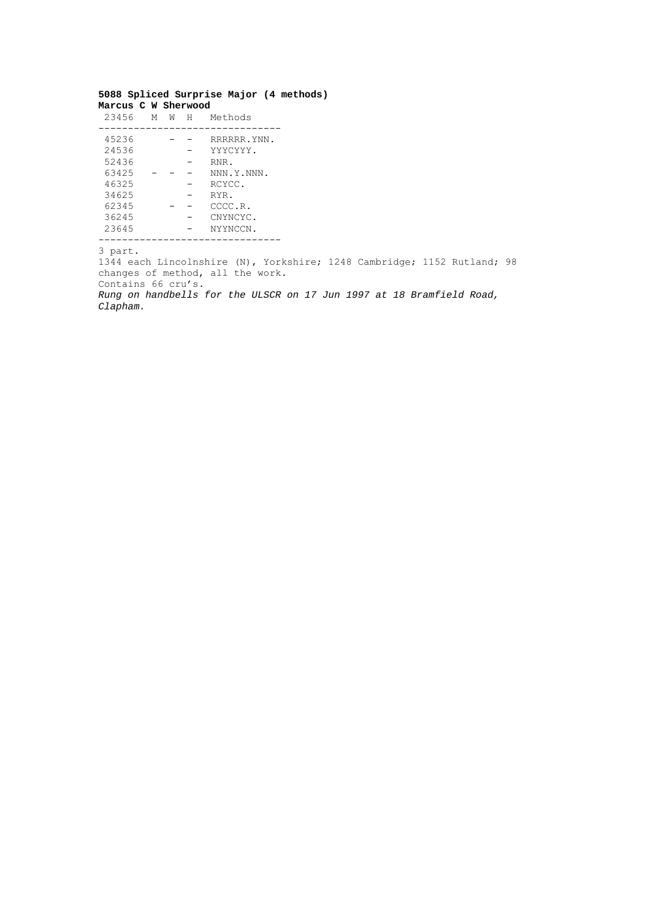**5088 Spliced Surprise Major (4 methods)**
**Marcus C W Sherwood**

| 23456 | M | W | H | Methods |
|---|---|---|---|---|
| 45236 | | – | – | RRRRRR.YNN. |
| 24536 | | | – | YYYCYYY. |
| 52436 | | | – | RNR. |
| 63425 | – | – | – | NNN.Y.NNN. |
| 46325 | | | – | RCYCC. |
| 34625 | | | – | RYR. |
| 62345 | | – | – | CCCC.R. |
| 36245 | | | – | CNYNCYC. |
| 23645 | | | – | NYYNCCN. |

3 part.
1344 each Lincolnshire (N), Yorkshire; 1248 Cambridge; 1152 Rutland; 98 changes of method, all the work.
Contains 66 cru's.
*Rung on handbells for the ULSCR on 17 Jun 1997 at 18 Bramfield Road, Clapham.*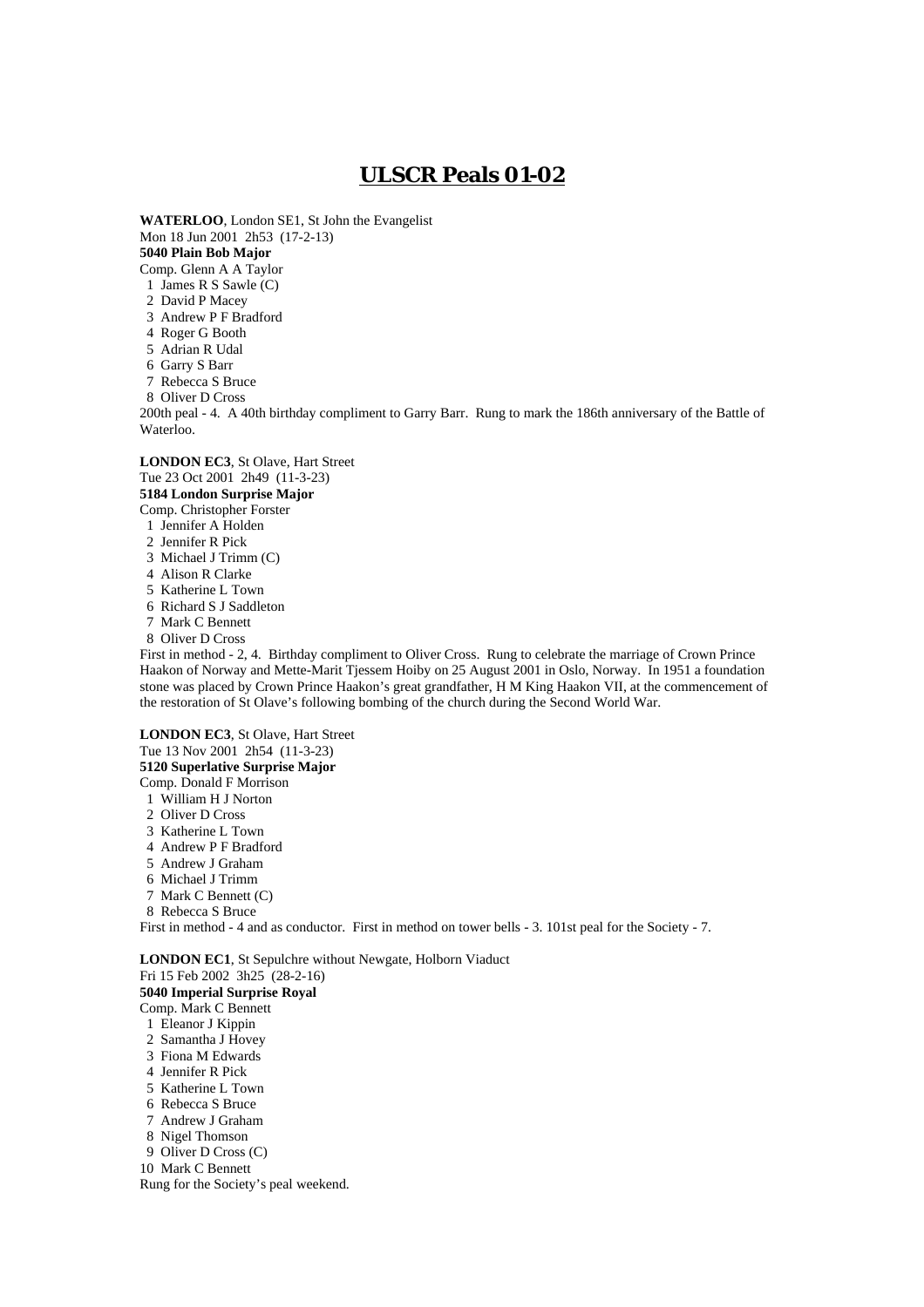# ULSCR Peals 01-02

**WATERLOO**, London SE1, St John the Evangelist
Mon 18 Jun 2001 2h53 (17-2-13)
**5040 Plain Bob Major**
Comp. Glenn A A Taylor
1 James R S Sawle (C)
2 David P Macey
3 Andrew P F Bradford
4 Roger G Booth
5 Adrian R Udal
6 Garry S Barr
7 Rebecca S Bruce
8 Oliver D Cross
200th peal - 4. A 40th birthday compliment to Garry Barr. Rung to mark the 186th anniversary of the Battle of Waterloo.

**LONDON EC3**, St Olave, Hart Street
Tue 23 Oct 2001 2h49 (11-3-23)
**5184 London Surprise Major**
Comp. Christopher Forster
1 Jennifer A Holden
2 Jennifer R Pick
3 Michael J Trimm (C)
4 Alison R Clarke
5 Katherine L Town
6 Richard S J Saddleton
7 Mark C Bennett
8 Oliver D Cross
First in method - 2, 4. Birthday compliment to Oliver Cross. Rung to celebrate the marriage of Crown Prince Haakon of Norway and Mette-Marit Tjessem Hoiby on 25 August 2001 in Oslo, Norway. In 1951 a foundation stone was placed by Crown Prince Haakon's great grandfather, H M King Haakon VII, at the commencement of the restoration of St Olave's following bombing of the church during the Second World War.

**LONDON EC3**, St Olave, Hart Street
Tue 13 Nov 2001 2h54 (11-3-23)
**5120 Superlative Surprise Major**
Comp. Donald F Morrison
1 William H J Norton
2 Oliver D Cross
3 Katherine L Town
4 Andrew P F Bradford
5 Andrew J Graham
6 Michael J Trimm
7 Mark C Bennett (C)
8 Rebecca S Bruce
First in method - 4 and as conductor. First in method on tower bells - 3. 101st peal for the Society - 7.

**LONDON EC1**, St Sepulchre without Newgate, Holborn Viaduct
Fri 15 Feb 2002 3h25 (28-2-16)
**5040 Imperial Surprise Royal**
Comp. Mark C Bennett
1 Eleanor J Kippin
2 Samantha J Hovey
3 Fiona M Edwards
4 Jennifer R Pick
5 Katherine L Town
6 Rebecca S Bruce
7 Andrew J Graham
8 Nigel Thomson
9 Oliver D Cross (C)
10 Mark C Bennett
Rung for the Society's peal weekend.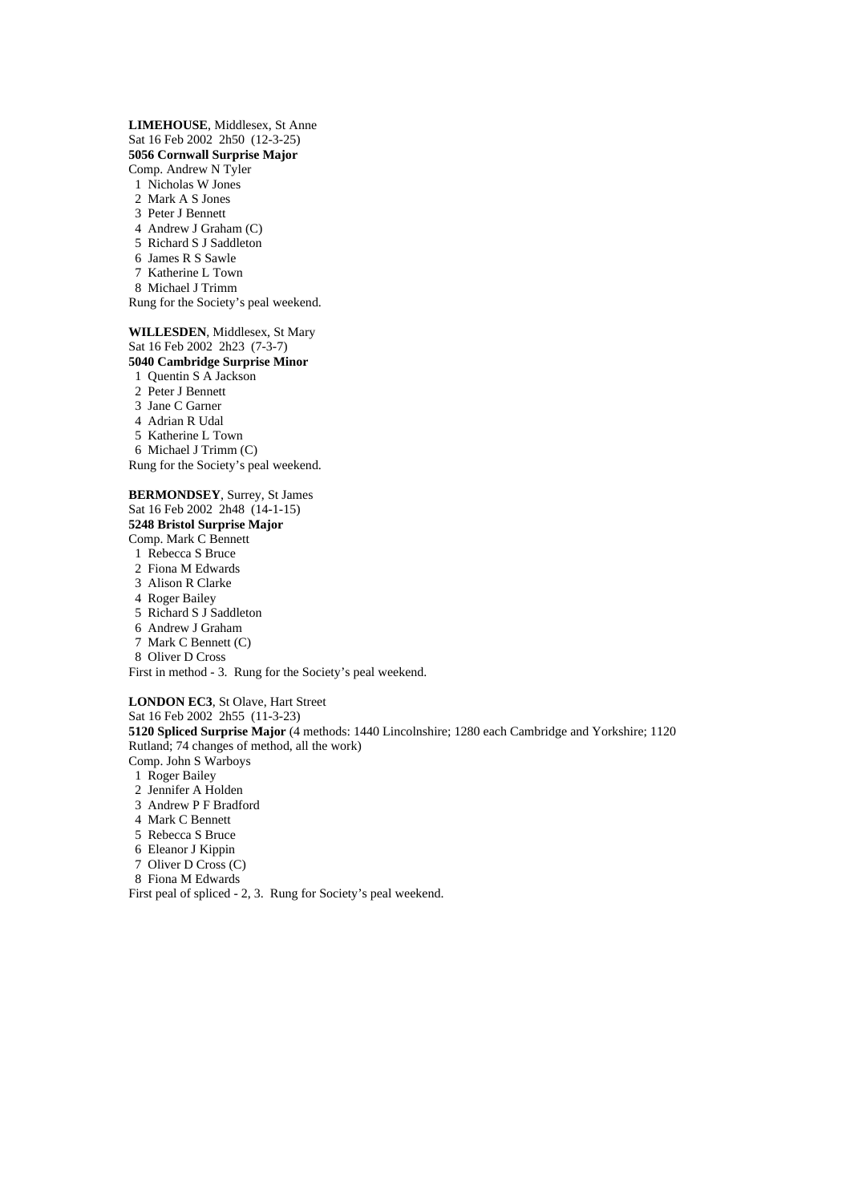**LIMEHOUSE**, Middlesex, St Anne
Sat 16 Feb 2002 2h50 (12-3-25)
**5056 Cornwall Surprise Major**
Comp. Andrew N Tyler
1 Nicholas W Jones
2 Mark A S Jones
3 Peter J Bennett
4 Andrew J Graham (C)
5 Richard S J Saddleton
6 James R S Sawle
7 Katherine L Town
8 Michael J Trimm
Rung for the Society's peal weekend.

**WILLESDEN**, Middlesex, St Mary
Sat 16 Feb 2002 2h23 (7-3-7)
**5040 Cambridge Surprise Minor**
1 Quentin S A Jackson
2 Peter J Bennett
3 Jane C Garner
4 Adrian R Udal
5 Katherine L Town
6 Michael J Trimm (C)
Rung for the Society's peal weekend.

**BERMONDSEY**, Surrey, St James
Sat 16 Feb 2002 2h48 (14-1-15)
**5248 Bristol Surprise Major**
Comp. Mark C Bennett
1 Rebecca S Bruce
2 Fiona M Edwards
3 Alison R Clarke
4 Roger Bailey
5 Richard S J Saddleton
6 Andrew J Graham
7 Mark C Bennett (C)
8 Oliver D Cross
First in method - 3. Rung for the Society's peal weekend.

**LONDON EC3**, St Olave, Hart Street
Sat 16 Feb 2002 2h55 (11-3-23)
**5120 Spliced Surprise Major** (4 methods: 1440 Lincolnshire; 1280 each Cambridge and Yorkshire; 1120 Rutland; 74 changes of method, all the work)
Comp. John S Warboys
1 Roger Bailey
2 Jennifer A Holden
3 Andrew P F Bradford
4 Mark C Bennett
5 Rebecca S Bruce
6 Eleanor J Kippin
7 Oliver D Cross (C)
8 Fiona M Edwards
First peal of spliced - 2, 3. Rung for Society's peal weekend.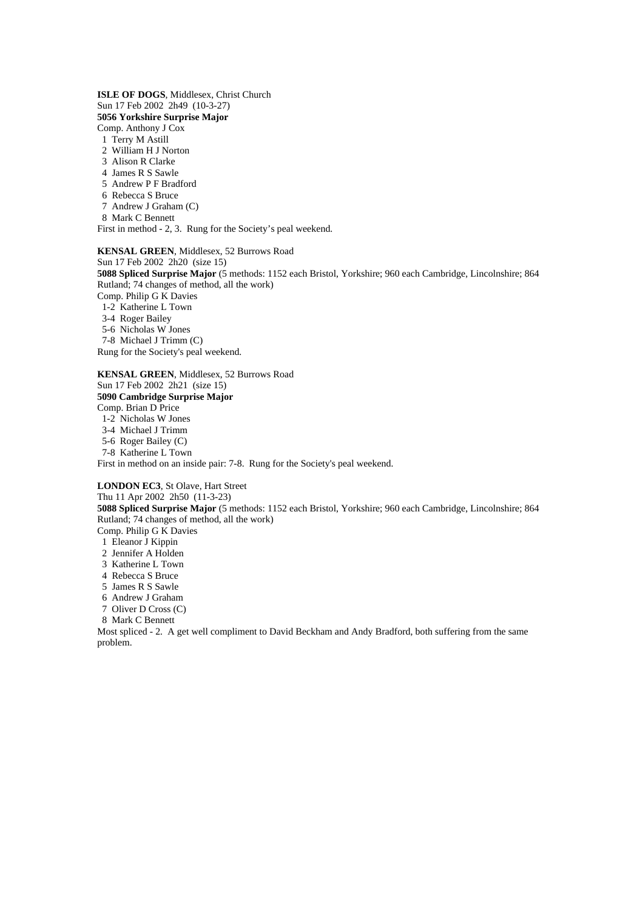**ISLE OF DOGS**, Middlesex, Christ Church
Sun 17 Feb 2002  2h49  (10-3-27)
**5056 Yorkshire Surprise Major**
Comp. Anthony J Cox
 1  Terry M Astill
 2  William H J Norton
 3  Alison R Clarke
 4  James R S Sawle
 5  Andrew P F Bradford
 6  Rebecca S Bruce
 7  Andrew J Graham (C)
 8  Mark C Bennett
First in method - 2, 3.  Rung for the Society's peal weekend.

**KENSAL GREEN**, Middlesex, 52 Burrows Road
Sun 17 Feb 2002  2h20  (size 15)
**5088 Spliced Surprise Major** (5 methods: 1152 each Bristol, Yorkshire; 960 each Cambridge, Lincolnshire; 864 Rutland; 74 changes of method, all the work)
Comp. Philip G K Davies
 1-2  Katherine L Town
 3-4  Roger Bailey
 5-6  Nicholas W Jones
 7-8  Michael J Trimm (C)
Rung for the Society's peal weekend.

**KENSAL GREEN**, Middlesex, 52 Burrows Road
Sun 17 Feb 2002  2h21  (size 15)
**5090 Cambridge Surprise Major**
Comp. Brian D Price
 1-2  Nicholas W Jones
 3-4  Michael J Trimm
 5-6  Roger Bailey (C)
 7-8  Katherine L Town
First in method on an inside pair: 7-8.  Rung for the Society's peal weekend.

**LONDON EC3**, St Olave, Hart Street
Thu 11 Apr 2002  2h50  (11-3-23)
**5088 Spliced Surprise Major** (5 methods: 1152 each Bristol, Yorkshire; 960 each Cambridge, Lincolnshire; 864 Rutland; 74 changes of method, all the work)
Comp. Philip G K Davies
 1  Eleanor J Kippin
 2  Jennifer A Holden
 3  Katherine L Town
 4  Rebecca S Bruce
 5  James R S Sawle
 6  Andrew J Graham
 7  Oliver D Cross (C)
 8  Mark C Bennett
Most spliced - 2.  A get well compliment to David Beckham and Andy Bradford, both suffering from the same problem.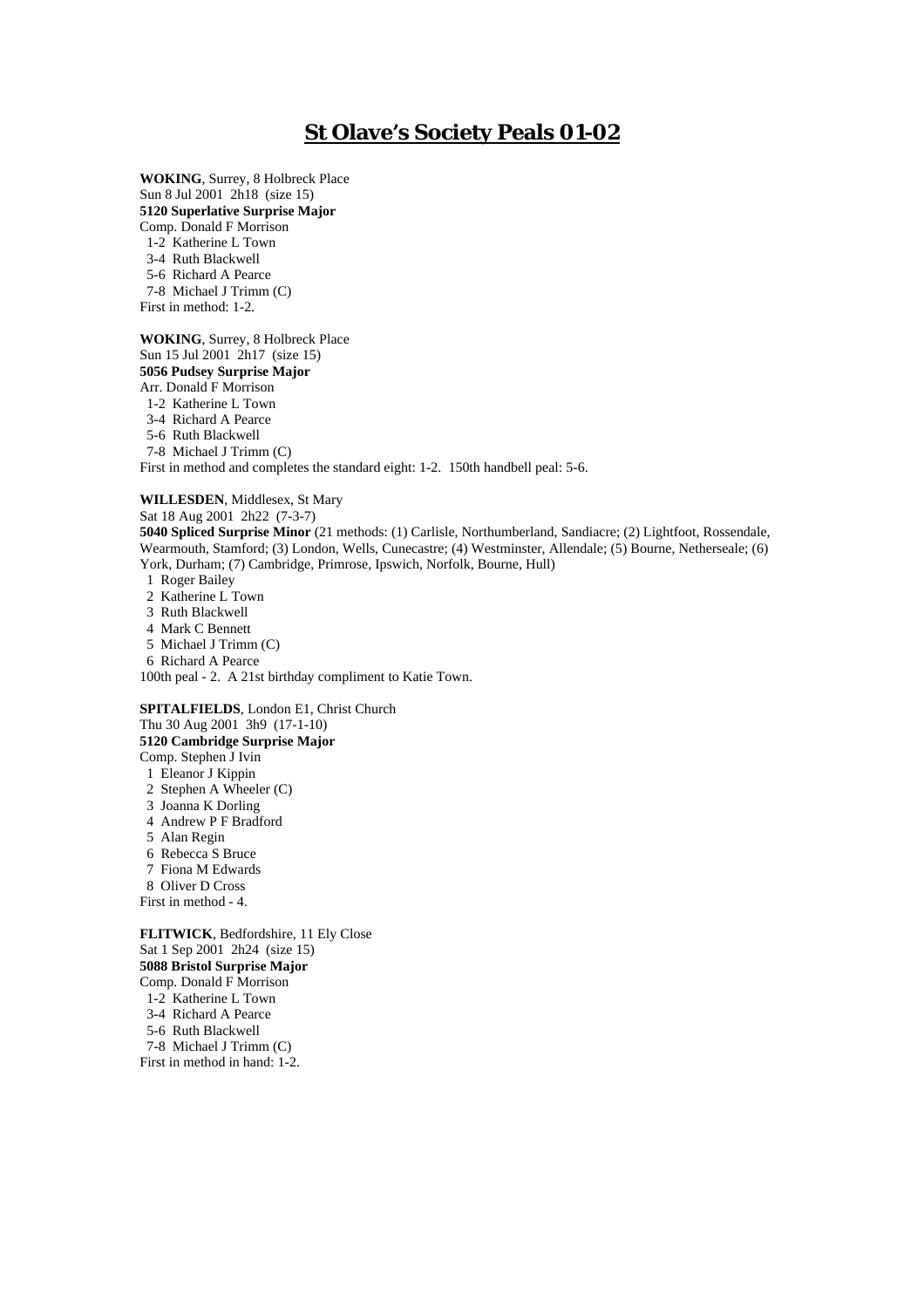# St Olave's Society Peals 01-02

**WOKING**, Surrey, 8 Holbreck Place
Sun 8 Jul 2001 2h18 (size 15)
**5120 Superlative Surprise Major**
Comp. Donald F Morrison
1-2 Katherine L Town
3-4 Ruth Blackwell
5-6 Richard A Pearce
7-8 Michael J Trimm (C)
First in method: 1-2.

**WOKING**, Surrey, 8 Holbreck Place
Sun 15 Jul 2001 2h17 (size 15)
**5056 Pudsey Surprise Major**
Arr. Donald F Morrison
1-2 Katherine L Town
3-4 Richard A Pearce
5-6 Ruth Blackwell
7-8 Michael J Trimm (C)
First in method and completes the standard eight: 1-2. 150th handbell peal: 5-6.

**WILLESDEN**, Middlesex, St Mary
Sat 18 Aug 2001 2h22 (7-3-7)
**5040 Spliced Surprise Minor** (21 methods: (1) Carlisle, Northumberland, Sandiacre; (2) Lightfoot, Rossendale, Wearmouth, Stamford; (3) London, Wells, Cunecastre; (4) Westminster, Allendale; (5) Bourne, Netherseale; (6) York, Durham; (7) Cambridge, Primrose, Ipswich, Norfolk, Bourne, Hull)
1 Roger Bailey
2 Katherine L Town
3 Ruth Blackwell
4 Mark C Bennett
5 Michael J Trimm (C)
6 Richard A Pearce
100th peal - 2. A 21st birthday compliment to Katie Town.

**SPITALFIELDS**, London E1, Christ Church
Thu 30 Aug 2001 3h9 (17-1-10)
**5120 Cambridge Surprise Major**
Comp. Stephen J Ivin
1 Eleanor J Kippin
2 Stephen A Wheeler (C)
3 Joanna K Dorling
4 Andrew P F Bradford
5 Alan Regin
6 Rebecca S Bruce
7 Fiona M Edwards
8 Oliver D Cross
First in method - 4.

**FLITWICK**, Bedfordshire, 11 Ely Close
Sat 1 Sep 2001 2h24 (size 15)
**5088 Bristol Surprise Major**
Comp. Donald F Morrison
1-2 Katherine L Town
3-4 Richard A Pearce
5-6 Ruth Blackwell
7-8 Michael J Trimm (C)
First in method in hand: 1-2.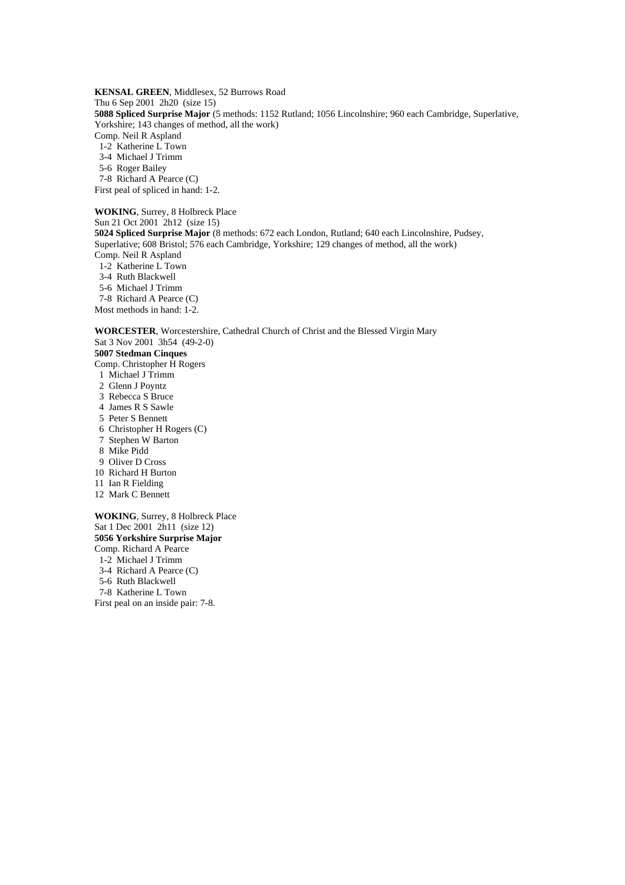**KENSAL GREEN**, Middlesex, 52 Burrows Road
Thu 6 Sep 2001 2h20 (size 15)
**5088 Spliced Surprise Major** (5 methods: 1152 Rutland; 1056 Lincolnshire; 960 each Cambridge, Superlative, Yorkshire; 143 changes of method, all the work)
Comp. Neil R Aspland
1-2 Katherine L Town
3-4 Michael J Trimm
5-6 Roger Bailey
7-8 Richard A Pearce (C)
First peal of spliced in hand: 1-2.

**WOKING**, Surrey, 8 Holbreck Place
Sun 21 Oct 2001 2h12 (size 15)
**5024 Spliced Surprise Major** (8 methods: 672 each London, Rutland; 640 each Lincolnshire, Pudsey, Superlative; 608 Bristol; 576 each Cambridge, Yorkshire; 129 changes of method, all the work)
Comp. Neil R Aspland
1-2 Katherine L Town
3-4 Ruth Blackwell
5-6 Michael J Trimm
7-8 Richard A Pearce (C)
Most methods in hand: 1-2.

**WORCESTER**, Worcestershire, Cathedral Church of Christ and the Blessed Virgin Mary
Sat 3 Nov 2001 3h54 (49-2-0)
**5007 Stedman Cinques**
Comp. Christopher H Rogers
1 Michael J Trimm
2 Glenn J Poyntz
3 Rebecca S Bruce
4 James R S Sawle
5 Peter S Bennett
6 Christopher H Rogers (C)
7 Stephen W Barton
8 Mike Pidd
9 Oliver D Cross
10 Richard H Burton
11 Ian R Fielding
12 Mark C Bennett

**WOKING**, Surrey, 8 Holbreck Place
Sat 1 Dec 2001 2h11 (size 12)
**5056 Yorkshire Surprise Major**
Comp. Richard A Pearce
1-2 Michael J Trimm
3-4 Richard A Pearce (C)
5-6 Ruth Blackwell
7-8 Katherine L Town
First peal on an inside pair: 7-8.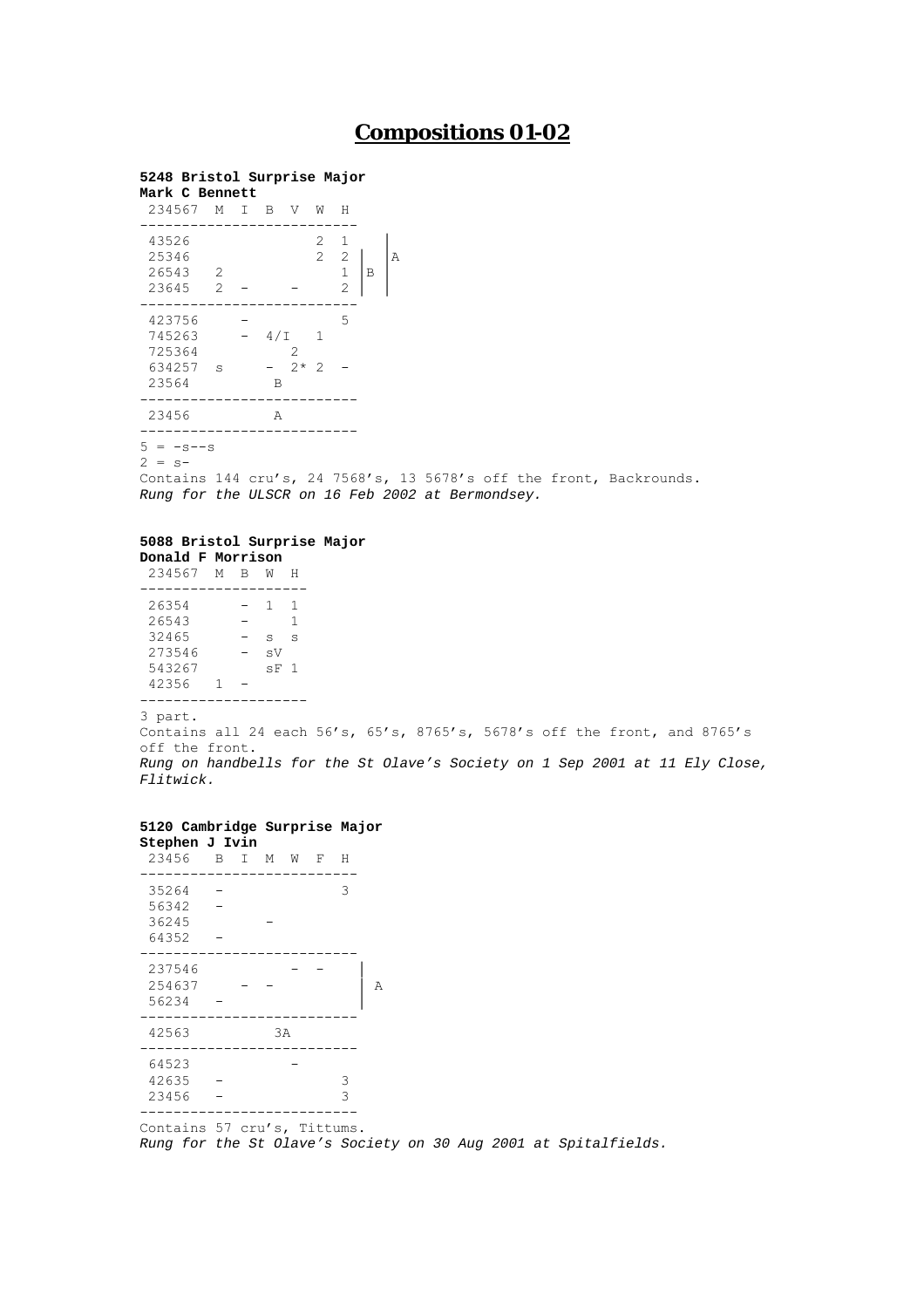# Compositions 01-02

**5248 Bristol Surprise Major**
**Mark C Bennett**

```
 234567  M  I  B  V  W  H
-------------------------
 43526              2  1    |
 25346              2  2 |  |A
 26543   2             1 |B |
 23645   2  -     -    2 |  |
-------------------------
 423756     -          5
 745263     -  4/I   1
 725364          2
 634257  s     -  2* 2  -
 23564          B
-------------------------
 23456          A
-------------------------
```

5 = -s--s
2 = s-
Contains 144 cru's, 24 7568's, 13 5678's off the front, Backrounds.
*Rung for the ULSCR on 16 Feb 2002 at Bermondsey.*

**5088 Bristol Surprise Major**
**Donald F Morrison**

```
 234567  M  B  W  H
-------------------
 26354      -  1  1
 26543      -     1
 32465      -  s  s
 273546     -  sV
 543267        sF 1
 42356   1  -
-------------------
```

3 part.
Contains all 24 each 56's, 65's, 8765's, 5678's off the front, and 8765's off the front.
*Rung on handbells for the St Olave's Society on 1 Sep 2001 at 11 Ely Close, Flitwick.*

**5120 Cambridge Surprise Major**
**Stephen J Ivin**

```
 23456   B  I  M  W  F  H
-------------------------
 35264   -              3
 56342   -
 36245         -
 64352   -
-------------------------
 237546           -  -    |
 254637     -  -          | A
 56234   -                |
-------------------------
 42563         3A
-------------------------
 64523            -
 42635   -              3
 23456   -              3
-------------------------
```

Contains 57 cru's, Tittums.
*Rung for the St Olave's Society on 30 Aug 2001 at Spitalfields.*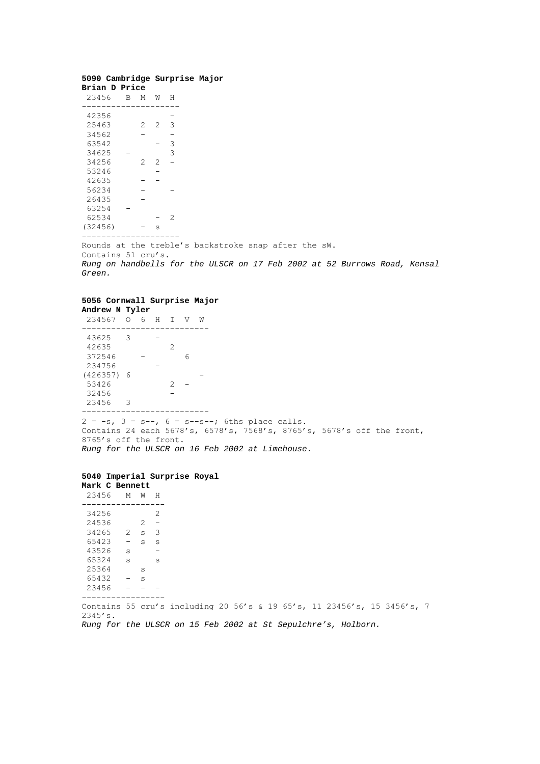**5090 Cambridge Surprise Major**
**Brian D Price**

| 23456 | B | M | W | H |
|---|---|---|---|---|
| 42356 | | | | – |
| 25463 | | 2 | 2 | 3 |
| 34562 | | – | | – |
| 63542 | | | – | 3 |
| 34625 | – | | | 3 |
| 34256 | | 2 | 2 | – |
| 53246 | | | – | |
| 42635 | | – | – | |
| 56234 | | – | | – |
| 26435 | | – | | |
| 63254 | – | | | |
| 62534 | | | – | 2 |
| (32456) | | – | s | |

Rounds at the treble's backstroke snap after the sW.
Contains 51 cru's.
*Rung on handbells for the ULSCR on 17 Feb 2002 at 52 Burrows Road, Kensal Green.*

**5056 Cornwall Surprise Major**
**Andrew N Tyler**

| 234567 | O | 6 | H | I | V | W |
|---|---|---|---|---|---|---|
| 43625 | 3 | | – | | | |
| 42635 | | | | 2 | | |
| 372546 | | – | | | 6 | |
| 234756 | | | – | | | |
| (426357) | 6 | | | | | – |
| 53426 | | | | 2 | – | |
| 32456 | | | | – | | |
| 23456 | 3 | | | | | |

2 = -s, 3 = s--, 6 = s--s--; 6ths place calls.
Contains 24 each 5678's, 6578's, 7568's, 8765's, 5678's off the front, 8765's off the front.
*Rung for the ULSCR on 16 Feb 2002 at Limehouse.*

**5040 Imperial Surprise Royal**
**Mark C Bennett**

| 23456 | M | W | H |
|---|---|---|---|
| 34256 | | | 2 |
| 24536 | | 2 | – |
| 34265 | 2 | s | 3 |
| 65423 | – | s | s |
| 43526 | s | | – |
| 65324 | s | | s |
| 25364 | | s | |
| 65432 | – | s | |
| 23456 | – | – | – |

Contains 55 cru's including 20 56's & 19 65's, 11 23456's, 15 3456's, 7 2345's.
*Rung for the ULSCR on 15 Feb 2002 at St Sepulchre's, Holborn.*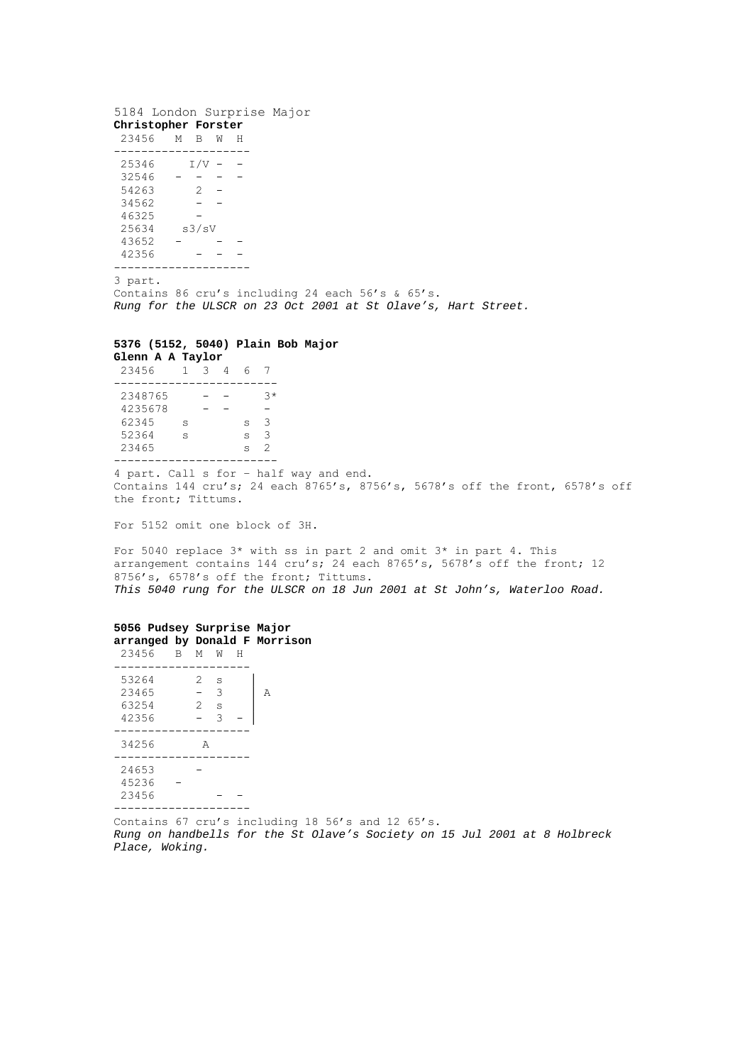5184 London Surprise Major
**Christopher Forster**

```
 23456   M  B  W  H
--------------------
 25346     I/V -  -
 32546   -  -  -  -
 54263      2  -
 34562      -  -
 46325      -
 25634    s3/sV
 43652   -     -  -
 42356      -  -  -
--------------------
```

3 part.
Contains 86 cru's including 24 each 56's & 65's.
*Rung for the ULSCR on 23 Oct 2001 at St Olave's, Hart Street.*

**5376 (5152, 5040) Plain Bob Major**
**Glenn A A Taylor**

```
 23456    1  3  4  6  7
------------------------
 2348765     -  -     3*
 4235678     -  -     -
 62345    s        s  3
 52364    s        s  3
 23465             s  2
------------------------
```

4 part. Call s for – half way and end.
Contains 144 cru's; 24 each 8765's, 8756's, 5678's off the front, 6578's off the front; Tittums.

For 5152 omit one block of 3H.

For 5040 replace 3* with ss in part 2 and omit 3* in part 4. This arrangement contains 144 cru's; 24 each 8765's, 5678's off the front; 12 8756's, 6578's off the front; Tittums.
*This 5040 rung for the ULSCR on 18 Jun 2001 at St John's, Waterloo Road.*

**5056 Pudsey Surprise Major**
**arranged by Donald F Morrison**

```
 23456   B  M  W  H
--------------------
 53264      2  s    |
 23465      -  3    |  A
 63254      2  s    |
 42356      -  3  - |
--------------------
 34256       A
--------------------
 24653      -
 45236   -
 23456            -  -
--------------------
```

Contains 67 cru's including 18 56's and 12 65's.
*Rung on handbells for the St Olave's Society on 15 Jul 2001 at 8 Holbreck Place, Woking.*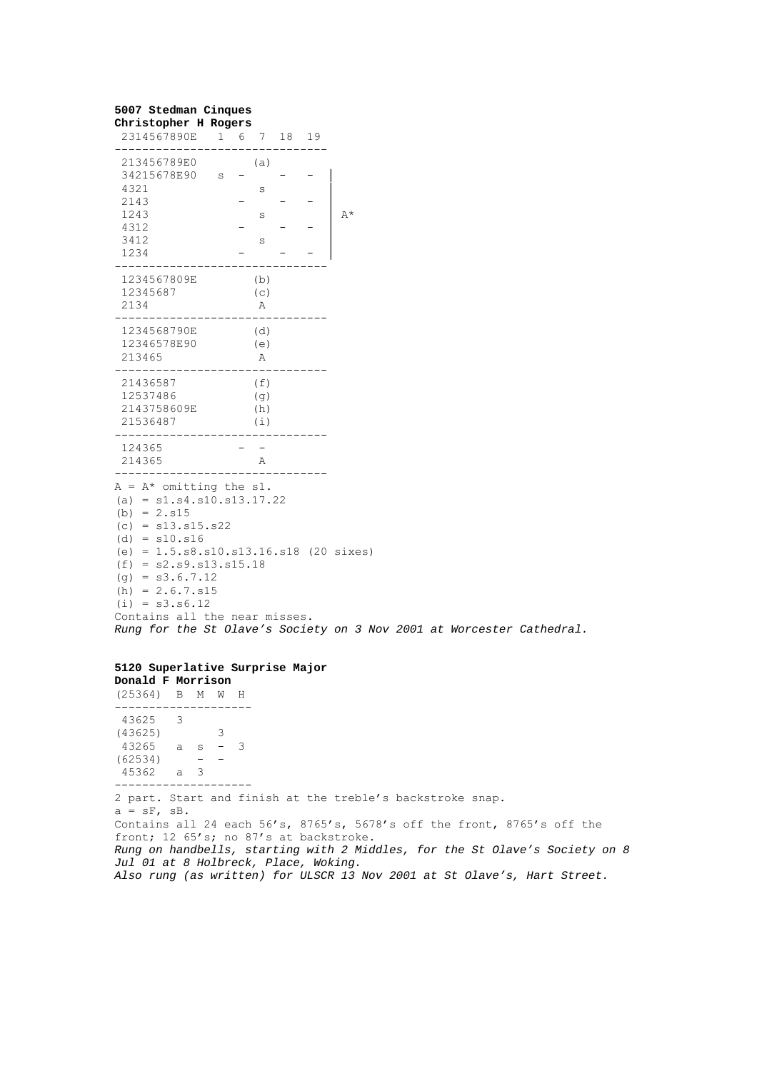**5007 Stedman Cinques**
**Christopher H Rogers**

```
 2314567890E   1  6  7  18  19
-------------------------------
 213456789E0        (a)
 34215678E90   s  -     -   -  |
 4321                s         |
 2143             -     -   -  |
 1243                s         |  A*
 4312             -     -   -  |
 3412                s         |
 1234             -     -   -  |
-------------------------------
 1234567809E        (b)
 12345687           (c)
 2134                A
-------------------------------
 1234568790E        (d)
 12346578E90        (e)
 213465              A
-------------------------------
 21436587           (f)
 12537486           (g)
 2143758609E        (h)
 21536487           (i)
-------------------------------
 124365           -  -
 214365              A
-------------------------------
```

A = A* omitting the s1.
(a) = s1.s4.s10.s13.17.22
(b) = 2.s15
(c) = s13.s15.s22
(d) = s10.s16
(e) = 1.5.s8.s10.s13.16.s18 (20 sixes)
(f) = s2.s9.s13.s15.18
(g) = s3.6.7.12
(h) = 2.6.7.s15
(i) = s3.s6.12
Contains all the near misses.
*Rung for the St Olave's Society on 3 Nov 2001 at Worcester Cathedral.*

**5120 Superlative Surprise Major**
**Donald F Morrison**

```
(25364)  B  M  W  H
--------------------
 43625   3
(43625)        3
 43265   a  s  -  3
(62534)     -  -
 45362   a  3
--------------------
```

2 part. Start and finish at the treble's backstroke snap.
a = sF, sB.
Contains all 24 each 56's, 8765's, 5678's off the front, 8765's off the front; 12 65's; no 87's at backstroke.
*Rung on handbells, starting with 2 Middles, for the St Olave's Society on 8 Jul 01 at 8 Holbreck, Place, Woking.*
*Also rung (as written) for ULSCR 13 Nov 2001 at St Olave's, Hart Street.*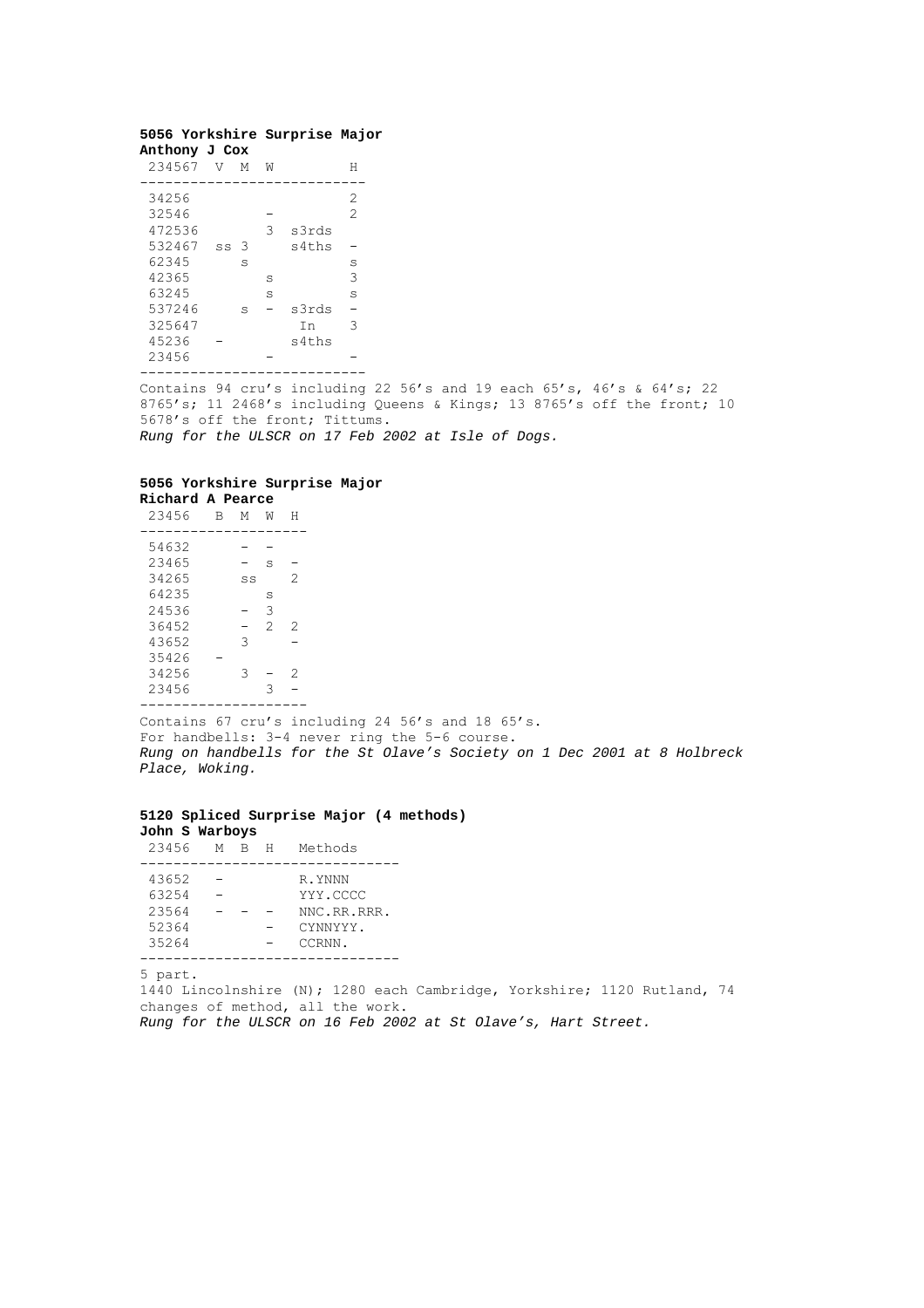**5056 Yorkshire Surprise Major**
**Anthony J Cox**

| 234567 | V | M | W | | H |
|---|---|---|---|---|---|
| 34256 | | | | | 2 |
| 32546 | | | - | | 2 |
| 472536 | | | 3 | s3rds | |
| 532467 | ss | 3 | | s4ths | - |
| 62345 | | s | | | s |
| 42365 | | | s | | 3 |
| 63245 | | | s | | s |
| 537246 | | s | - | s3rds | - |
| 325647 | | | | In | 3 |
| 45236 | - | | | s4ths | |
| 23456 | | | - | | - |

Contains 94 cru's including 22 56's and 19 each 65's, 46's & 64's; 22 8765's; 11 2468's including Queens & Kings; 13 8765's off the front; 10 5678's off the front; Tittums.
*Rung for the ULSCR on 17 Feb 2002 at Isle of Dogs.*

**5056 Yorkshire Surprise Major**
**Richard A Pearce**

| 23456 | B | M | W | H |
|---|---|---|---|---|
| 54632 | | - | - | |
| 23465 | | - | s | - |
| 34265 | | ss | | 2 |
| 64235 | | | s | |
| 24536 | | - | 3 | |
| 36452 | | - | 2 | 2 |
| 43652 | | 3 | | - |
| 35426 | - | | | |
| 34256 | | 3 | - | 2 |
| 23456 | | | 3 | - |

Contains 67 cru's including 24 56's and 18 65's.
For handbells: 3-4 never ring the 5-6 course.
*Rung on handbells for the St Olave's Society on 1 Dec 2001 at 8 Holbreck Place, Woking.*

**5120 Spliced Surprise Major (4 methods)**
**John S Warboys**

| 23456 | M | B | H | Methods |
|---|---|---|---|---|
| 43652 | - | | | R.YNNN |
| 63254 | - | | | YYY.CCCC |
| 23564 | - | - | - | NNC.RR.RRR. |
| 52364 | | | - | CYNNYYY. |
| 35264 | | | - | CCRNN. |

5 part.
1440 Lincolnshire (N); 1280 each Cambridge, Yorkshire; 1120 Rutland, 74 changes of method, all the work.
*Rung for the ULSCR on 16 Feb 2002 at St Olave's, Hart Street.*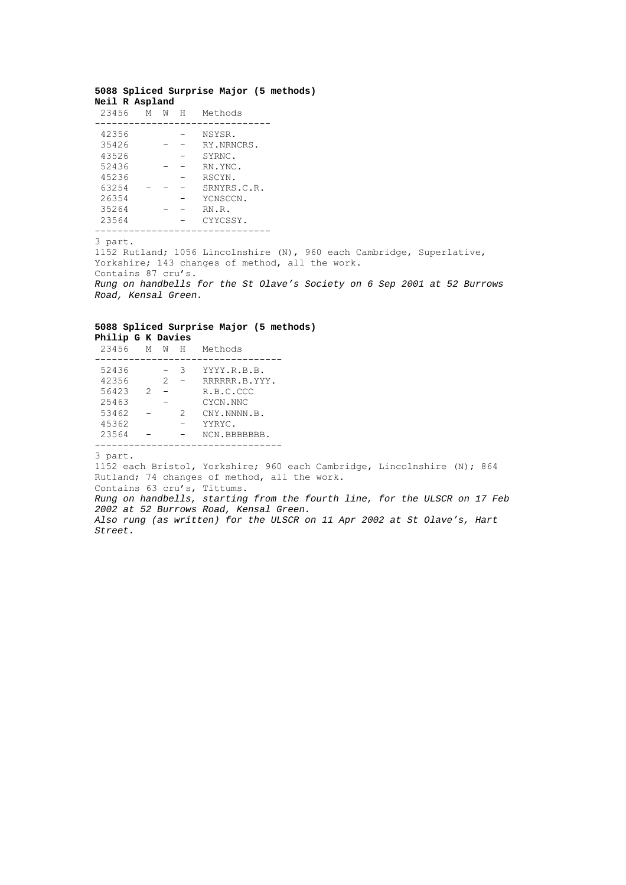**5088 Spliced Surprise Major (5 methods)**
**Neil R Aspland**

| 23456 | M | W | H | Methods |
|---|---|---|---|---|
| 42356 | | | – | NSYSR. |
| 35426 | | – | – | RY.NRNCRS. |
| 43526 | | | – | SYRNC. |
| 52436 | | – | – | RN.YNC. |
| 45236 | | | – | RSCYN. |
| 63254 | – | – | – | SRNYRS.C.R. |
| 26354 | | | – | YCNSCCN. |
| 35264 | | – | – | RN.R. |
| 23564 | | | – | CYYCSSY. |

3 part.
1152 Rutland; 1056 Lincolnshire (N), 960 each Cambridge, Superlative, Yorkshire; 143 changes of method, all the work.
Contains 87 cru's.
*Rung on handbells for the St Olave's Society on 6 Sep 2001 at 52 Burrows Road, Kensal Green.*

**5088 Spliced Surprise Major (5 methods)**
**Philip G K Davies**

| 23456 | M | W | H | Methods |
|---|---|---|---|---|
| 52436 | | – | 3 | YYYY.R.B.B. |
| 42356 | | 2 | – | RRRRRR.B.YYY. |
| 56423 | 2 | – | | R.B.C.CCC |
| 25463 | | – | | CYCN.NNC |
| 53462 | – | | 2 | CNY.NNNN.B. |
| 45362 | | – | | YYRYC. |
| 23564 | – | | – | NCN.BBBBBBB. |

3 part.
1152 each Bristol, Yorkshire; 960 each Cambridge, Lincolnshire (N); 864 Rutland; 74 changes of method, all the work.
Contains 63 cru's, Tittums.
*Rung on handbells, starting from the fourth line, for the ULSCR on 17 Feb 2002 at 52 Burrows Road, Kensal Green.*
*Also rung (as written) for the ULSCR on 11 Apr 2002 at St Olave's, Hart Street.*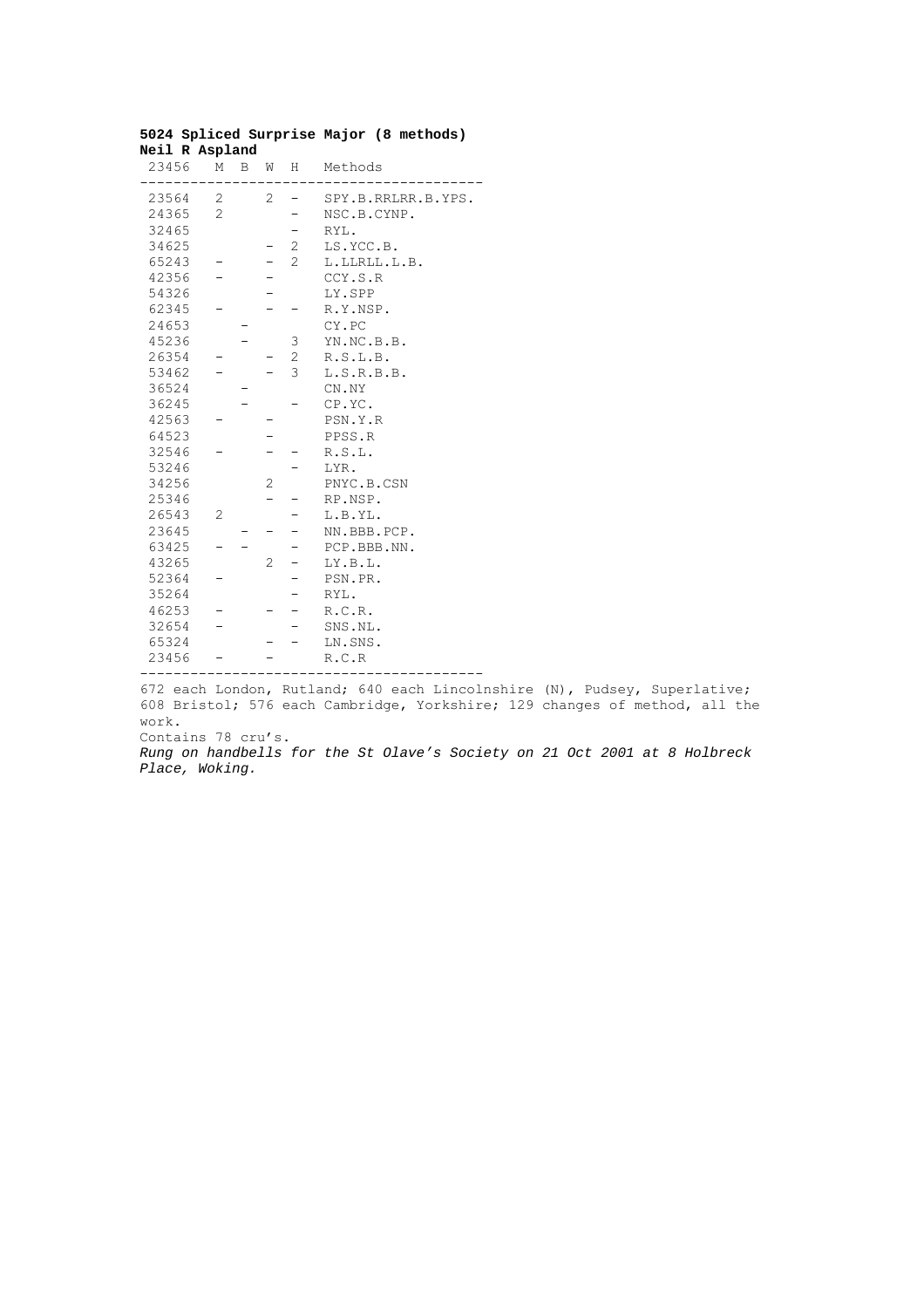**5024 Spliced Surprise Major (8 methods)**
**Neil R Aspland**

| 23456 | M | B | W | H | Methods |
|---|---|---|---|---|---|
| 23564 | 2 | | 2 | – | SPY.B.RRLRR.B.YPS. |
| 24365 | 2 | | | – | NSC.B.CYNP. |
| 32465 | | | | – | RYL. |
| 34625 | | | – | 2 | LS.YCC.B. |
| 65243 | – | | – | 2 | L.LLRLL.L.B. |
| 42356 | – | | – | | CCY.S.R |
| 54326 | | | – | | LY.SPP |
| 62345 | – | | – | – | R.Y.NSP. |
| 24653 | | – | | | CY.PC |
| 45236 | | – | | 3 | YN.NC.B.B. |
| 26354 | – | | – | 2 | R.S.L.B. |
| 53462 | – | | – | 3 | L.S.R.B.B. |
| 36524 | | – | | | CN.NY |
| 36245 | | – | | – | CP.YC. |
| 42563 | – | | – | | PSN.Y.R |
| 64523 | | | – | | PPSS.R |
| 32546 | – | | – | – | R.S.L. |
| 53246 | | | | – | LYR. |
| 34256 | | | 2 | | PNYC.B.CSN |
| 25346 | | | – | – | RP.NSP. |
| 26543 | 2 | | | – | L.B.YL. |
| 23645 | | – | – | – | NN.BBB.PCP. |
| 63425 | – | – | | – | PCP.BBB.NN. |
| 43265 | | | 2 | – | LY.B.L. |
| 52364 | – | | | – | PSN.PR. |
| 35264 | | | | – | RYL. |
| 46253 | – | | – | – | R.C.R. |
| 32654 | – | | | – | SNS.NL. |
| 65324 | | | – | – | LN.SNS. |
| 23456 | – | | – | | R.C.R |

672 each London, Rutland; 640 each Lincolnshire (N), Pudsey, Superlative; 608 Bristol; 576 each Cambridge, Yorkshire; 129 changes of method, all the work.

Contains 78 cru's.

*Rung on handbells for the St Olave's Society on 21 Oct 2001 at 8 Holbreck Place, Woking.*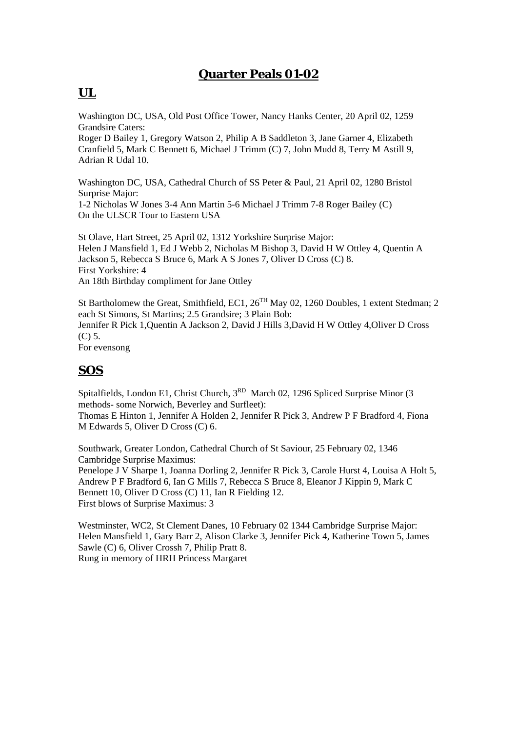# Quarter Peals 01-02

## UL

Washington DC, USA, Old Post Office Tower, Nancy Hanks Center, 20 April 02, 1259 Grandsire Caters:
Roger D Bailey 1, Gregory Watson 2, Philip A B Saddleton 3, Jane Garner 4, Elizabeth Cranfield 5, Mark C Bennett 6, Michael J Trimm (C) 7, John Mudd 8, Terry M Astill 9, Adrian R Udal 10.

Washington DC, USA, Cathedral Church of SS Peter & Paul, 21 April 02, 1280 Bristol Surprise Major:
1-2 Nicholas W Jones 3-4 Ann Martin 5-6 Michael J Trimm 7-8 Roger Bailey (C)
On the ULSCR Tour to Eastern USA

St Olave, Hart Street, 25 April 02, 1312 Yorkshire Surprise Major:
Helen J Mansfield 1, Ed J Webb 2, Nicholas M Bishop 3, David H W Ottley 4, Quentin A Jackson 5, Rebecca S Bruce 6, Mark A S Jones 7, Oliver D Cross (C) 8.
First Yorkshire: 4
An 18th Birthday compliment for Jane Ottley

St Bartholomew the Great, Smithfield, EC1, 26TH May 02, 1260 Doubles, 1 extent Stedman; 2 each St Simons, St Martins; 2.5 Grandsire; 3 Plain Bob:
Jennifer R Pick 1,Quentin A Jackson 2, David J Hills 3,David H W Ottley 4,Oliver D Cross (C) 5.
For evensong

## SOS

Spitalfields, London E1, Christ Church, 3RD March 02, 1296 Spliced Surprise Minor (3 methods- some Norwich, Beverley and Surfleet):
Thomas E Hinton 1, Jennifer A Holden 2, Jennifer R Pick 3, Andrew P F Bradford 4, Fiona M Edwards 5, Oliver D Cross (C) 6.

Southwark, Greater London, Cathedral Church of St Saviour, 25 February 02, 1346 Cambridge Surprise Maximus:
Penelope J V Sharpe 1, Joanna Dorling 2, Jennifer R Pick 3, Carole Hurst 4, Louisa A Holt 5, Andrew P F Bradford 6, Ian G Mills 7, Rebecca S Bruce 8, Eleanor J Kippin 9, Mark C Bennett 10, Oliver D Cross (C) 11, Ian R Fielding 12.
First blows of Surprise Maximus: 3

Westminster, WC2, St Clement Danes, 10 February 02 1344 Cambridge Surprise Major:
Helen Mansfield 1, Gary Barr 2, Alison Clarke 3, Jennifer Pick 4, Katherine Town 5, James Sawle (C) 6, Oliver Crossh 7, Philip Pratt 8.
Rung in memory of HRH Princess Margaret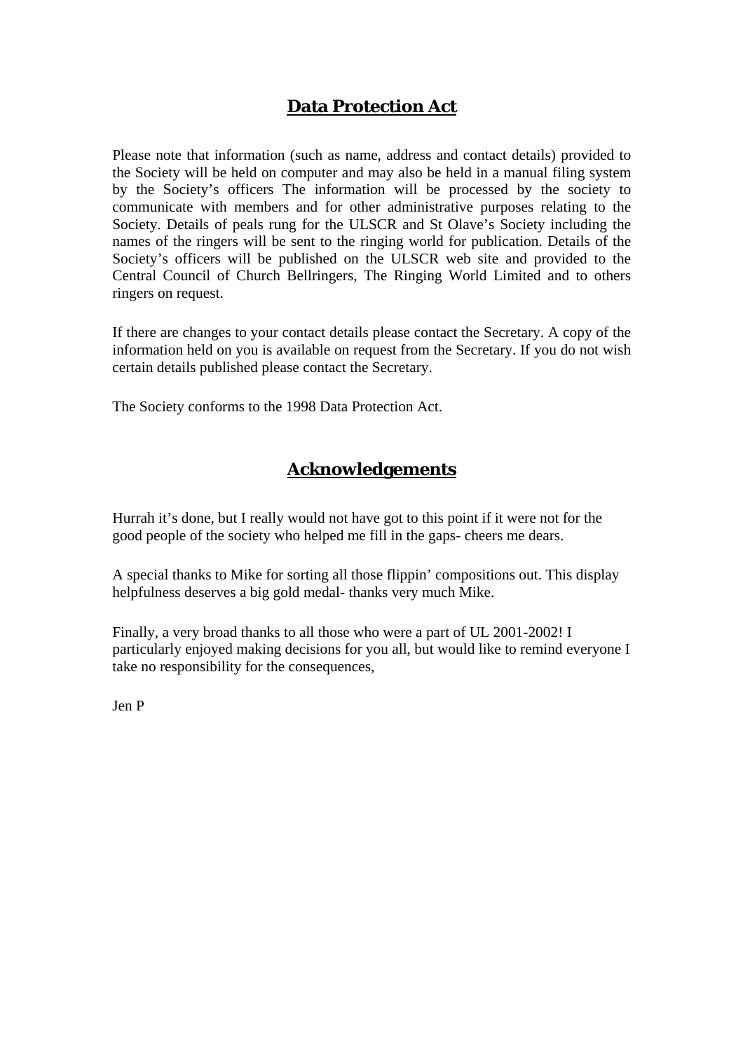## Data Protection Act

Please note that information (such as name, address and contact details) provided to the Society will be held on computer and may also be held in a manual filing system by the Society's officers The information will be processed by the society to communicate with members and for other administrative purposes relating to the Society. Details of peals rung for the ULSCR and St Olave's Society including the names of the ringers will be sent to the ringing world for publication. Details of the Society's officers will be published on the ULSCR web site and provided to the Central Council of Church Bellringers, The Ringing World Limited and to others ringers on request.

If there are changes to your contact details please contact the Secretary. A copy of the information held on you is available on request from the Secretary. If you do not wish certain details published please contact the Secretary.

The Society conforms to the 1998 Data Protection Act.

## Acknowledgements

Hurrah it's done, but I really would not have got to this point if it were not for the good people of the society who helped me fill in the gaps- cheers me dears.

A special thanks to Mike for sorting all those flippin' compositions out. This display helpfulness deserves a big gold medal- thanks very much Mike.

Finally, a very broad thanks to all those who were a part of UL 2001-2002! I particularly enjoyed making decisions for you all, but would like to remind everyone I take no responsibility for the consequences,

Jen P